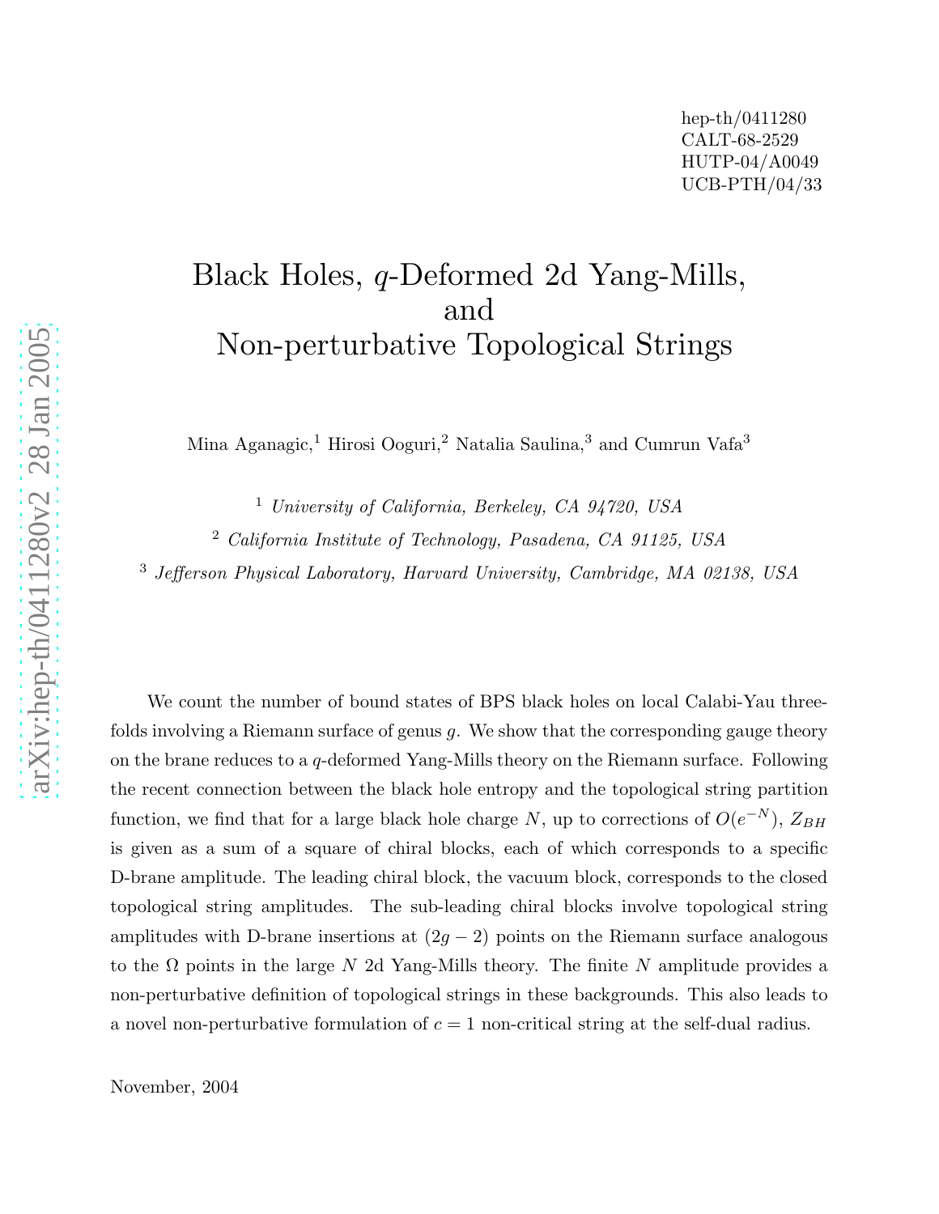hep-th/0411280
CALT-68-2529
HUTP-04/A0049
UCB-PTH/04/33

# Black Holes, $q$-Deformed 2d Yang-Mills, and Non-perturbative Topological Strings

Mina Aganagic,[1] Hirosi Ooguri,[2] Natalia Saulina,[3] and Cumrun Vafa[3]

[1] *University of California, Berkeley, CA 94720, USA*

[2] *California Institute of Technology, Pasadena, CA 91125, USA*

[3] *Jefferson Physical Laboratory, Harvard University, Cambridge, MA 02138, USA*

We count the number of bound states of BPS black holes on local Calabi-Yau threefolds involving a Riemann surface of genus $g$. We show that the corresponding gauge theory on the brane reduces to a $q$-deformed Yang-Mills theory on the Riemann surface. Following the recent connection between the black hole entropy and the topological string partition function, we find that for a large black hole charge $N$, up to corrections of $O(e^{-N})$, $Z_{BH}$ is given as a sum of a square of chiral blocks, each of which corresponds to a specific D-brane amplitude. The leading chiral block, the vacuum block, corresponds to the closed topological string amplitudes. The sub-leading chiral blocks involve topological string amplitudes with D-brane insertions at $(2g-2)$ points on the Riemann surface analogous to the $\Omega$ points in the large $N$ 2d Yang-Mills theory. The finite $N$ amplitude provides a non-perturbative definition of topological strings in these backgrounds. This also leads to a novel non-perturbative formulation of $c=1$ non-critical string at the self-dual radius.

November, 2004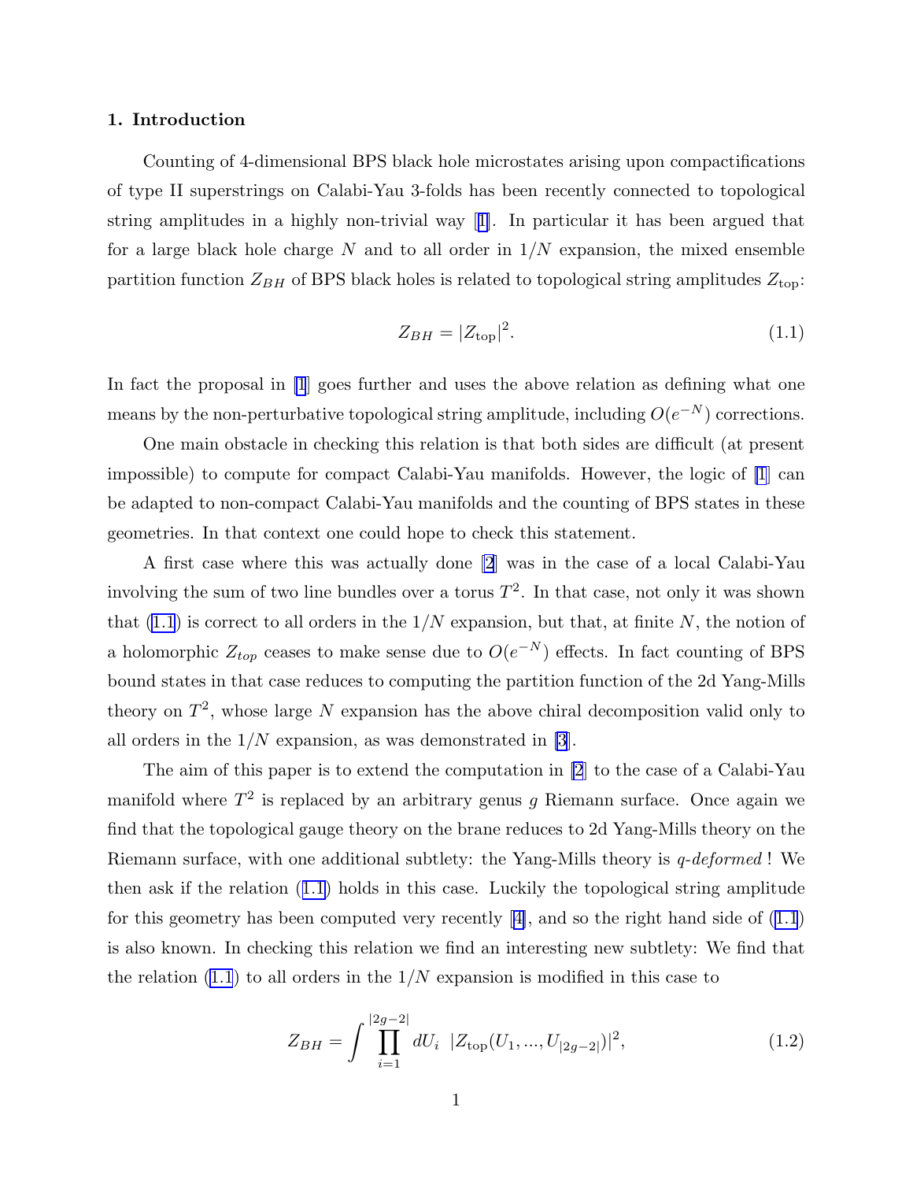## 1. Introduction

Counting of 4-dimensional BPS black hole microstates arising upon compactifications of type II superstrings on Calabi-Yau 3-folds has been recently connected to topological string amplitudes in a highly non-trivial way [1]. In particular it has been argued that for a large black hole charge $N$ and to all order in $1/N$ expansion, the mixed ensemble partition function $Z_{BH}$ of BPS black holes is related to topological string amplitudes $Z_{\rm top}$:

$$Z_{BH} = |Z_{\rm top}|^2. \tag{1.1}$$

In fact the proposal in [1] goes further and uses the above relation as defining what one means by the non-perturbative topological string amplitude, including $O(e^{-N})$ corrections.

One main obstacle in checking this relation is that both sides are difficult (at present impossible) to compute for compact Calabi-Yau manifolds. However, the logic of [1] can be adapted to non-compact Calabi-Yau manifolds and the counting of BPS states in these geometries. In that context one could hope to check this statement.

A first case where this was actually done [2] was in the case of a local Calabi-Yau involving the sum of two line bundles over a torus $T^2$. In that case, not only it was shown that (1.1) is correct to all orders in the $1/N$ expansion, but that, at finite $N$, the notion of a holomorphic $Z_{top}$ ceases to make sense due to $O(e^{-N})$ effects. In fact counting of BPS bound states in that case reduces to computing the partition function of the 2d Yang-Mills theory on $T^2$, whose large $N$ expansion has the above chiral decomposition valid only to all orders in the $1/N$ expansion, as was demonstrated in [3].

The aim of this paper is to extend the computation in [2] to the case of a Calabi-Yau manifold where $T^2$ is replaced by an arbitrary genus $g$ Riemann surface. Once again we find that the topological gauge theory on the brane reduces to 2d Yang-Mills theory on the Riemann surface, with one additional subtlety: the Yang-Mills theory is *q-deformed* ! We then ask if the relation (1.1) holds in this case. Luckily the topological string amplitude for this geometry has been computed very recently [4], and so the right hand side of (1.1) is also known. In checking this relation we find an interesting new subtlety: We find that the relation (1.1) to all orders in the $1/N$ expansion is modified in this case to

$$Z_{BH} = \int \prod_{i=1}^{|2g-2|} dU_i \;\; |Z_{\rm top}(U_1, ..., U_{|2g-2|})|^2, \tag{1.2}$$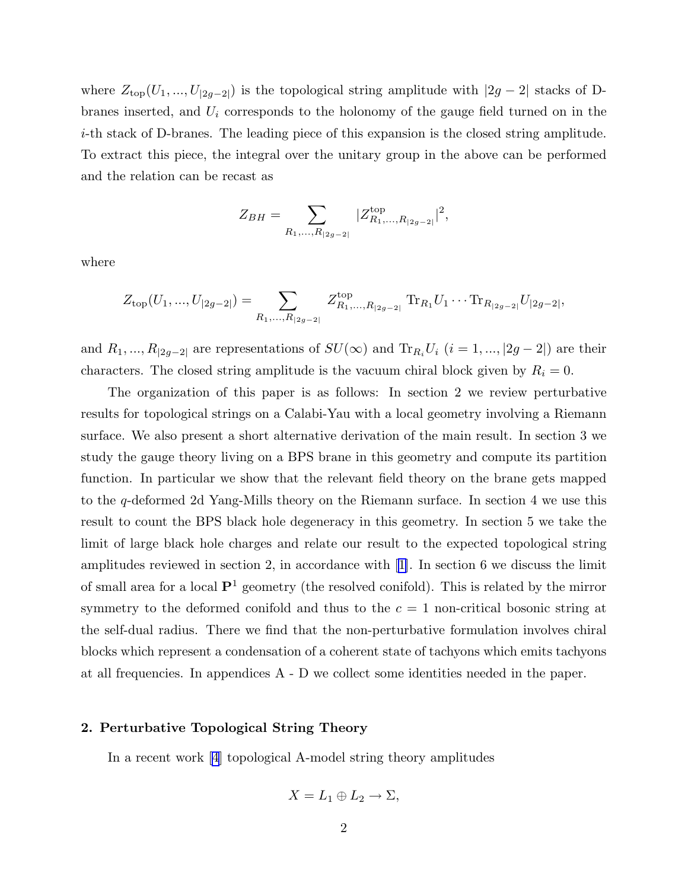where $Z_{\rm top}(U_1, ..., U_{|2g-2|})$ is the topological string amplitude with $|2g-2|$ stacks of D-branes inserted, and $U_i$ corresponds to the holonomy of the gauge field turned on in the $i$-th stack of D-branes. The leading piece of this expansion is the closed string amplitude. To extract this piece, the integral over the unitary group in the above can be performed and the relation can be recast as

$$Z_{BH} = \sum_{R_1,...,R_{|2g-2|}} |Z^{\rm top}_{R_1,...,R_{|2g-2|}}|^2,$$

where

$$Z_{\rm top}(U_1, ..., U_{|2g-2|}) = \sum_{R_1,...,R_{|2g-2|}} Z^{\rm top}_{R_1,...,R_{|2g-2|}} \, {\rm Tr}_{R_1} U_1 \cdots {\rm Tr}_{R_{|2g-2|}} U_{|2g-2|},$$

and $R_1, ..., R_{|2g-2|}$ are representations of $SU(\infty)$ and ${\rm Tr}_{R_i} U_i$ $(i = 1, ..., |2g-2|)$ are their characters. The closed string amplitude is the vacuum chiral block given by $R_i = 0$.

The organization of this paper is as follows: In section 2 we review perturbative results for topological strings on a Calabi-Yau with a local geometry involving a Riemann surface. We also present a short alternative derivation of the main result. In section 3 we study the gauge theory living on a BPS brane in this geometry and compute its partition function. In particular we show that the relevant field theory on the brane gets mapped to the $q$-deformed 2d Yang-Mills theory on the Riemann surface. In section 4 we use this result to count the BPS black hole degeneracy in this geometry. In section 5 we take the limit of large black hole charges and relate our result to the expected topological string amplitudes reviewed in section 2, in accordance with [1]. In section 6 we discuss the limit of small area for a local $\mathbf{P}^1$ geometry (the resolved conifold). This is related by the mirror symmetry to the deformed conifold and thus to the $c = 1$ non-critical bosonic string at the self-dual radius. There we find that the non-perturbative formulation involves chiral blocks which represent a condensation of a coherent state of tachyons which emits tachyons at all frequencies. In appendices A - D we collect some identities needed in the paper.

## 2. Perturbative Topological String Theory

In a recent work [4] topological A-model string theory amplitudes

$$X = L_1 \oplus L_2 \to \Sigma,$$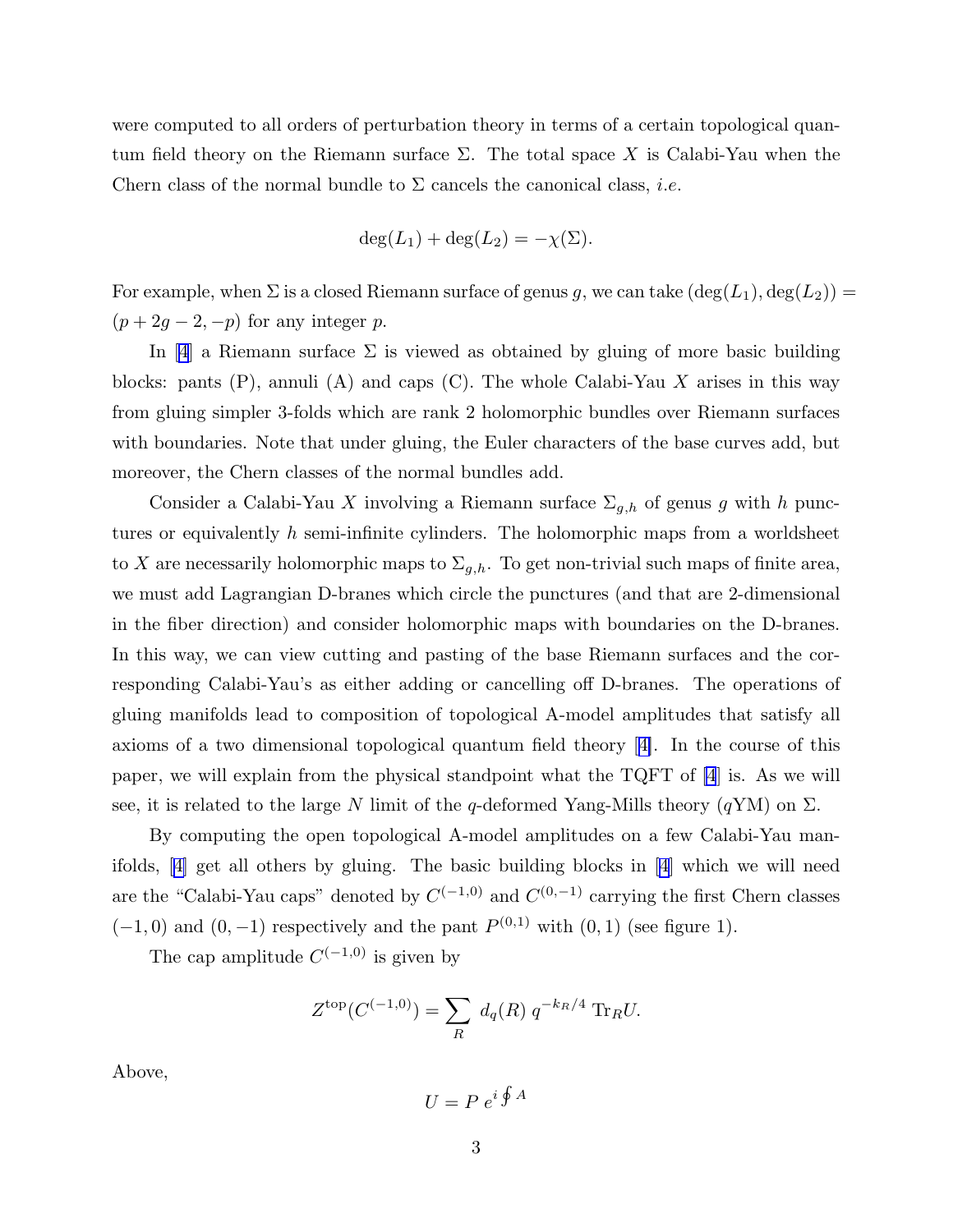were computed to all orders of perturbation theory in terms of a certain topological quantum field theory on the Riemann surface $\Sigma$. The total space $X$ is Calabi-Yau when the Chern class of the normal bundle to $\Sigma$ cancels the canonical class, *i.e.*

$$\deg(L_1) + \deg(L_2) = -\chi(\Sigma).$$

For example, when $\Sigma$ is a closed Riemann surface of genus $g$, we can take $(\deg(L_1), \deg(L_2)) = (p + 2g - 2, -p)$ for any integer $p$.

In [4] a Riemann surface $\Sigma$ is viewed as obtained by gluing of more basic building blocks: pants (P), annuli (A) and caps (C). The whole Calabi-Yau $X$ arises in this way from gluing simpler 3-folds which are rank 2 holomorphic bundles over Riemann surfaces with boundaries. Note that under gluing, the Euler characters of the base curves add, but moreover, the Chern classes of the normal bundles add.

Consider a Calabi-Yau $X$ involving a Riemann surface $\Sigma_{g,h}$ of genus $g$ with $h$ punctures or equivalently $h$ semi-infinite cylinders. The holomorphic maps from a worldsheet to $X$ are necessarily holomorphic maps to $\Sigma_{g,h}$. To get non-trivial such maps of finite area, we must add Lagrangian D-branes which circle the punctures (and that are 2-dimensional in the fiber direction) and consider holomorphic maps with boundaries on the D-branes. In this way, we can view cutting and pasting of the base Riemann surfaces and the corresponding Calabi-Yau's as either adding or cancelling off D-branes. The operations of gluing manifolds lead to composition of topological A-model amplitudes that satisfy all axioms of a two dimensional topological quantum field theory [4]. In the course of this paper, we will explain from the physical standpoint what the TQFT of [4] is. As we will see, it is related to the large $N$ limit of the $q$-deformed Yang-Mills theory ($q$YM) on $\Sigma$.

By computing the open topological A-model amplitudes on a few Calabi-Yau manifolds, [4] get all others by gluing. The basic building blocks in [4] which we will need are the "Calabi-Yau caps" denoted by $C^{(-1,0)}$ and $C^{(0,-1)}$ carrying the first Chern classes $(-1, 0)$ and $(0, -1)$ respectively and the pant $P^{(0,1)}$ with $(0, 1)$ (see figure 1).

The cap amplitude $C^{(-1,0)}$ is given by

$$Z^{\rm top}(C^{(-1,0)}) = \sum_R \, d_q(R) \, q^{-k_R/4} \, {\rm Tr}_R U.$$

Above,

$$U = P \, e^{i \oint A}$$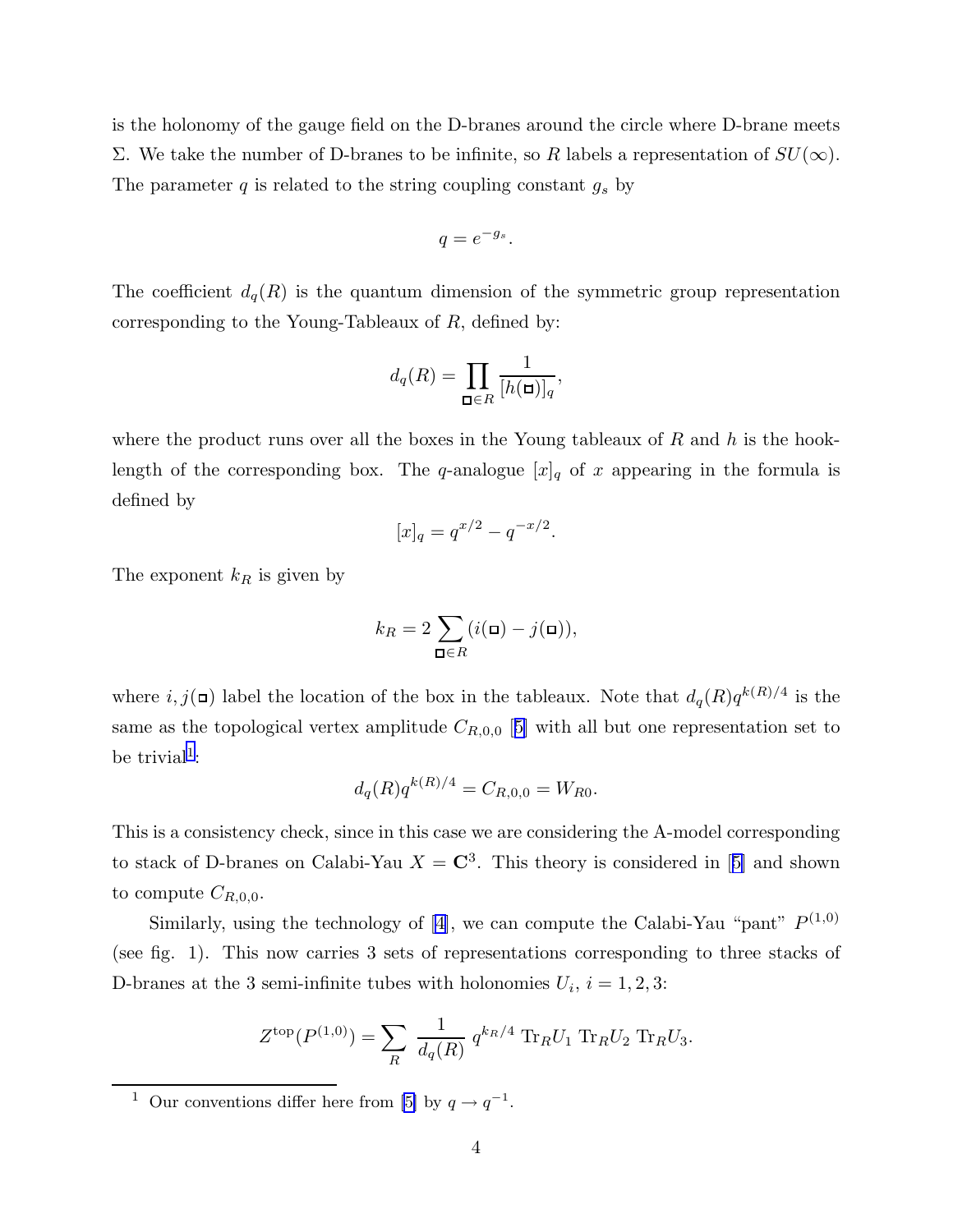is the holonomy of the gauge field on the D-branes around the circle where D-brane meets $\Sigma$. We take the number of D-branes to be infinite, so $R$ labels a representation of $SU(\infty)$. The parameter $q$ is related to the string coupling constant $g_s$ by

$$q = e^{-g_s}.$$

The coefficient $d_q(R)$ is the quantum dimension of the symmetric group representation corresponding to the Young-Tableaux of $R$, defined by:

$$d_q(R) = \prod_{\square \in R} \frac{1}{[h(\square)]_q},$$

where the product runs over all the boxes in the Young tableaux of $R$ and $h$ is the hook-length of the corresponding box. The $q$-analogue $[x]_q$ of $x$ appearing in the formula is defined by

$$[x]_q = q^{x/2} - q^{-x/2}.$$

The exponent $k_R$ is given by

$$k_R = 2 \sum_{\square \in R} (i(\square) - j(\square)),$$

where $i, j(\square)$ label the location of the box in the tableaux. Note that $d_q(R) q^{k(R)/4}$ is the same as the topological vertex amplitude $C_{R,0,0}$ [5] with all but one representation set to be trivial[1]:

$$d_q(R) q^{k(R)/4} = C_{R,0,0} = W_{R0}.$$

This is a consistency check, since in this case we are considering the A-model corresponding to stack of D-branes on Calabi-Yau $X = \mathbf{C}^3$. This theory is considered in [5] and shown to compute $C_{R,0,0}$.

Similarly, using the technology of [4], we can compute the Calabi-Yau "pant" $P^{(1,0)}$ (see fig. 1). This now carries 3 sets of representations corresponding to three stacks of D-branes at the 3 semi-infinite tubes with holonomies $U_i$, $i = 1, 2, 3$:

$$Z^{\rm top}(P^{(1,0)}) = \sum_R \frac{1}{d_q(R)} q^{k_R/4} \, {\rm Tr}_R U_1 \, {\rm Tr}_R U_2 \, {\rm Tr}_R U_3.$$

[1] Our conventions differ here from [5] by $q \to q^{-1}$.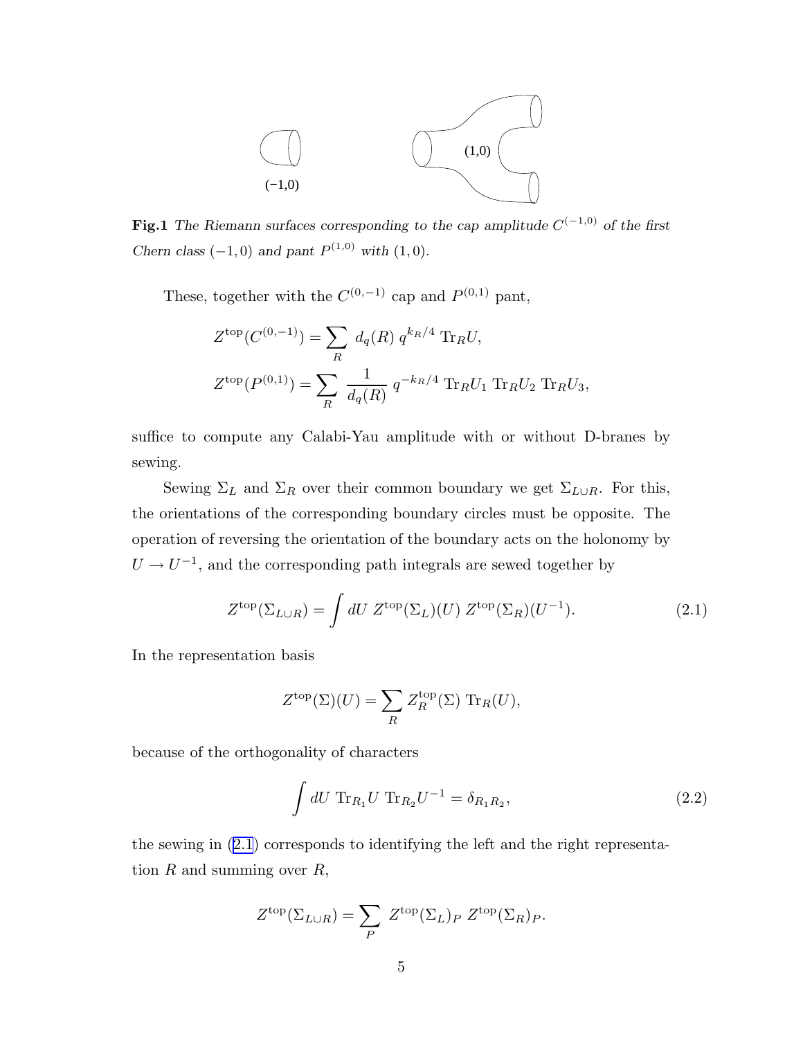(−1,0)

(1,0)

**Fig.1** *The Riemann surfaces corresponding to the cap amplitude $C^{(-1,0)}$ of the first Chern class $(-1,0)$ and pant $P^{(1,0)}$ with $(1,0)$.*

These, together with the $C^{(0,-1)}$ cap and $P^{(0,1)}$ pant,

$$Z^{\rm top}(C^{(0,-1)}) = \sum_R \, d_q(R)\, q^{k_R/4}\, {\rm Tr}_R U,$$

$$Z^{\rm top}(P^{(0,1)}) = \sum_R \frac{1}{d_q(R)}\, q^{-k_R/4}\, {\rm Tr}_R U_1\, {\rm Tr}_R U_2\, {\rm Tr}_R U_3,$$

suffice to compute any Calabi-Yau amplitude with or without D-branes by sewing.

Sewing $\Sigma_L$ and $\Sigma_R$ over their common boundary we get $\Sigma_{L\cup R}$. For this, the orientations of the corresponding boundary circles must be opposite. The operation of reversing the orientation of the boundary acts on the holonomy by $U \to U^{-1}$, and the corresponding path integrals are sewed together by

$$Z^{\rm top}(\Sigma_{L\cup R}) = \int dU\, Z^{\rm top}(\Sigma_L)(U)\, Z^{\rm top}(\Sigma_R)(U^{-1}). \tag{2.1}$$

In the representation basis

$$Z^{\rm top}(\Sigma)(U) = \sum_R Z_R^{\rm top}(\Sigma)\, {\rm Tr}_R(U),$$

because of the orthogonality of characters

$$\int dU\, {\rm Tr}_{R_1} U\, {\rm Tr}_{R_2} U^{-1} = \delta_{R_1 R_2}, \tag{2.2}$$

the sewing in (2.1) corresponds to identifying the left and the right representation $R$ and summing over $R$,

$$Z^{\rm top}(\Sigma_{L\cup R}) = \sum_P \, Z^{\rm top}(\Sigma_L)_P\, Z^{\rm top}(\Sigma_R)_P.$$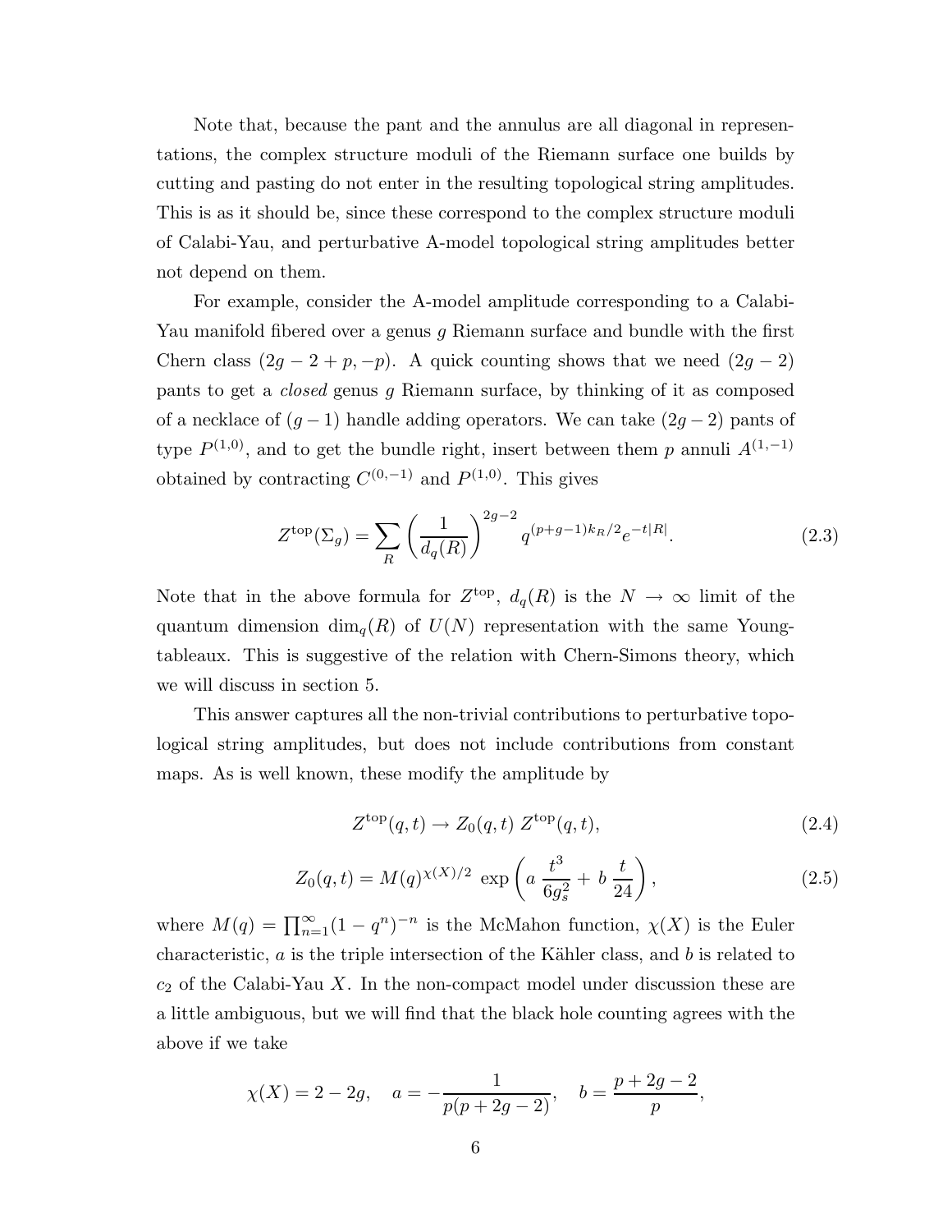Note that, because the pant and the annulus are all diagonal in representations, the complex structure moduli of the Riemann surface one builds by cutting and pasting do not enter in the resulting topological string amplitudes. This is as it should be, since these correspond to the complex structure moduli of Calabi-Yau, and perturbative A-model topological string amplitudes better not depend on them.

For example, consider the A-model amplitude corresponding to a Calabi-Yau manifold fibered over a genus $g$ Riemann surface and bundle with the first Chern class $(2g-2+p,-p)$. A quick counting shows that we need $(2g-2)$ pants to get a *closed* genus $g$ Riemann surface, by thinking of it as composed of a necklace of $(g-1)$ handle adding operators. We can take $(2g-2)$ pants of type $P^{(1,0)}$, and to get the bundle right, insert between them $p$ annuli $A^{(1,-1)}$ obtained by contracting $C^{(0,-1)}$ and $P^{(1,0)}$. This gives

$$Z^{\rm top}(\Sigma_g) = \sum_R \left(\frac{1}{d_q(R)}\right)^{2g-2} q^{(p+g-1)k_R/2} e^{-t|R|}. \tag{2.3}$$

Note that in the above formula for $Z^{\rm top}$, $d_q(R)$ is the $N\to\infty$ limit of the quantum dimension $\dim_q(R)$ of $U(N)$ representation with the same Young-tableaux. This is suggestive of the relation with Chern-Simons theory, which we will discuss in section 5.

This answer captures all the non-trivial contributions to perturbative topological string amplitudes, but does not include contributions from constant maps. As is well known, these modify the amplitude by

$$Z^{\rm top}(q,t) \to Z_0(q,t)\, Z^{\rm top}(q,t), \tag{2.4}$$

$$Z_0(q,t) = M(q)^{\chi(X)/2}\, \exp\left(a\,\frac{t^3}{6g_s^2} + b\,\frac{t}{24}\right), \tag{2.5}$$

where $M(q) = \prod_{n=1}^{\infty}(1-q^n)^{-n}$ is the McMahon function, $\chi(X)$ is the Euler characteristic, $a$ is the triple intersection of the Kähler class, and $b$ is related to $c_2$ of the Calabi-Yau $X$. In the non-compact model under discussion these are a little ambiguous, but we will find that the black hole counting agrees with the above if we take

$$\chi(X) = 2-2g, \quad a = -\frac{1}{p(p+2g-2)}, \quad b = \frac{p+2g-2}{p},$$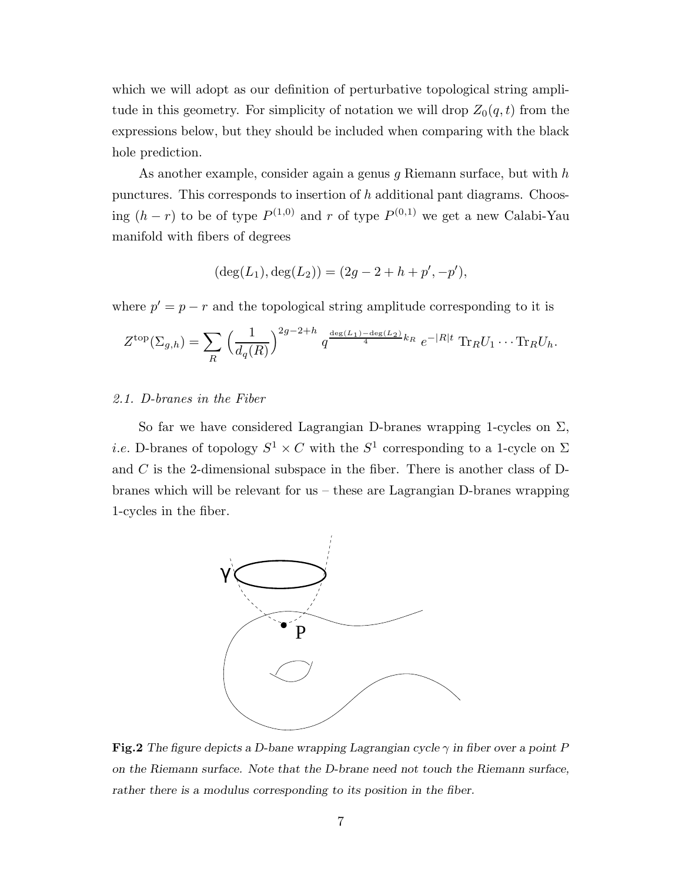which we will adopt as our definition of perturbative topological string amplitude in this geometry. For simplicity of notation we will drop $Z_0(q,t)$ from the expressions below, but they should be included when comparing with the black hole prediction.

As another example, consider again a genus $g$ Riemann surface, but with $h$ punctures. This corresponds to insertion of $h$ additional pant diagrams. Choosing $(h-r)$ to be of type $P^{(1,0)}$ and $r$ of type $P^{(0,1)}$ we get a new Calabi-Yau manifold with fibers of degrees

$$(\deg(L_1), \deg(L_2)) = (2g-2+h+p', -p'),$$

where $p' = p - r$ and the topological string amplitude corresponding to it is

$$Z^{\rm top}(\Sigma_{g,h}) = \sum_R \left(\frac{1}{d_q(R)}\right)^{2g-2+h} q^{\frac{\deg(L_1)-\deg(L_2)}{4}k_R}\, e^{-|R|t}\, {\rm Tr}_R U_1 \cdots {\rm Tr}_R U_h.$$

### *2.1. D-branes in the Fiber*

So far we have considered Lagrangian D-branes wrapping 1-cycles on $\Sigma$, *i.e.* D-branes of topology $S^1 \times C$ with the $S^1$ corresponding to a 1-cycle on $\Sigma$ and $C$ is the 2-dimensional subspace in the fiber. There is another class of D-branes which will be relevant for us – these are Lagrangian D-branes wrapping 1-cycles in the fiber.

**Fig.2** *The figure depicts a D-bane wrapping Lagrangian cycle $\gamma$ in fiber over a point $P$ on the Riemann surface. Note that the D-brane need not touch the Riemann surface, rather there is a modulus corresponding to its position in the fiber.*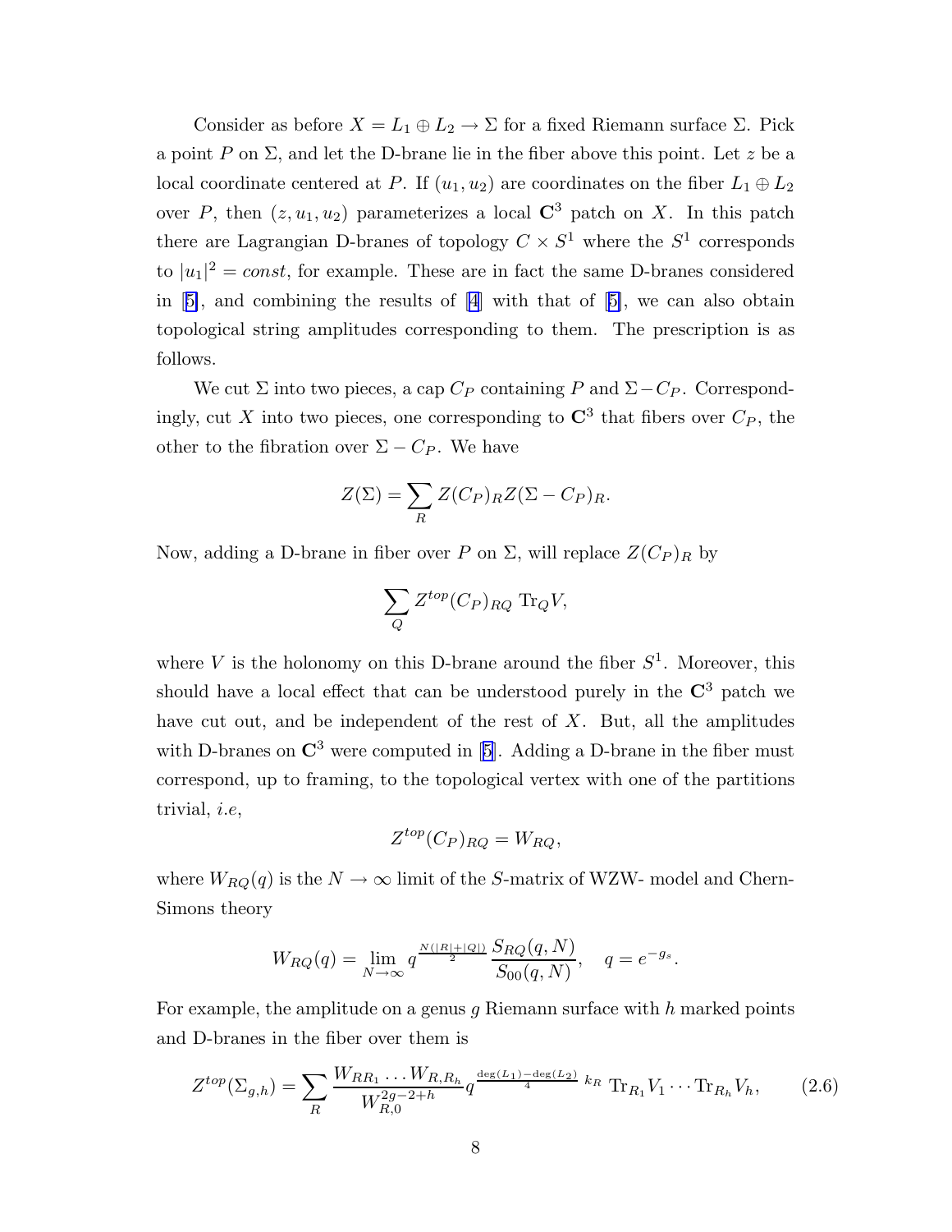Consider as before $X = L_1 \oplus L_2 \to \Sigma$ for a fixed Riemann surface $\Sigma$. Pick a point $P$ on $\Sigma$, and let the D-brane lie in the fiber above this point. Let $z$ be a local coordinate centered at $P$. If $(u_1, u_2)$ are coordinates on the fiber $L_1 \oplus L_2$ over $P$, then $(z, u_1, u_2)$ parameterizes a local $\mathbf{C}^3$ patch on $X$. In this patch there are Lagrangian D-branes of topology $C \times S^1$ where the $S^1$ corresponds to $|u_1|^2 = const$, for example. These are in fact the same D-branes considered in [5], and combining the results of [4] with that of [5], we can also obtain topological string amplitudes corresponding to them. The prescription is as follows.

We cut $\Sigma$ into two pieces, a cap $C_P$ containing $P$ and $\Sigma - C_P$. Correspondingly, cut $X$ into two pieces, one corresponding to $\mathbf{C}^3$ that fibers over $C_P$, the other to the fibration over $\Sigma - C_P$. We have

$$Z(\Sigma) = \sum_R Z(C_P)_R Z(\Sigma - C_P)_R.$$

Now, adding a D-brane in fiber over $P$ on $\Sigma$, will replace $Z(C_P)_R$ by

$$\sum_Q Z^{top}(C_P)_{RQ} \ \mathrm{Tr}_Q V,$$

where $V$ is the holonomy on this D-brane around the fiber $S^1$. Moreover, this should have a local effect that can be understood purely in the $\mathbf{C}^3$ patch we have cut out, and be independent of the rest of $X$. But, all the amplitudes with D-branes on $\mathbf{C}^3$ were computed in [5]. Adding a D-brane in the fiber must correspond, up to framing, to the topological vertex with one of the partitions trivial, *i.e*,

$$Z^{top}(C_P)_{RQ} = W_{RQ},$$

where $W_{RQ}(q)$ is the $N \to \infty$ limit of the $S$-matrix of WZW- model and Chern-Simons theory

$$W_{RQ}(q) = \lim_{N \to \infty} q^{\frac{N(|R|+|Q|)}{2}} \frac{S_{RQ}(q,N)}{S_{00}(q,N)}, \quad q = e^{-g_s}.$$

For example, the amplitude on a genus $g$ Riemann surface with $h$ marked points and D-branes in the fiber over them is

$$Z^{top}(\Sigma_{g,h}) = \sum_R \frac{W_{RR_1} \dots W_{R,R_h}}{W_{R,0}^{2g-2+h}} q^{\frac{\deg(L_1) - \deg(L_2)}{4} \, k_R} \ \mathrm{Tr}_{R_1} V_1 \cdots \mathrm{Tr}_{R_h} V_h, \qquad (2.6)$$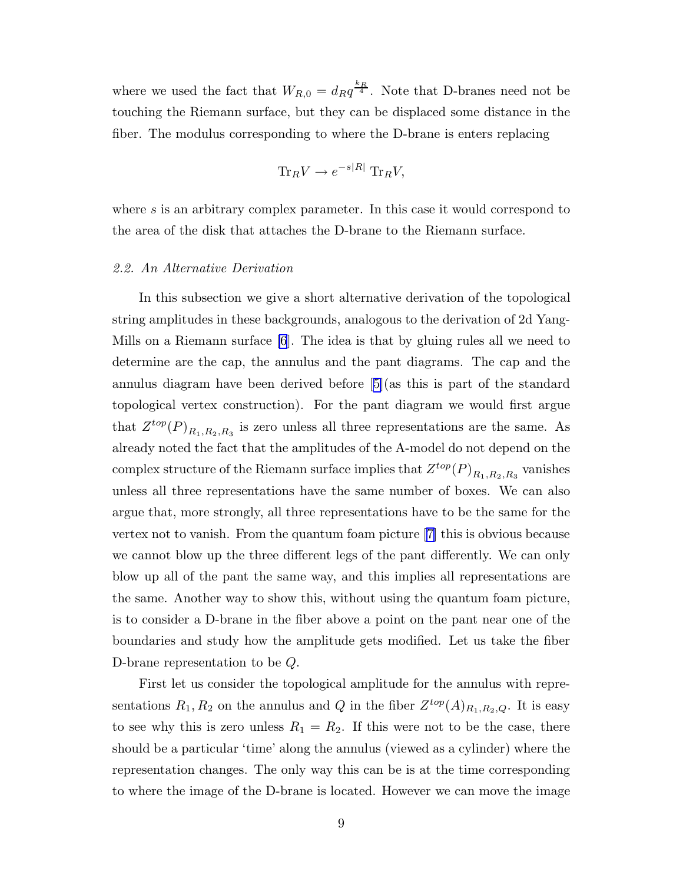where we used the fact that $W_{R,0} = d_R q^{\frac{k_R}{4}}$. Note that D-branes need not be touching the Riemann surface, but they can be displaced some distance in the fiber. The modulus corresponding to where the D-brane is enters replacing

$$\mathrm{Tr}_R V \to e^{-s|R|} \, \mathrm{Tr}_R V,$$

where $s$ is an arbitrary complex parameter. In this case it would correspond to the area of the disk that attaches the D-brane to the Riemann surface.

### *2.2. An Alternative Derivation*

In this subsection we give a short alternative derivation of the topological string amplitudes in these backgrounds, analogous to the derivation of 2d Yang-Mills on a Riemann surface [6]. The idea is that by gluing rules all we need to determine are the cap, the annulus and the pant diagrams. The cap and the annulus diagram have been derived before [5](as this is part of the standard topological vertex construction). For the pant diagram we would first argue that $Z^{top}(P)_{R_1,R_2,R_3}$ is zero unless all three representations are the same. As already noted the fact that the amplitudes of the A-model do not depend on the complex structure of the Riemann surface implies that $Z^{top}(P)_{R_1,R_2,R_3}$ vanishes unless all three representations have the same number of boxes. We can also argue that, more strongly, all three representations have to be the same for the vertex not to vanish. From the quantum foam picture [7] this is obvious because we cannot blow up the three different legs of the pant differently. We can only blow up all of the pant the same way, and this implies all representations are the same. Another way to show this, without using the quantum foam picture, is to consider a D-brane in the fiber above a point on the pant near one of the boundaries and study how the amplitude gets modified. Let us take the fiber D-brane representation to be $Q$.

First let us consider the topological amplitude for the annulus with representations $R_1, R_2$ on the annulus and $Q$ in the fiber $Z^{top}(A)_{R_1,R_2,Q}$. It is easy to see why this is zero unless $R_1 = R_2$. If this were not to be the case, there should be a particular 'time' along the annulus (viewed as a cylinder) where the representation changes. The only way this can be is at the time corresponding to where the image of the D-brane is located. However we can move the image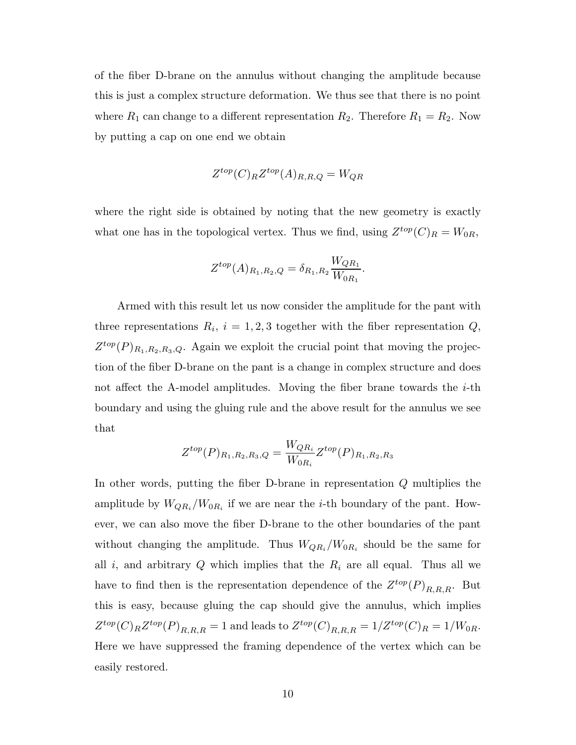of the fiber D-brane on the annulus without changing the amplitude because this is just a complex structure deformation. We thus see that there is no point where $R_1$ can change to a different representation $R_2$. Therefore $R_1 = R_2$. Now by putting a cap on one end we obtain

$$Z^{top}(C)_R Z^{top}(A)_{R,R,Q} = W_{QR}$$

where the right side is obtained by noting that the new geometry is exactly what one has in the topological vertex. Thus we find, using $Z^{top}(C)_R = W_{0R}$,

$$Z^{top}(A)_{R_1,R_2,Q} = \delta_{R_1,R_2} \frac{W_{QR_1}}{W_{0R_1}}.$$

Armed with this result let us now consider the amplitude for the pant with three representations $R_i$, $i = 1, 2, 3$ together with the fiber representation $Q$, $Z^{top}(P)_{R_1,R_2,R_3,Q}$. Again we exploit the crucial point that moving the projection of the fiber D-brane on the pant is a change in complex structure and does not affect the A-model amplitudes. Moving the fiber brane towards the $i$-th boundary and using the gluing rule and the above result for the annulus we see that

$$Z^{top}(P)_{R_1,R_2,R_3,Q} = \frac{W_{QR_i}}{W_{0R_i}} Z^{top}(P)_{R_1,R_2,R_3}$$

In other words, putting the fiber D-brane in representation $Q$ multiplies the amplitude by $W_{QR_i}/W_{0R_i}$ if we are near the $i$-th boundary of the pant. However, we can also move the fiber D-brane to the other boundaries of the pant without changing the amplitude. Thus $W_{QR_i}/W_{0R_i}$ should be the same for all $i$, and arbitrary $Q$ which implies that the $R_i$ are all equal. Thus all we have to find then is the representation dependence of the $Z^{top}(P)_{R,R,R}$. But this is easy, because gluing the cap should give the annulus, which implies $Z^{top}(C)_R Z^{top}(P)_{R,R,R} = 1$ and leads to $Z^{top}(C)_{R,R,R} = 1/Z^{top}(C)_R = 1/W_{0R}$. Here we have suppressed the framing dependence of the vertex which can be easily restored.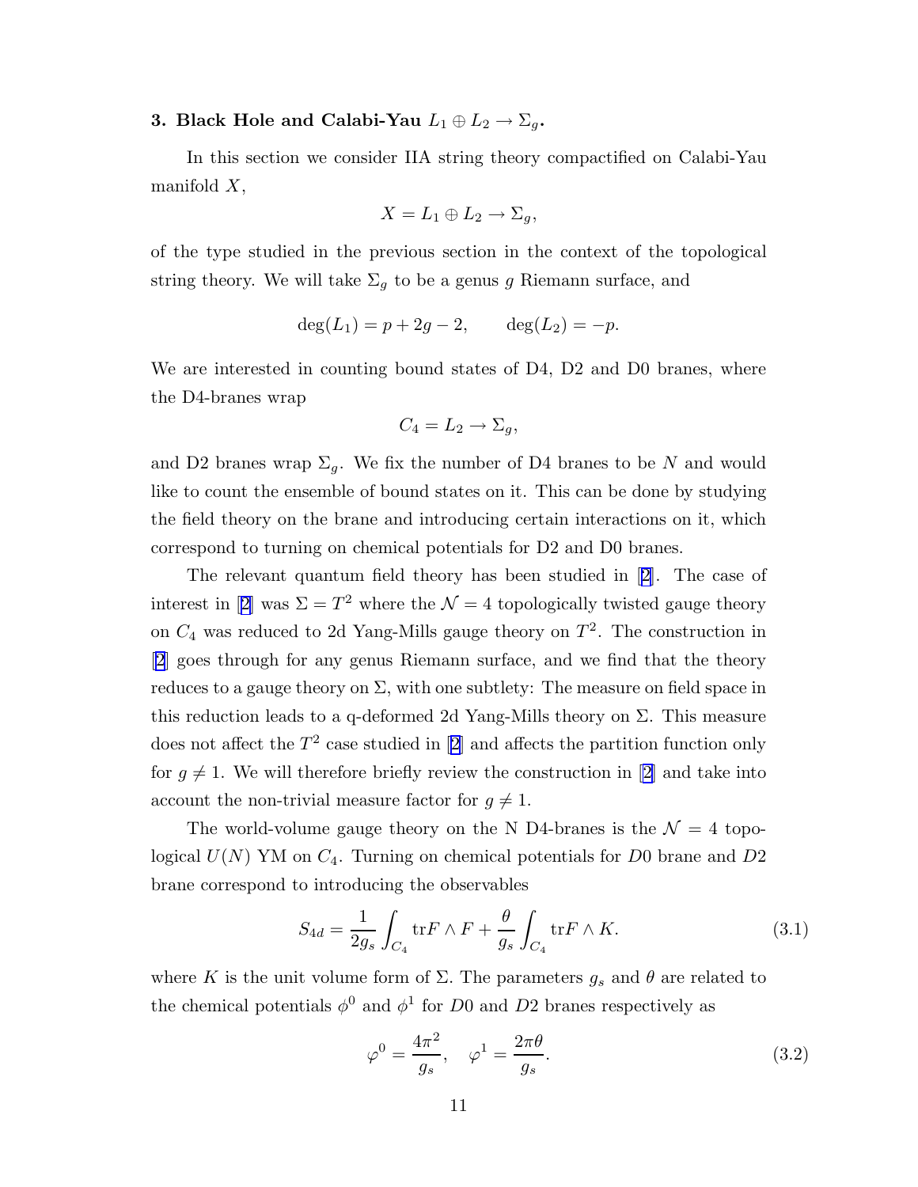## 3. Black Hole and Calabi-Yau $L_1 \oplus L_2 \to \Sigma_g$.

In this section we consider IIA string theory compactified on Calabi-Yau manifold $X$,

$$X = L_1 \oplus L_2 \to \Sigma_g,$$

of the type studied in the previous section in the context of the topological string theory. We will take $\Sigma_g$ to be a genus $g$ Riemann surface, and

$$\deg(L_1) = p + 2g - 2, \qquad \deg(L_2) = -p.$$

We are interested in counting bound states of D4, D2 and D0 branes, where the D4-branes wrap

$$C_4 = L_2 \to \Sigma_g,$$

and D2 branes wrap $\Sigma_g$. We fix the number of D4 branes to be $N$ and would like to count the ensemble of bound states on it. This can be done by studying the field theory on the brane and introducing certain interactions on it, which correspond to turning on chemical potentials for D2 and D0 branes.

The relevant quantum field theory has been studied in [2]. The case of interest in [2] was $\Sigma = T^2$ where the $\mathcal{N} = 4$ topologically twisted gauge theory on $C_4$ was reduced to 2d Yang-Mills gauge theory on $T^2$. The construction in [2] goes through for any genus Riemann surface, and we find that the theory reduces to a gauge theory on $\Sigma$, with one subtlety: The measure on field space in this reduction leads to a q-deformed 2d Yang-Mills theory on $\Sigma$. This measure does not affect the $T^2$ case studied in [2] and affects the partition function only for $g \neq 1$. We will therefore briefly review the construction in [2] and take into account the non-trivial measure factor for $g \neq 1$.

The world-volume gauge theory on the N D4-branes is the $\mathcal{N} = 4$ topological $U(N)$ YM on $C_4$. Turning on chemical potentials for $D0$ brane and $D2$ brane correspond to introducing the observables

$$S_{4d} = \frac{1}{2g_s}\int_{C_4} \mathrm{tr} F \wedge F + \frac{\theta}{g_s}\int_{C_4} \mathrm{tr} F \wedge K. \tag{3.1}$$

where $K$ is the unit volume form of $\Sigma$. The parameters $g_s$ and $\theta$ are related to the chemical potentials $\phi^0$ and $\phi^1$ for $D0$ and $D2$ branes respectively as

$$\varphi^0 = \frac{4\pi^2}{g_s}, \quad \varphi^1 = \frac{2\pi\theta}{g_s}. \tag{3.2}$$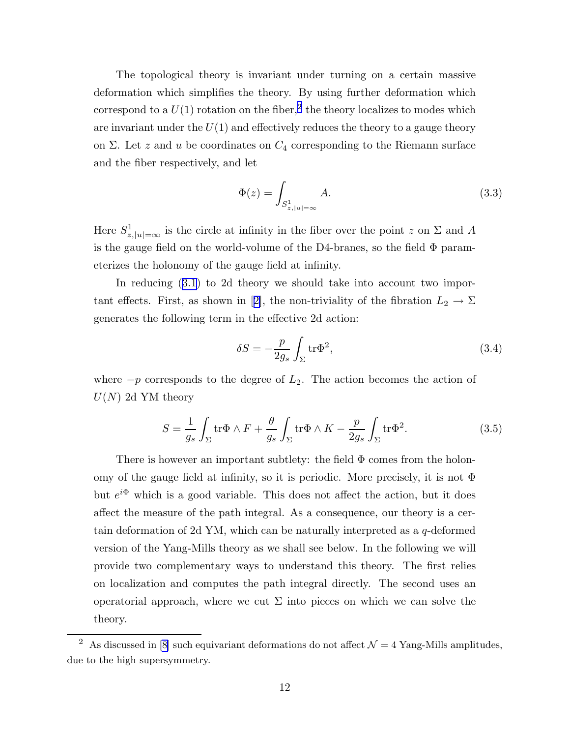The topological theory is invariant under turning on a certain massive deformation which simplifies the theory. By using further deformation which correspond to a $U(1)$ rotation on the fiber,[2] the theory localizes to modes which are invariant under the $U(1)$ and effectively reduces the theory to a gauge theory on $\Sigma$. Let $z$ and $u$ be coordinates on $C_4$ corresponding to the Riemann surface and the fiber respectively, and let

$$\Phi(z) = \int_{S^1_{z,|u|=\infty}} A. \tag{3.3}$$

Here $S^1_{z,|u|=\infty}$ is the circle at infinity in the fiber over the point $z$ on $\Sigma$ and $A$ is the gauge field on the world-volume of the D4-branes, so the field $\Phi$ parameterizes the holonomy of the gauge field at infinity.

In reducing (3.1) to 2d theory we should take into account two important effects. First, as shown in [2], the non-triviality of the fibration $L_2 \to \Sigma$ generates the following term in the effective 2d action:

$$\delta S = -\frac{p}{2g_s}\int_\Sigma \mathrm{tr}\Phi^2, \tag{3.4}$$

where $-p$ corresponds to the degree of $L_2$. The action becomes the action of $U(N)$ 2d YM theory

$$S = \frac{1}{g_s}\int_\Sigma \mathrm{tr}\Phi \wedge F + \frac{\theta}{g_s}\int_\Sigma \mathrm{tr}\Phi \wedge K - \frac{p}{2g_s}\int_\Sigma \mathrm{tr}\Phi^2. \tag{3.5}$$

There is however an important subtlety: the field $\Phi$ comes from the holonomy of the gauge field at infinity, so it is periodic. More precisely, it is not $\Phi$ but $e^{i\Phi}$ which is a good variable. This does not affect the action, but it does affect the measure of the path integral. As a consequence, our theory is a certain deformation of 2d YM, which can be naturally interpreted as a $q$-deformed version of the Yang-Mills theory as we shall see below. In the following we will provide two complementary ways to understand this theory. The first relies on localization and computes the path integral directly. The second uses an operatorial approach, where we cut $\Sigma$ into pieces on which we can solve the theory.

[2] As discussed in [8] such equivariant deformations do not affect $\mathcal{N} = 4$ Yang-Mills amplitudes, due to the high supersymmetry.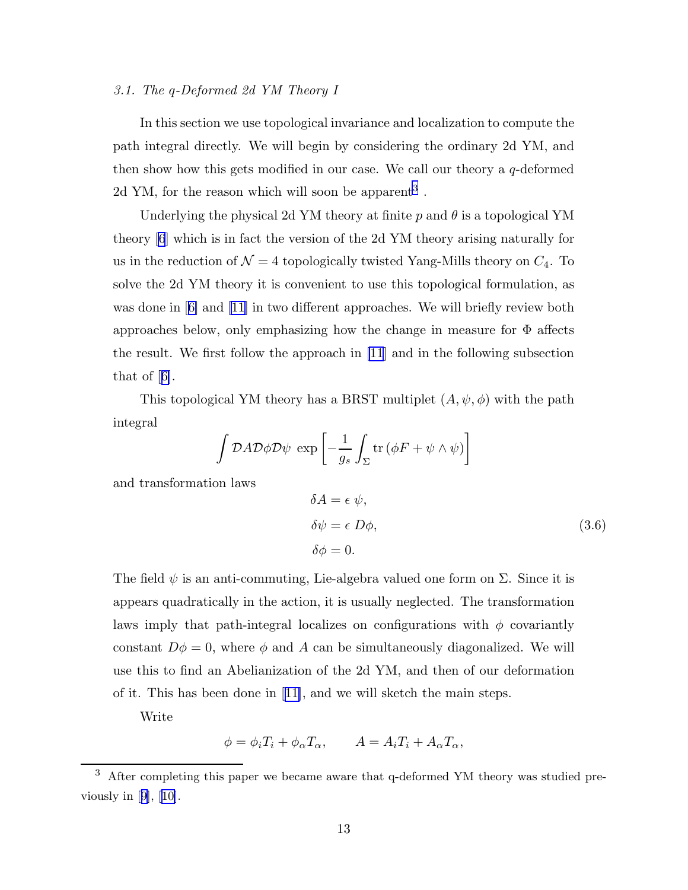### 3.1. The q-Deformed 2d YM Theory I

In this section we use topological invariance and localization to compute the path integral directly. We will begin by considering the ordinary 2d YM, and then show how this gets modified in our case. We call our theory a $q$-deformed 2d YM, for the reason which will soon be apparent[3] .

Underlying the physical 2d YM theory at finite $p$ and $\theta$ is a topological YM theory [6] which is in fact the version of the 2d YM theory arising naturally for us in the reduction of $\mathcal{N}=4$ topologically twisted Yang-Mills theory on $C_4$. To solve the 2d YM theory it is convenient to use this topological formulation, as was done in [6] and [11] in two different approaches. We will briefly review both approaches below, only emphasizing how the change in measure for $\Phi$ affects the result. We first follow the approach in [11] and in the following subsection that of [6].

This topological YM theory has a BRST multiplet $(A, \psi, \phi)$ with the path integral

$$\int \mathcal{D}A\mathcal{D}\phi\mathcal{D}\psi \ \exp\left[-\frac{1}{g_s}\int_\Sigma \mathrm{tr}\left(\phi F + \psi\wedge\psi\right)\right]$$

and transformation laws

$$\begin{aligned}
\delta A &= \epsilon\ \psi,\\
\delta\psi &= \epsilon\ D\phi,\\
\delta\phi &= 0.
\end{aligned} \tag{3.6}$$

The field $\psi$ is an anti-commuting, Lie-algebra valued one form on $\Sigma$. Since it is appears quadratically in the action, it is usually neglected. The transformation laws imply that path-integral localizes on configurations with $\phi$ covariantly constant $D\phi = 0$, where $\phi$ and $A$ can be simultaneously diagonalized. We will use this to find an Abelianization of the 2d YM, and then of our deformation of it. This has been done in [11], and we will sketch the main steps.

Write

$$\phi = \phi_i T_i + \phi_\alpha T_\alpha, \qquad A = A_i T_i + A_\alpha T_\alpha,$$

[3] After completing this paper we became aware that q-deformed YM theory was studied previously in [9], [10].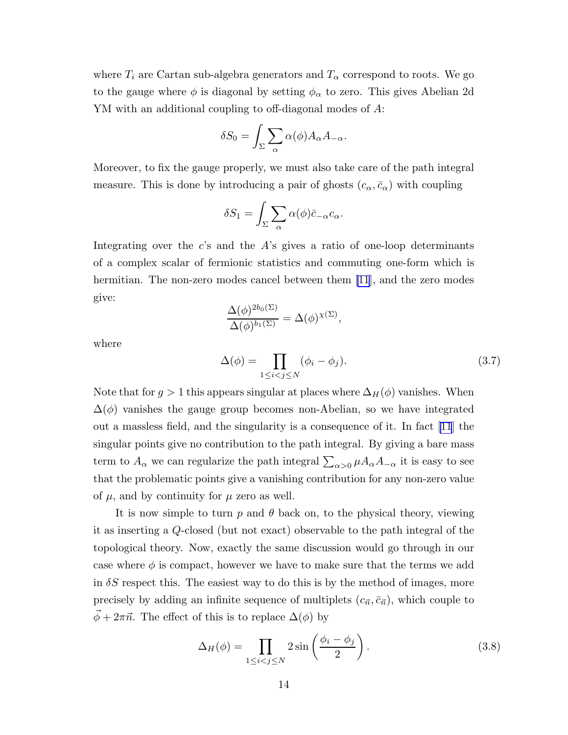where $T_i$ are Cartan sub-algebra generators and $T_\alpha$ correspond to roots. We go to the gauge where $\phi$ is diagonal by setting $\phi_\alpha$ to zero. This gives Abelian 2d YM with an additional coupling to off-diagonal modes of $A$:

$$\delta S_0 = \int_\Sigma \sum_\alpha \alpha(\phi) A_\alpha A_{-\alpha}.$$

Moreover, to fix the gauge properly, we must also take care of the path integral measure. This is done by introducing a pair of ghosts $(c_\alpha, \bar{c}_\alpha)$ with coupling

$$\delta S_1 = \int_\Sigma \sum_\alpha \alpha(\phi) \bar{c}_{-\alpha} c_\alpha.$$

Integrating over the $c$'s and the $A$'s gives a ratio of one-loop determinants of a complex scalar of fermionic statistics and commuting one-form which is hermitian. The non-zero modes cancel between them [11], and the zero modes give:

$$\frac{\Delta(\phi)^{2b_0(\Sigma)}}{\Delta(\phi)^{b_1(\Sigma)}} = \Delta(\phi)^{\chi(\Sigma)},$$

where

$$\Delta(\phi) = \prod_{1\leq i<j\leq N} (\phi_i - \phi_j). \tag{3.7}$$

Note that for $g > 1$ this appears singular at places where $\Delta_H(\phi)$ vanishes. When $\Delta(\phi)$ vanishes the gauge group becomes non-Abelian, so we have integrated out a massless field, and the singularity is a consequence of it. In fact [11] the singular points give no contribution to the path integral. By giving a bare mass term to $A_\alpha$ we can regularize the path integral $\sum_{\alpha>0} \mu A_\alpha A_{-\alpha}$ it is easy to see that the problematic points give a vanishing contribution for any non-zero value of $\mu$, and by continuity for $\mu$ zero as well.

It is now simple to turn $p$ and $\theta$ back on, to the physical theory, viewing it as inserting a $Q$-closed (but not exact) observable to the path integral of the topological theory. Now, exactly the same discussion would go through in our case where $\phi$ is compact, however we have to make sure that the terms we add in $\delta S$ respect this. The easiest way to do this is by the method of images, more precisely by adding an infinite sequence of multiplets $(c_{\vec{n}}, \bar{c}_{\vec{n}})$, which couple to $\vec{\phi} + 2\pi\vec{n}$. The effect of this is to replace $\Delta(\phi)$ by

$$\Delta_H(\phi) = \prod_{1\leq i<j\leq N} 2\sin\left(\frac{\phi_i - \phi_j}{2}\right). \tag{3.8}$$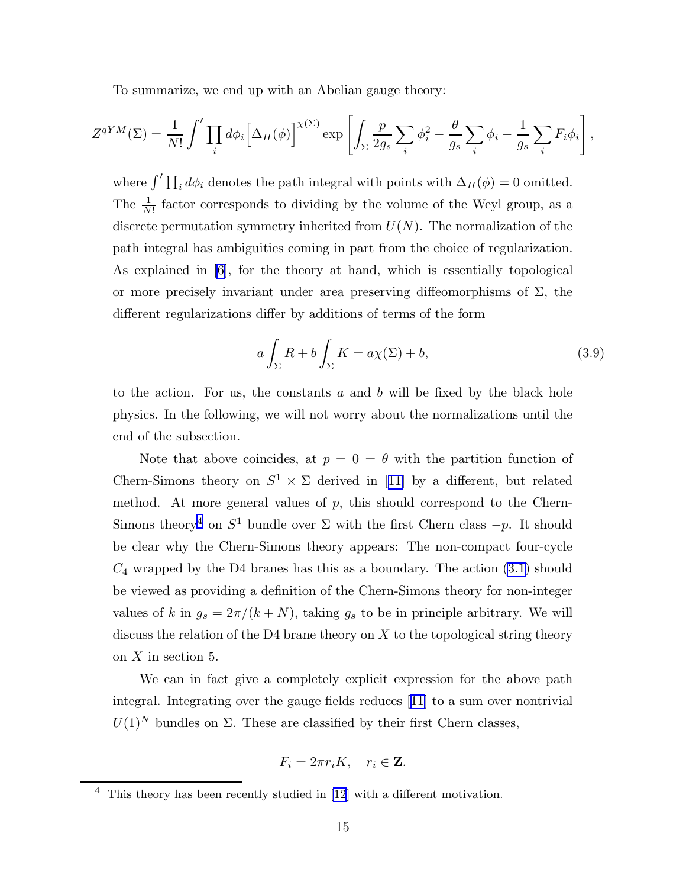To summarize, we end up with an Abelian gauge theory:

$$Z^{qYM}(\Sigma) = \frac{1}{N!}\int{}' \prod_i d\phi_i \Big[\Delta_H(\phi)\Big]^{\chi(\Sigma)} \exp\left[\int_\Sigma \frac{p}{2g_s}\sum_i \phi_i^2 - \frac{\theta}{g_s}\sum_i \phi_i - \frac{1}{g_s}\sum_i F_i\phi_i\right],$$

where $\int' \prod_i d\phi_i$ denotes the path integral with points with $\Delta_H(\phi) = 0$ omitted. The $\frac{1}{N!}$ factor corresponds to dividing by the volume of the Weyl group, as a discrete permutation symmetry inherited from $U(N)$. The normalization of the path integral has ambiguities coming in part from the choice of regularization. As explained in [6], for the theory at hand, which is essentially topological or more precisely invariant under area preserving diffeomorphisms of $\Sigma$, the different regularizations differ by additions of terms of the form

$$a\int_\Sigma R + b\int_\Sigma K = a\chi(\Sigma) + b, \tag{3.9}$$

to the action. For us, the constants $a$ and $b$ will be fixed by the black hole physics. In the following, we will not worry about the normalizations until the end of the subsection.

Note that above coincides, at $p = 0 = \theta$ with the partition function of Chern-Simons theory on $S^1 \times \Sigma$ derived in [11] by a different, but related method. At more general values of $p$, this should correspond to the Chern-Simons theory[4] on $S^1$ bundle over $\Sigma$ with the first Chern class $-p$. It should be clear why the Chern-Simons theory appears: The non-compact four-cycle $C_4$ wrapped by the D4 branes has this as a boundary. The action (3.1) should be viewed as providing a definition of the Chern-Simons theory for non-integer values of $k$ in $g_s = 2\pi/(k+N)$, taking $g_s$ to be in principle arbitrary. We will discuss the relation of the D4 brane theory on $X$ to the topological string theory on $X$ in section 5.

We can in fact give a completely explicit expression for the above path integral. Integrating over the gauge fields reduces [11] to a sum over nontrivial $U(1)^N$ bundles on $\Sigma$. These are classified by their first Chern classes,

$$F_i = 2\pi r_i K, \quad r_i \in \mathbf{Z}.$$

[4] This theory has been recently studied in [12] with a different motivation.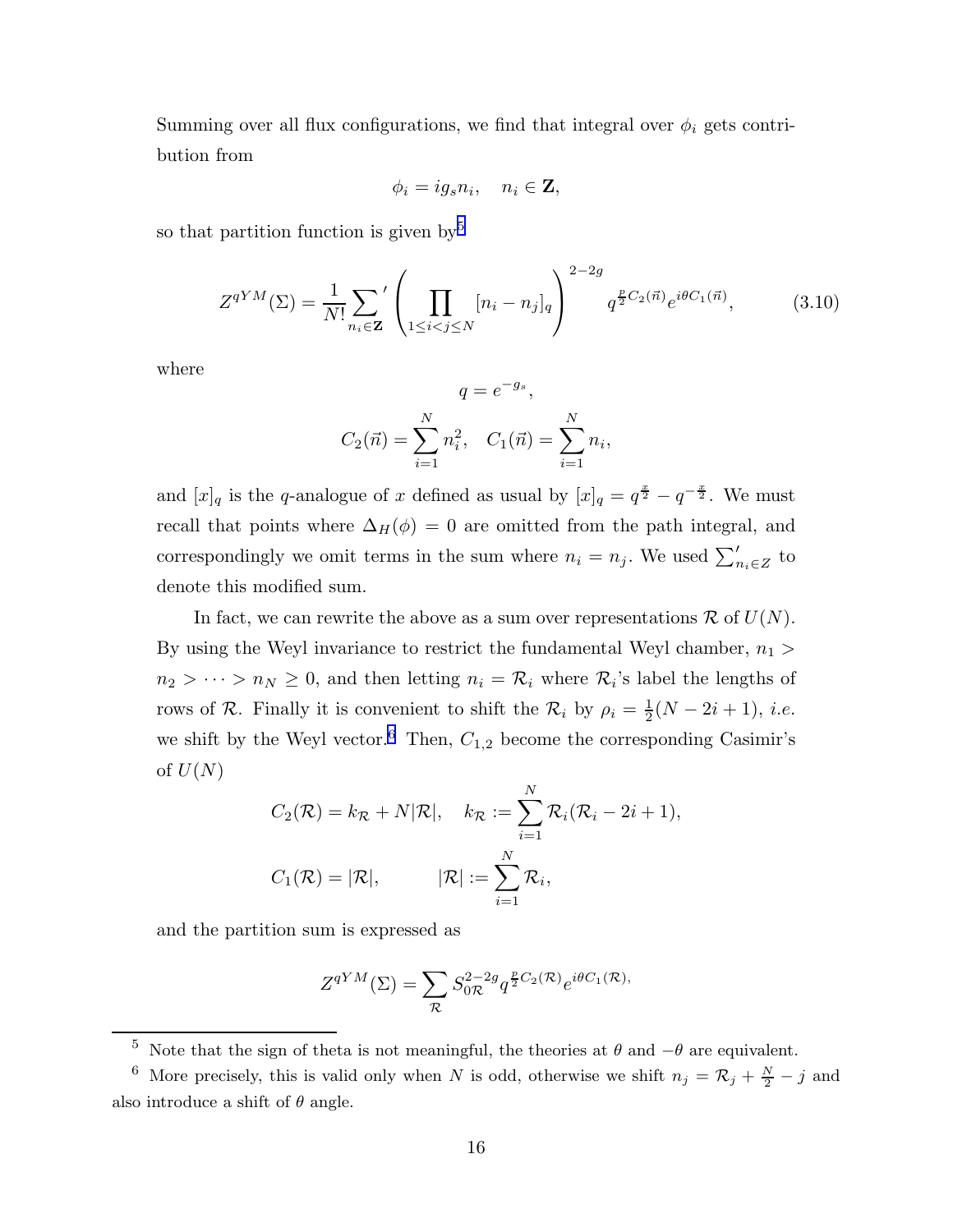Summing over all flux configurations, we find that integral over $\phi_i$ gets contribution from

$$\phi_i = i g_s n_i, \quad n_i \in \mathbf{Z},$$

so that partition function is given by[5]

$$Z^{qYM}(\Sigma) = \frac{1}{N!} \sum_{n_i \in \mathbf{Z}}{}' \left( \prod_{1 \le i < j \le N} [n_i - n_j]_q \right)^{2-2g} q^{\frac{p}{2} C_2(\vec{n})} e^{i\theta C_1(\vec{n})}, \tag{3.10}$$

where

$$q = e^{-g_s},$$

$$C_2(\vec{n}) = \sum_{i=1}^{N} n_i^2, \quad C_1(\vec{n}) = \sum_{i=1}^{N} n_i,$$

and $[x]_q$ is the $q$-analogue of $x$ defined as usual by $[x]_q = q^{\frac{x}{2}} - q^{-\frac{x}{2}}$. We must recall that points where $\Delta_H(\phi) = 0$ are omitted from the path integral, and correspondingly we omit terms in the sum where $n_i = n_j$. We used $\sum'_{n_i \in Z}$ to denote this modified sum.

In fact, we can rewrite the above as a sum over representations $\mathcal{R}$ of $U(N)$. By using the Weyl invariance to restrict the fundamental Weyl chamber, $n_1 > n_2 > \cdots > n_N \ge 0$, and then letting $n_i = \mathcal{R}_i$ where $\mathcal{R}_i$'s label the lengths of rows of $\mathcal{R}$. Finally it is convenient to shift the $\mathcal{R}_i$ by $\rho_i = \frac{1}{2}(N - 2i + 1)$, *i.e.* we shift by the Weyl vector.[6] Then, $C_{1,2}$ become the corresponding Casimir's of $U(N)$

$$C_2(\mathcal{R}) = k_{\mathcal{R}} + N|\mathcal{R}|, \quad k_{\mathcal{R}} := \sum_{i=1}^{N} \mathcal{R}_i(\mathcal{R}_i - 2i + 1),$$

$$C_1(\mathcal{R}) = |\mathcal{R}|, \qquad |\mathcal{R}| := \sum_{i=1}^{N} \mathcal{R}_i,$$

and the partition sum is expressed as

$$Z^{qYM}(\Sigma) = \sum_{\mathcal{R}} S_{0\mathcal{R}}^{2-2g} q^{\frac{p}{2} C_2(\mathcal{R})} e^{i\theta C_1(\mathcal{R})},$$

---

[5] Note that the sign of theta is not meaningful, the theories at $\theta$ and $-\theta$ are equivalent.

[6] More precisely, this is valid only when $N$ is odd, otherwise we shift $n_j = \mathcal{R}_j + \frac{N}{2} - j$ and also introduce a shift of $\theta$ angle.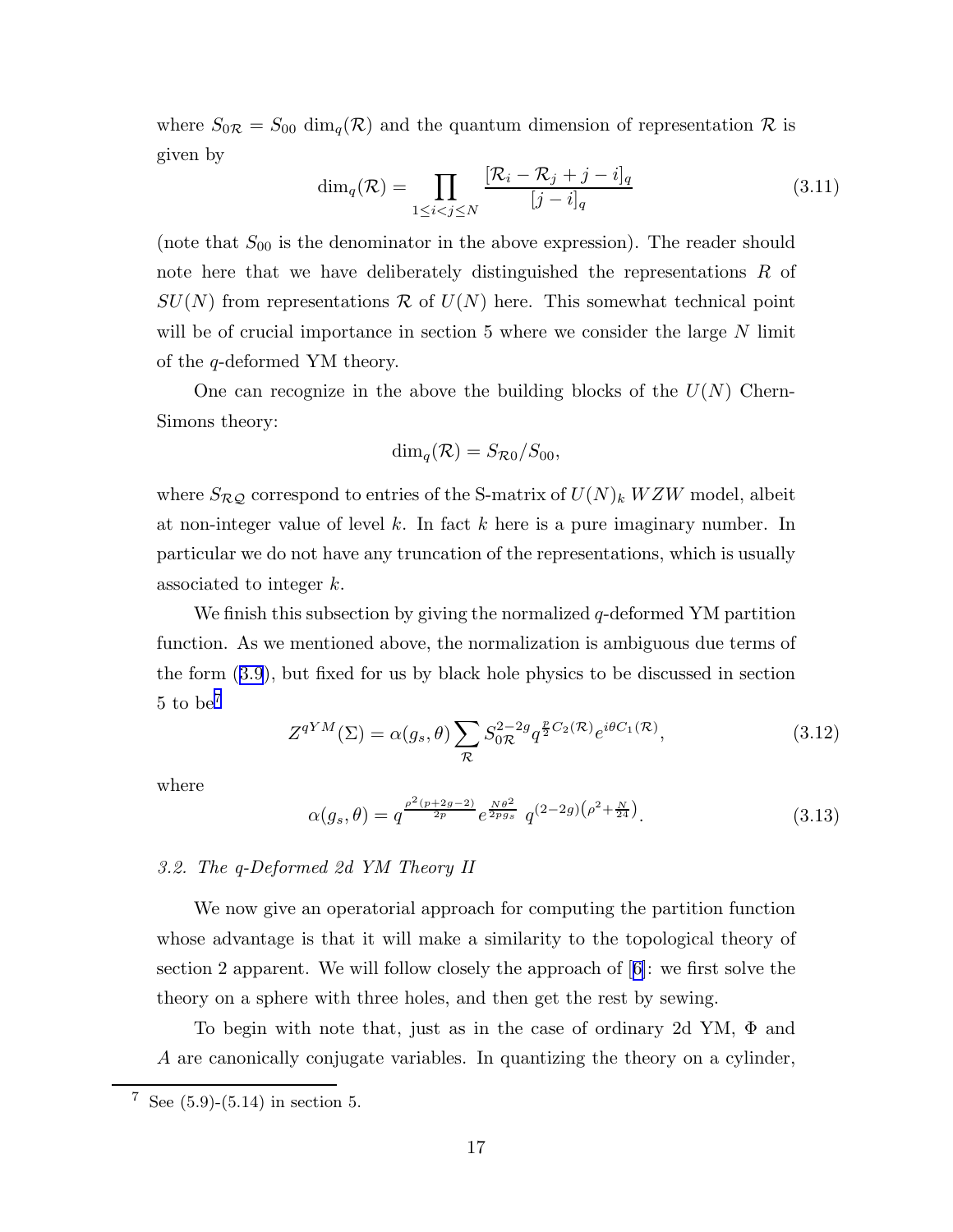where $S_{0\mathcal{R}} = S_{00}\,\dim_q(\mathcal{R})$ and the quantum dimension of representation $\mathcal{R}$ is given by

$$\dim_q(\mathcal{R}) = \prod_{1\leq i<j\leq N} \frac{[\mathcal{R}_i - \mathcal{R}_j + j - i]_q}{[j-i]_q} \tag{3.11}$$

(note that $S_{00}$ is the denominator in the above expression). The reader should note here that we have deliberately distinguished the representations $R$ of $SU(N)$ from representations $\mathcal{R}$ of $U(N)$ here. This somewhat technical point will be of crucial importance in section 5 where we consider the large $N$ limit of the $q$-deformed YM theory.

One can recognize in the above the building blocks of the $U(N)$ Chern-Simons theory:

$$\dim_q(\mathcal{R}) = S_{\mathcal{R}0}/S_{00},$$

where $S_{\mathcal{R}\mathcal{Q}}$ correspond to entries of the S-matrix of $U(N)_k\; WZW$ model, albeit at non-integer value of level $k$. In fact $k$ here is a pure imaginary number. In particular we do not have any truncation of the representations, which is usually associated to integer $k$.

We finish this subsection by giving the normalized $q$-deformed YM partition function. As we mentioned above, the normalization is ambiguous due terms of the form (3.9), but fixed for us by black hole physics to be discussed in section 5 to be[7]

$$Z^{qYM}(\Sigma) = \alpha(g_s,\theta)\sum_{\mathcal{R}} S_{0\mathcal{R}}^{2-2g}\, q^{\frac{p}{2}C_2(\mathcal{R})} e^{i\theta C_1(\mathcal{R})}, \tag{3.12}$$

where

$$\alpha(g_s,\theta) = q^{\frac{\rho^2(p+2g-2)}{2p}} e^{\frac{N\theta^2}{2pg_s}}\; q^{(2-2g)\left(\rho^2+\frac{N}{24}\right)}. \tag{3.13}$$

### *3.2. The q-Deformed 2d YM Theory II*

We now give an operatorial approach for computing the partition function whose advantage is that it will make a similarity to the topological theory of section 2 apparent. We will follow closely the approach of [6]: we first solve the theory on a sphere with three holes, and then get the rest by sewing.

To begin with note that, just as in the case of ordinary 2d YM, $\Phi$ and $A$ are canonically conjugate variables. In quantizing the theory on a cylinder,

[7] See (5.9)-(5.14) in section 5.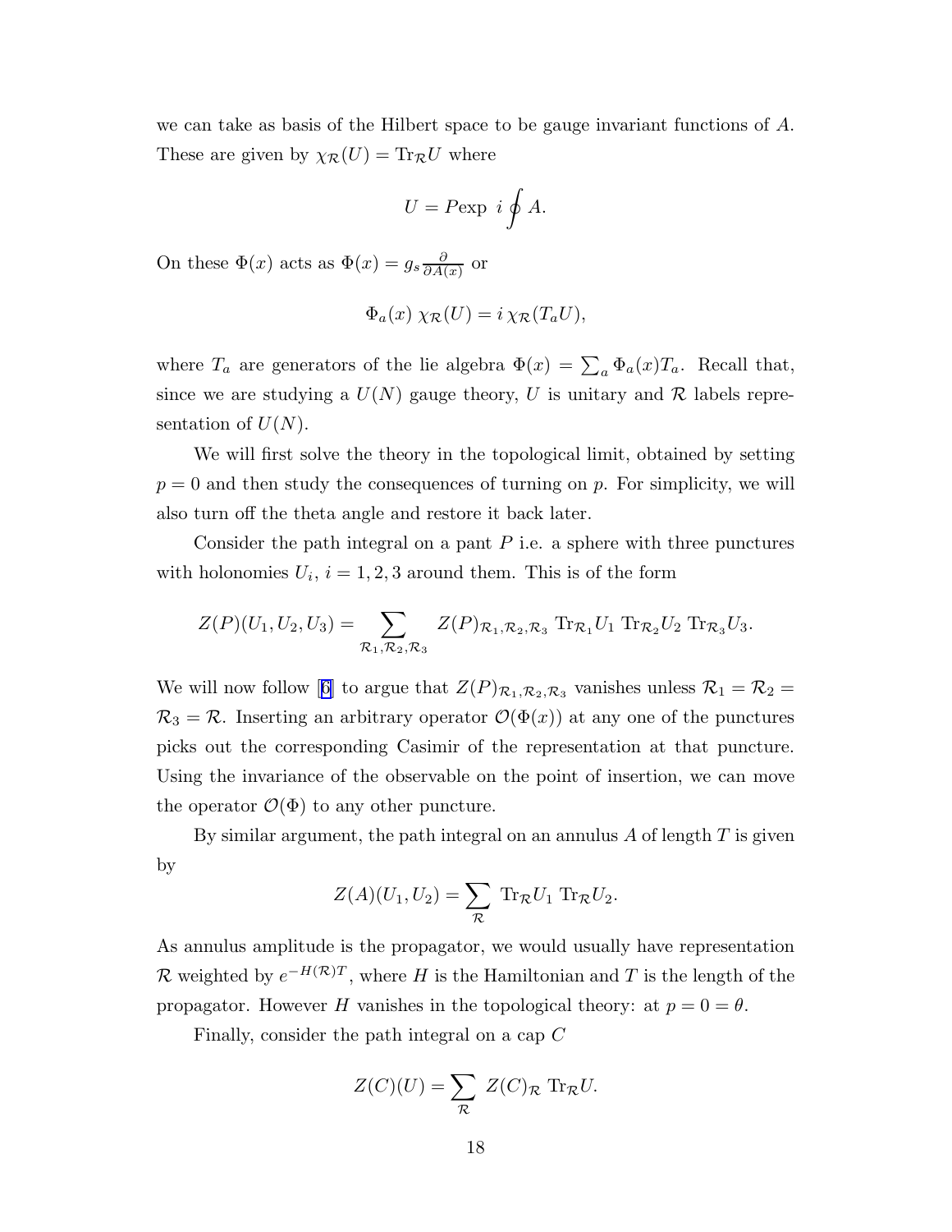we can take as basis of the Hilbert space to be gauge invariant functions of $A$. These are given by $\chi_{\mathcal{R}}(U) = \mathrm{Tr}_{\mathcal{R}} U$ where

$$U = P\mathrm{exp}\ i \oint A.$$

On these $\Phi(x)$ acts as $\Phi(x) = g_s \frac{\partial}{\partial A(x)}$ or

$$\Phi_a(x)\ \chi_{\mathcal{R}}(U) = i\, \chi_{\mathcal{R}}(T_a U),$$

where $T_a$ are generators of the lie algebra $\Phi(x) = \sum_a \Phi_a(x) T_a$. Recall that, since we are studying a $U(N)$ gauge theory, $U$ is unitary and $\mathcal{R}$ labels representation of $U(N)$.

We will first solve the theory in the topological limit, obtained by setting $p = 0$ and then study the consequences of turning on $p$. For simplicity, we will also turn off the theta angle and restore it back later.

Consider the path integral on a pant $P$ i.e. a sphere with three punctures with holonomies $U_i$, $i = 1, 2, 3$ around them. This is of the form

$$Z(P)(U_1, U_2, U_3) = \sum_{\mathcal{R}_1, \mathcal{R}_2, \mathcal{R}_3} Z(P)_{\mathcal{R}_1, \mathcal{R}_2, \mathcal{R}_3}\ \mathrm{Tr}_{\mathcal{R}_1} U_1\ \mathrm{Tr}_{\mathcal{R}_2} U_2\ \mathrm{Tr}_{\mathcal{R}_3} U_3.$$

We will now follow [6] to argue that $Z(P)_{\mathcal{R}_1, \mathcal{R}_2, \mathcal{R}_3}$ vanishes unless $\mathcal{R}_1 = \mathcal{R}_2 = \mathcal{R}_3 = \mathcal{R}$. Inserting an arbitrary operator $\mathcal{O}(\Phi(x))$ at any one of the punctures picks out the corresponding Casimir of the representation at that puncture. Using the invariance of the observable on the point of insertion, we can move the operator $\mathcal{O}(\Phi)$ to any other puncture.

By similar argument, the path integral on an annulus $A$ of length $T$ is given by

$$Z(A)(U_1, U_2) = \sum_{\mathcal{R}}\ \mathrm{Tr}_{\mathcal{R}} U_1\ \mathrm{Tr}_{\mathcal{R}} U_2.$$

As annulus amplitude is the propagator, we would usually have representation $\mathcal{R}$ weighted by $e^{-H(\mathcal{R})T}$, where $H$ is the Hamiltonian and $T$ is the length of the propagator. However $H$ vanishes in the topological theory: at $p = 0 = \theta$.

Finally, consider the path integral on a cap $C$

$$Z(C)(U) = \sum_{\mathcal{R}}\ Z(C)_{\mathcal{R}}\ \mathrm{Tr}_{\mathcal{R}} U.$$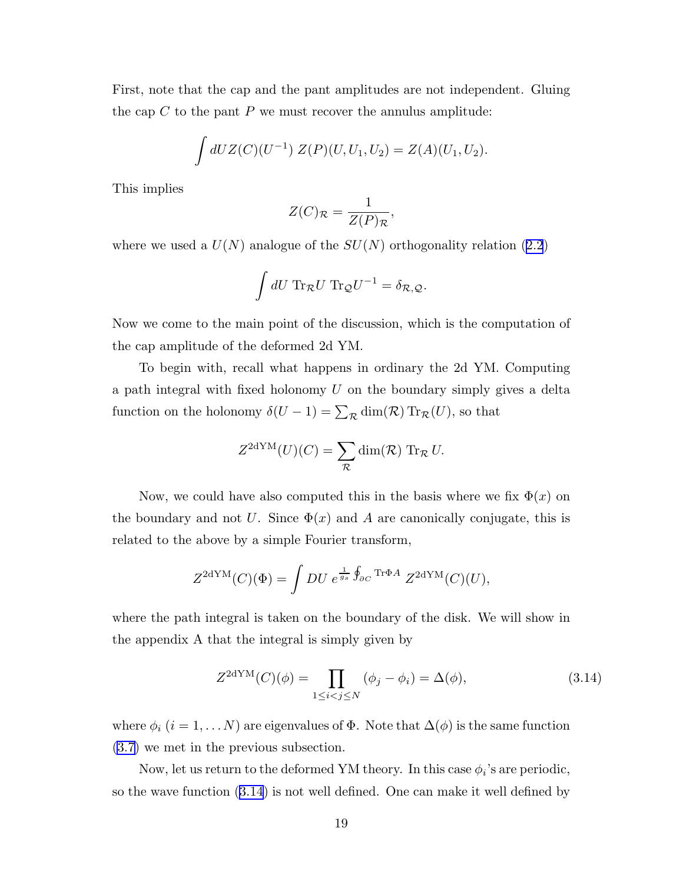First, note that the cap and the pant amplitudes are not independent. Gluing the cap $C$ to the pant $P$ we must recover the annulus amplitude:

$$\int dU Z(C)(U^{-1})\, Z(P)(U, U_1, U_2) = Z(A)(U_1, U_2).$$

This implies

$$Z(C)_{\mathcal{R}} = \frac{1}{Z(P)_{\mathcal{R}}},$$

where we used a $U(N)$ analogue of the $SU(N)$ orthogonality relation (2.2)

$$\int dU\ \mathrm{Tr}_{\mathcal{R}} U\ \mathrm{Tr}_{\mathcal{Q}} U^{-1} = \delta_{\mathcal{R},\mathcal{Q}}.$$

Now we come to the main point of the discussion, which is the computation of the cap amplitude of the deformed 2d YM.

To begin with, recall what happens in ordinary the 2d YM. Computing a path integral with fixed holonomy $U$ on the boundary simply gives a delta function on the holonomy $\delta(U-1) = \sum_{\mathcal{R}} \dim(\mathcal{R})\, \mathrm{Tr}_{\mathcal{R}}(U)$, so that

$$Z^{\mathrm{2dYM}}(U)(C) = \sum_{\mathcal{R}} \dim(\mathcal{R})\ \mathrm{Tr}_{\mathcal{R}}\, U.$$

Now, we could have also computed this in the basis where we fix $\Phi(x)$ on the boundary and not $U$. Since $\Phi(x)$ and $A$ are canonically conjugate, this is related to the above by a simple Fourier transform,

$$Z^{\mathrm{2dYM}}(C)(\Phi) = \int DU\ e^{\frac{1}{g_s}\oint_{\partial C} \mathrm{Tr}\Phi A}\ Z^{\mathrm{2dYM}}(C)(U),$$

where the path integral is taken on the boundary of the disk. We will show in the appendix A that the integral is simply given by

$$Z^{\mathrm{2dYM}}(C)(\phi) = \prod_{1\leq i<j\leq N} (\phi_j - \phi_i) = \Delta(\phi), \tag{3.14}$$

where $\phi_i$ ($i = 1, \ldots N$) are eigenvalues of $\Phi$. Note that $\Delta(\phi)$ is the same function (3.7) we met in the previous subsection.

Now, let us return to the deformed YM theory. In this case $\phi_i$'s are periodic, so the wave function (3.14) is not well defined. One can make it well defined by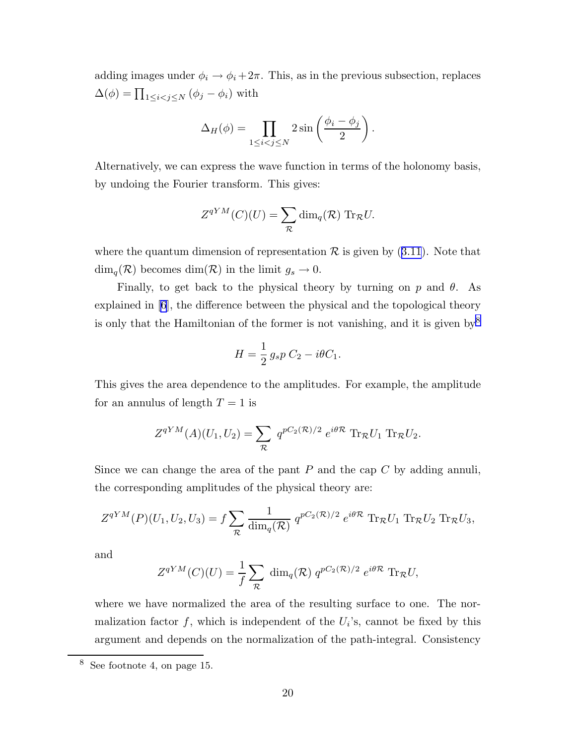adding images under $\phi_i \to \phi_i + 2\pi$. This, as in the previous subsection, replaces $\Delta(\phi) = \prod_{1 \le i < j \le N} (\phi_j - \phi_i)$ with

$$\Delta_H(\phi) = \prod_{1 \le i < j \le N} 2 \sin\left(\frac{\phi_i - \phi_j}{2}\right).$$

Alternatively, we can express the wave function in terms of the holonomy basis, by undoing the Fourier transform. This gives:

$$Z^{qYM}(C)(U) = \sum_{\mathcal{R}} \dim_q(\mathcal{R})\ \mathrm{Tr}_{\mathcal{R}} U.$$

where the quantum dimension of representation $\mathcal{R}$ is given by (3.11). Note that $\dim_q(\mathcal{R})$ becomes $\dim(\mathcal{R})$ in the limit $g_s \to 0$.

Finally, to get back to the physical theory by turning on $p$ and $\theta$. As explained in [6], the difference between the physical and the topological theory is only that the Hamiltonian of the former is not vanishing, and it is given by[8]

$$H = \frac{1}{2}\, g_s p\ C_2 - i\theta C_1.$$

This gives the area dependence to the amplitudes. For example, the amplitude for an annulus of length $T = 1$ is

$$Z^{qYM}(A)(U_1, U_2) = \sum_{\mathcal{R}}\ q^{pC_2(\mathcal{R})/2}\ e^{i\theta\mathcal{R}}\ \mathrm{Tr}_{\mathcal{R}} U_1\ \mathrm{Tr}_{\mathcal{R}} U_2.$$

Since we can change the area of the pant $P$ and the cap $C$ by adding annuli, the corresponding amplitudes of the physical theory are:

$$Z^{qYM}(P)(U_1, U_2, U_3) = f \sum_{\mathcal{R}} \frac{1}{\dim_q(\mathcal{R})}\ q^{pC_2(\mathcal{R})/2}\ e^{i\theta\mathcal{R}}\ \mathrm{Tr}_{\mathcal{R}} U_1\ \mathrm{Tr}_{\mathcal{R}} U_2\ \mathrm{Tr}_{\mathcal{R}} U_3,$$

and

$$Z^{qYM}(C)(U) = \frac{1}{f} \sum_{\mathcal{R}}\ \dim_q(\mathcal{R})\ q^{pC_2(\mathcal{R})/2}\ e^{i\theta\mathcal{R}}\ \mathrm{Tr}_{\mathcal{R}} U,$$

where we have normalized the area of the resulting surface to one. The normalization factor $f$, which is independent of the $U_i$'s, cannot be fixed by this argument and depends on the normalization of the path-integral. Consistency

[8] See footnote 4, on page 15.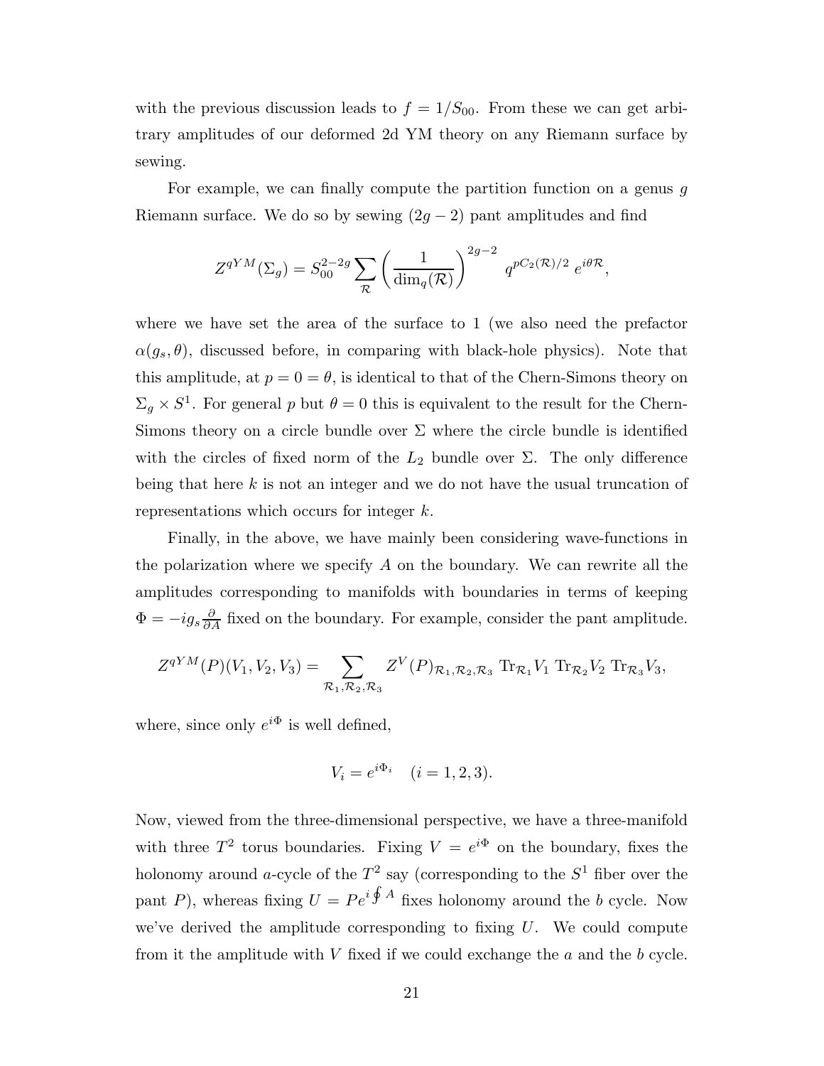with the previous discussion leads to $f = 1/S_{00}$. From these we can get arbitrary amplitudes of our deformed 2d YM theory on any Riemann surface by sewing.

For example, we can finally compute the partition function on a genus $g$ Riemann surface. We do so by sewing $(2g-2)$ pant amplitudes and find

$$Z^{qYM}(\Sigma_g) = S_{00}^{2-2g} \sum_{\mathcal{R}} \left( \frac{1}{\dim_q(\mathcal{R})} \right)^{2g-2} q^{pC_2(\mathcal{R})/2} \, e^{i\theta \mathcal{R}},$$

where we have set the area of the surface to 1 (we also need the prefactor $\alpha(g_s, \theta)$, discussed before, in comparing with black-hole physics). Note that this amplitude, at $p = 0 = \theta$, is identical to that of the Chern-Simons theory on $\Sigma_g \times S^1$. For general $p$ but $\theta = 0$ this is equivalent to the result for the Chern-Simons theory on a circle bundle over $\Sigma$ where the circle bundle is identified with the circles of fixed norm of the $L_2$ bundle over $\Sigma$. The only difference being that here $k$ is not an integer and we do not have the usual truncation of representations which occurs for integer $k$.

Finally, in the above, we have mainly been considering wave-functions in the polarization where we specify $A$ on the boundary. We can rewrite all the amplitudes corresponding to manifolds with boundaries in terms of keeping $\Phi = -ig_s \frac{\partial}{\partial A}$ fixed on the boundary. For example, consider the pant amplitude.

$$Z^{qYM}(P)(V_1, V_2, V_3) = \sum_{\mathcal{R}_1, \mathcal{R}_2, \mathcal{R}_3} Z^V(P)_{\mathcal{R}_1, \mathcal{R}_2, \mathcal{R}_3} \, \mathrm{Tr}_{\mathcal{R}_1} V_1 \, \mathrm{Tr}_{\mathcal{R}_2} V_2 \, \mathrm{Tr}_{\mathcal{R}_3} V_3,$$

where, since only $e^{i\Phi}$ is well defined,

$$V_i = e^{i\Phi_i} \quad (i = 1, 2, 3).$$

Now, viewed from the three-dimensional perspective, we have a three-manifold with three $T^2$ torus boundaries. Fixing $V = e^{i\Phi}$ on the boundary, fixes the holonomy around $a$-cycle of the $T^2$ say (corresponding to the $S^1$ fiber over the pant $P$), whereas fixing $U = Pe^{i\oint A}$ fixes holonomy around the $b$ cycle. Now we've derived the amplitude corresponding to fixing $U$. We could compute from it the amplitude with $V$ fixed if we could exchange the $a$ and the $b$ cycle.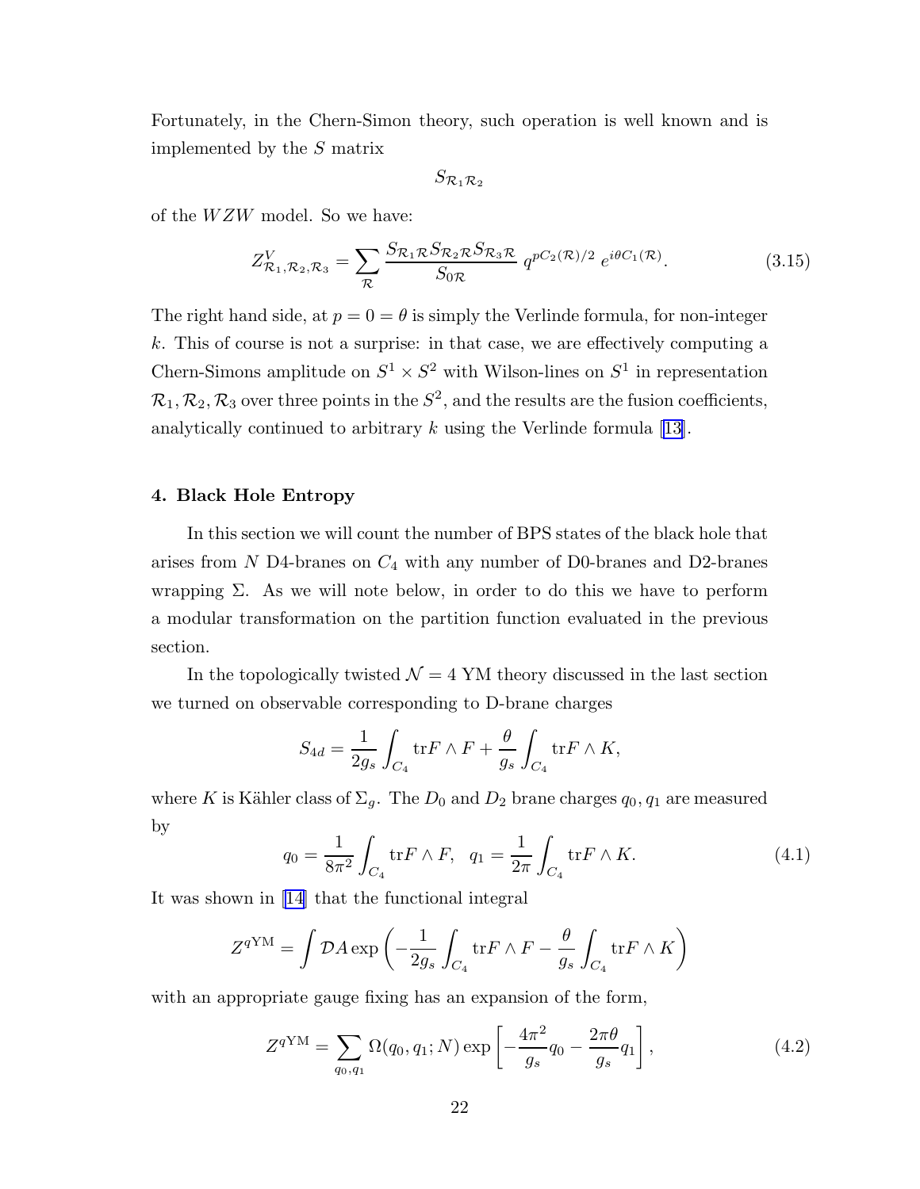Fortunately, in the Chern-Simon theory, such operation is well known and is implemented by the $S$ matrix

$$S_{\mathcal{R}_1 \mathcal{R}_2}$$

of the $WZW$ model. So we have:

$$Z^V_{\mathcal{R}_1,\mathcal{R}_2,\mathcal{R}_3} = \sum_{\mathcal{R}} \frac{S_{\mathcal{R}_1\mathcal{R}} S_{\mathcal{R}_2\mathcal{R}} S_{\mathcal{R}_3\mathcal{R}}}{S_{0\mathcal{R}}} \, q^{pC_2(\mathcal{R})/2} \, e^{i\theta C_1(\mathcal{R})}. \tag{3.15}$$

The right hand side, at $p = 0 = \theta$ is simply the Verlinde formula, for non-integer $k$. This of course is not a surprise: in that case, we are effectively computing a Chern-Simons amplitude on $S^1 \times S^2$ with Wilson-lines on $S^1$ in representation $\mathcal{R}_1, \mathcal{R}_2, \mathcal{R}_3$ over three points in the $S^2$, and the results are the fusion coefficients, analytically continued to arbitrary $k$ using the Verlinde formula [13].

## 4. Black Hole Entropy

In this section we will count the number of BPS states of the black hole that arises from $N$ D4-branes on $C_4$ with any number of D0-branes and D2-branes wrapping $\Sigma$. As we will note below, in order to do this we have to perform a modular transformation on the partition function evaluated in the previous section.

In the topologically twisted $\mathcal{N} = 4$ YM theory discussed in the last section we turned on observable corresponding to D-brane charges

$$S_{4d} = \frac{1}{2g_s} \int_{C_4} \mathrm{tr} F \wedge F + \frac{\theta}{g_s} \int_{C_4} \mathrm{tr} F \wedge K,$$

where $K$ is Kähler class of $\Sigma_g$. The $D_0$ and $D_2$ brane charges $q_0, q_1$ are measured by

$$q_0 = \frac{1}{8\pi^2} \int_{C_4} \mathrm{tr} F \wedge F, \quad q_1 = \frac{1}{2\pi} \int_{C_4} \mathrm{tr} F \wedge K. \tag{4.1}$$

It was shown in [14] that the functional integral

$$Z^{q\mathrm{YM}} = \int \mathcal{D}A \exp\left( -\frac{1}{2g_s} \int_{C_4} \mathrm{tr} F \wedge F - \frac{\theta}{g_s} \int_{C_4} \mathrm{tr} F \wedge K \right)$$

with an appropriate gauge fixing has an expansion of the form,

$$Z^{q\mathrm{YM}} = \sum_{q_0, q_1} \Omega(q_0, q_1; N) \exp\left[ -\frac{4\pi^2}{g_s} q_0 - \frac{2\pi\theta}{g_s} q_1 \right], \tag{4.2}$$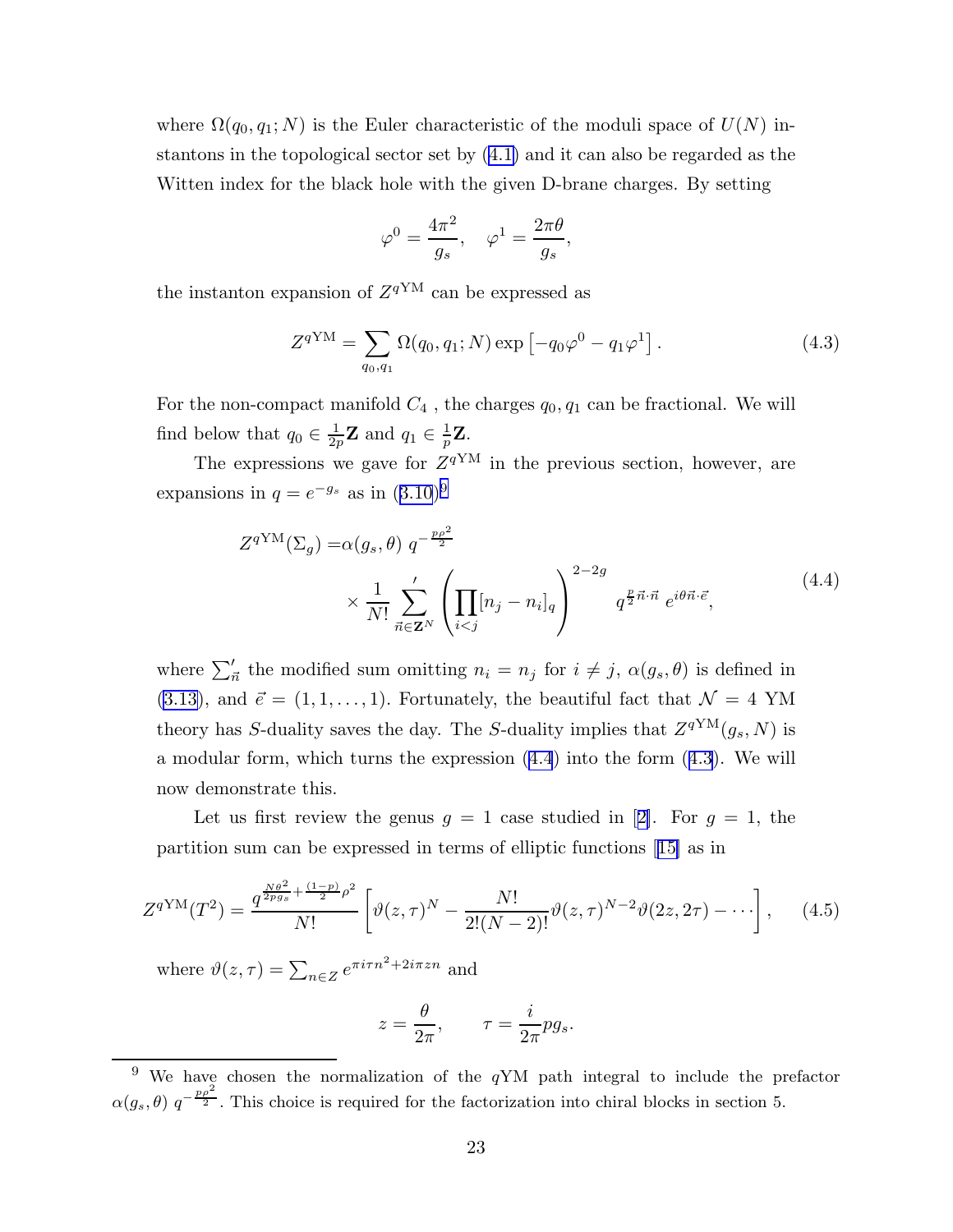where $\Omega(q_0, q_1; N)$ is the Euler characteristic of the moduli space of $U(N)$ instantons in the topological sector set by (4.1) and it can also be regarded as the Witten index for the black hole with the given D-brane charges. By setting

$$\varphi^0 = \frac{4\pi^2}{g_s}, \quad \varphi^1 = \frac{2\pi\theta}{g_s},$$

the instanton expansion of $Z^{q\mathrm{YM}}$ can be expressed as

$$Z^{q\mathrm{YM}} = \sum_{q_0, q_1} \Omega(q_0, q_1; N) \exp\left[-q_0\varphi^0 - q_1\varphi^1\right]. \tag{4.3}$$

For the non-compact manifold $C_4$ , the charges $q_0, q_1$ can be fractional. We will find below that $q_0 \in \frac{1}{2p}\mathbf{Z}$ and $q_1 \in \frac{1}{p}\mathbf{Z}$.

The expressions we gave for $Z^{q\mathrm{YM}}$ in the previous section, however, are expansions in $q = e^{-g_s}$ as in (3.10)[9]

$$\begin{aligned} Z^{q\mathrm{YM}}(\Sigma_g) =& \alpha(g_s, \theta)\, q^{-\frac{p\rho^2}{2}} \\ & \times \frac{1}{N!} \sum_{\vec{n} \in \mathbf{Z}^N}{}' \left(\prod_{i<j} [n_j - n_i]_q\right)^{2-2g} q^{\frac{p}{2}\vec{n}\cdot\vec{n}}\, e^{i\theta\vec{n}\cdot\vec{e}}, \end{aligned} \tag{4.4}$$

where $\sum_{\vec{n}}'$ the modified sum omitting $n_i = n_j$ for $i \neq j$, $\alpha(g_s, \theta)$ is defined in (3.13), and $\vec{e} = (1, 1, \ldots, 1)$. Fortunately, the beautiful fact that $\mathcal{N} = 4$ YM theory has $S$-duality saves the day. The $S$-duality implies that $Z^{q\mathrm{YM}}(g_s, N)$ is a modular form, which turns the expression (4.4) into the form (4.3). We will now demonstrate this.

Let us first review the genus $g = 1$ case studied in [2]. For $g = 1$, the partition sum can be expressed in terms of elliptic functions [15] as in

$$Z^{q\mathrm{YM}}(T^2) = \frac{q^{\frac{N\theta^2}{2pg_s} + \frac{(1-p)}{2}\rho^2}}{N!} \left[\vartheta(z,\tau)^N - \frac{N!}{2!(N-2)!}\vartheta(z,\tau)^{N-2}\vartheta(2z, 2\tau) - \cdots\right], \tag{4.5}$$

where $\vartheta(z, \tau) = \sum_{n \in Z} e^{\pi i \tau n^2 + 2i\pi z n}$ and

$$z = \frac{\theta}{2\pi}, \qquad \tau = \frac{i}{2\pi} p g_s.$$

[9] We have chosen the normalization of the $q$YM path integral to include the prefactor $\alpha(g_s, \theta)\, q^{-\frac{p\rho^2}{2}}$. This choice is required for the factorization into chiral blocks in section 5.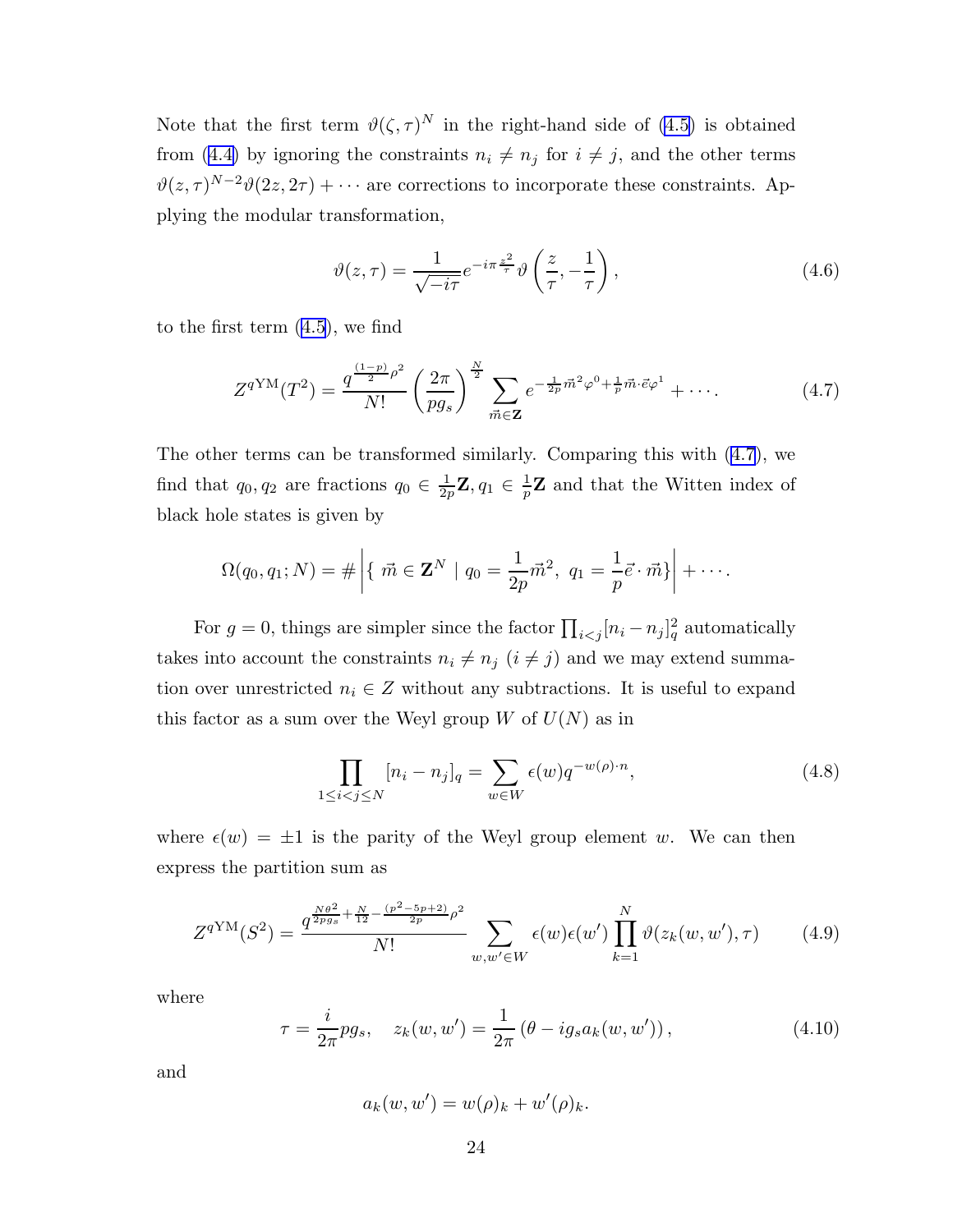Note that the first term $\vartheta(\zeta,\tau)^N$ in the right-hand side of (4.5) is obtained from (4.4) by ignoring the constraints $n_i \neq n_j$ for $i \neq j$, and the other terms $\vartheta(z,\tau)^{N-2}\vartheta(2z,2\tau) + \cdots$ are corrections to incorporate these constraints. Applying the modular transformation,

$$\vartheta(z,\tau) = \frac{1}{\sqrt{-i\tau}} e^{-i\pi\frac{z^2}{\tau}} \vartheta\left(\frac{z}{\tau}, -\frac{1}{\tau}\right), \tag{4.6}$$

to the first term (4.5), we find

$$Z^{q\mathrm{YM}}(T^2) = \frac{q^{\frac{(1-p)}{2}\rho^2}}{N!} \left(\frac{2\pi}{pg_s}\right)^{\frac{N}{2}} \sum_{\vec{m}\in\mathbf{Z}} e^{-\frac{1}{2p}\vec{m}^2\varphi^0 + \frac{1}{p}\vec{m}\cdot\vec{e}\varphi^1} + \cdots. \tag{4.7}$$

The other terms can be transformed similarly. Comparing this with (4.7), we find that $q_0, q_2$ are fractions $q_0 \in \frac{1}{2p}\mathbf{Z}, q_1 \in \frac{1}{p}\mathbf{Z}$ and that the Witten index of black hole states is given by

$$\Omega(q_0, q_1; N) = \#\left|\left\{\ \vec{m} \in \mathbf{Z}^N \mid q_0 = \frac{1}{2p}\vec{m}^2,\ q_1 = \frac{1}{p}\vec{e}\cdot\vec{m}\right\}\right| + \cdots.$$

For $g=0$, things are simpler since the factor $\prod_{i<j}[n_i - n_j]_q^2$ automatically takes into account the constraints $n_i \neq n_j$ $(i \neq j)$ and we may extend summation over unrestricted $n_i \in Z$ without any subtractions. It is useful to expand this factor as a sum over the Weyl group $W$ of $U(N)$ as in

$$\prod_{1\leq i<j\leq N} [n_i - n_j]_q = \sum_{w\in W} \epsilon(w) q^{-w(\rho)\cdot n}, \tag{4.8}$$

where $\epsilon(w) = \pm 1$ is the parity of the Weyl group element $w$. We can then express the partition sum as

$$Z^{q\mathrm{YM}}(S^2) = \frac{q^{\frac{N\theta^2}{2pg_s} + \frac{N}{12} - \frac{(p^2-5p+2)}{2p}\rho^2}}{N!} \sum_{w,w'\in W} \epsilon(w)\epsilon(w') \prod_{k=1}^{N} \vartheta(z_k(w,w'),\tau) \tag{4.9}$$

where

$$\tau = \frac{i}{2\pi}pg_s, \quad z_k(w,w') = \frac{1}{2\pi}\left(\theta - ig_s a_k(w,w')\right), \tag{4.10}$$

and

$$a_k(w,w') = w(\rho)_k + w'(\rho)_k.$$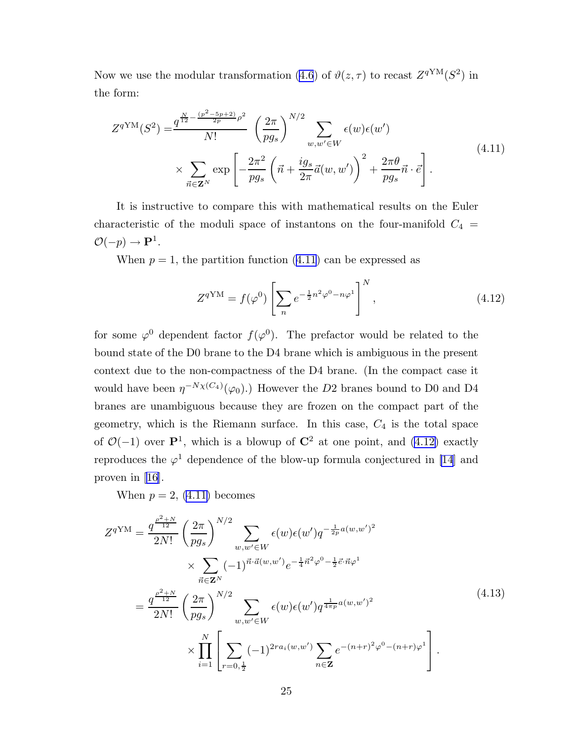Now we use the modular transformation (4.6) of $\vartheta(z,\tau)$ to recast $Z^{q\mathrm{YM}}(S^2)$ in the form:

$$
\begin{aligned}
Z^{q\mathrm{YM}}(S^2) =& \frac{q^{\frac{N}{12}-\frac{(p^2-5p+2)}{2p}\rho^2}}{N!} \left(\frac{2\pi}{pg_s}\right)^{N/2} \sum_{w,w'\in W} \epsilon(w)\epsilon(w') \\
& \times \sum_{\vec{n}\in \mathbf{Z}^N} \exp\left[-\frac{2\pi^2}{pg_s}\left(\vec{n}+\frac{ig_s}{2\pi}\vec{a}(w,w')\right)^2 + \frac{2\pi\theta}{pg_s}\vec{n}\cdot\vec{e}\right].
\end{aligned}
\tag{4.11}
$$

It is instructive to compare this with mathematical results on the Euler characteristic of the moduli space of instantons on the four-manifold $C_4 = \mathcal{O}(-p)\to \mathbf{P}^1$.

When $p=1$, the partition function (4.11) can be expressed as

$$
Z^{q\mathrm{YM}} = f(\varphi^0)\left[\sum_n e^{-\frac{1}{2}n^2\varphi^0 - n\varphi^1}\right]^N, \tag{4.12}
$$

for some $\varphi^0$ dependent factor $f(\varphi^0)$. The prefactor would be related to the bound state of the D0 brane to the D4 brane which is ambiguous in the present context due to the non-compactness of the D4 brane. (In the compact case it would have been $\eta^{-N\chi(C_4)}(\varphi_0)$.) However the $D2$ branes bound to D0 and D4 branes are unambiguous because they are frozen on the compact part of the geometry, which is the Riemann surface. In this case, $C_4$ is the total space of $\mathcal{O}(-1)$ over $\mathbf{P}^1$, which is a blowup of $\mathbf{C}^2$ at one point, and (4.12) exactly reproduces the $\varphi^1$ dependence of the blow-up formula conjectured in [14] and proven in [16].

When $p=2$, (4.11) becomes

$$
\begin{aligned}
Z^{q\mathrm{YM}} =& \frac{q^{\frac{\rho^2+N}{12}}}{2N!}\left(\frac{2\pi}{pg_s}\right)^{N/2} \sum_{w,w'\in W}\epsilon(w)\epsilon(w')q^{-\frac{1}{2p}a(w,w')^2} \\
& \times \sum_{\vec{n}\in\mathbf{Z}^N}(-1)^{\vec{n}\cdot\vec{a}(w,w')}e^{-\frac{1}{4}\vec{n}^2\varphi^0-\frac{1}{2}\vec{e}\cdot\vec{n}\varphi^1} \\
=& \frac{q^{\frac{\rho^2+N}{12}}}{2N!}\left(\frac{2\pi}{pg_s}\right)^{N/2} \sum_{w,w'\in W}\epsilon(w)\epsilon(w')q^{\frac{1}{4\pi p}a(w,w')^2} \\
& \times \prod_{i=1}^N\left[\sum_{r=0,\frac{1}{2}}(-1)^{2ra_i(w,w')}\sum_{n\in\mathbf{Z}}e^{-(n+r)^2\varphi^0-(n+r)\varphi^1}\right].
\end{aligned}
\tag{4.13}
$$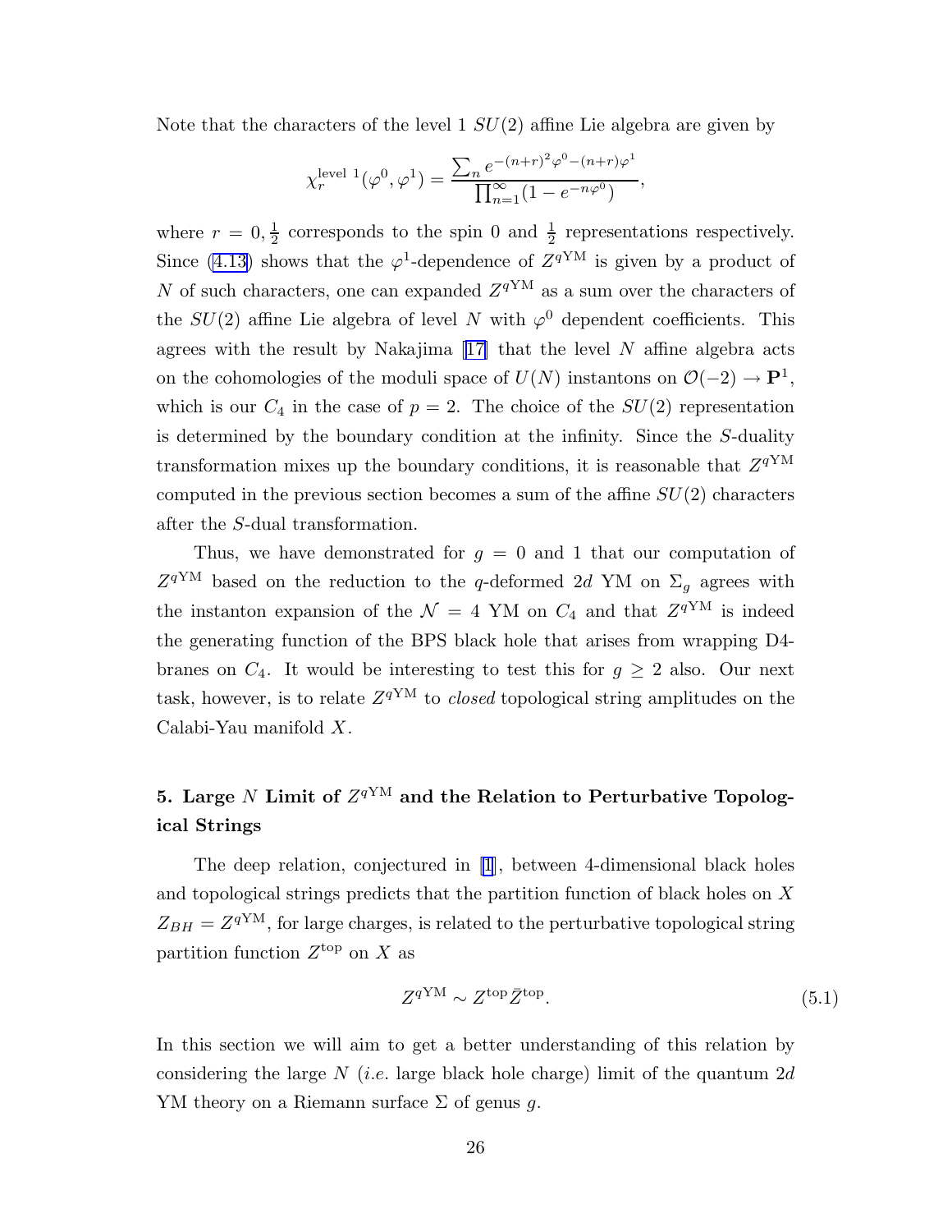Note that the characters of the level 1 $SU(2)$ affine Lie algebra are given by

$$\chi_r^{\text{level } 1}(\varphi^0, \varphi^1) = \frac{\sum_n e^{-(n+r)^2\varphi^0 - (n+r)\varphi^1}}{\prod_{n=1}^{\infty}(1 - e^{-n\varphi^0})},$$

where $r = 0, \frac{1}{2}$ corresponds to the spin 0 and $\frac{1}{2}$ representations respectively. Since (4.13) shows that the $\varphi^1$-dependence of $Z^{q\text{YM}}$ is given by a product of $N$ of such characters, one can expanded $Z^{q\text{YM}}$ as a sum over the characters of the $SU(2)$ affine Lie algebra of level $N$ with $\varphi^0$ dependent coefficients. This agrees with the result by Nakajima [17] that the level $N$ affine algebra acts on the cohomologies of the moduli space of $U(N)$ instantons on $\mathcal{O}(-2) \to \mathbf{P}^1$, which is our $C_4$ in the case of $p = 2$. The choice of the $SU(2)$ representation is determined by the boundary condition at the infinity. Since the $S$-duality transformation mixes up the boundary conditions, it is reasonable that $Z^{q\text{YM}}$ computed in the previous section becomes a sum of the affine $SU(2)$ characters after the $S$-dual transformation.

Thus, we have demonstrated for $g = 0$ and 1 that our computation of $Z^{q\text{YM}}$ based on the reduction to the $q$-deformed $2d$ YM on $\Sigma_g$ agrees with the instanton expansion of the $\mathcal{N} = 4$ YM on $C_4$ and that $Z^{q\text{YM}}$ is indeed the generating function of the BPS black hole that arises from wrapping D4-branes on $C_4$. It would be interesting to test this for $g \geq 2$ also. Our next task, however, is to relate $Z^{q\text{YM}}$ to *closed* topological string amplitudes on the Calabi-Yau manifold $X$.

## 5. Large $N$ Limit of $Z^{q\text{YM}}$ and the Relation to Perturbative Topological Strings

The deep relation, conjectured in [1], between 4-dimensional black holes and topological strings predicts that the partition function of black holes on $X$ $Z_{BH} = Z^{q\text{YM}}$, for large charges, is related to the perturbative topological string partition function $Z^{\text{top}}$ on $X$ as

$$Z^{q\text{YM}} \sim Z^{\text{top}}\bar{Z}^{\text{top}}. \tag{5.1}$$

In this section we will aim to get a better understanding of this relation by considering the large $N$ (*i.e.* large black hole charge) limit of the quantum $2d$ YM theory on a Riemann surface $\Sigma$ of genus $g$.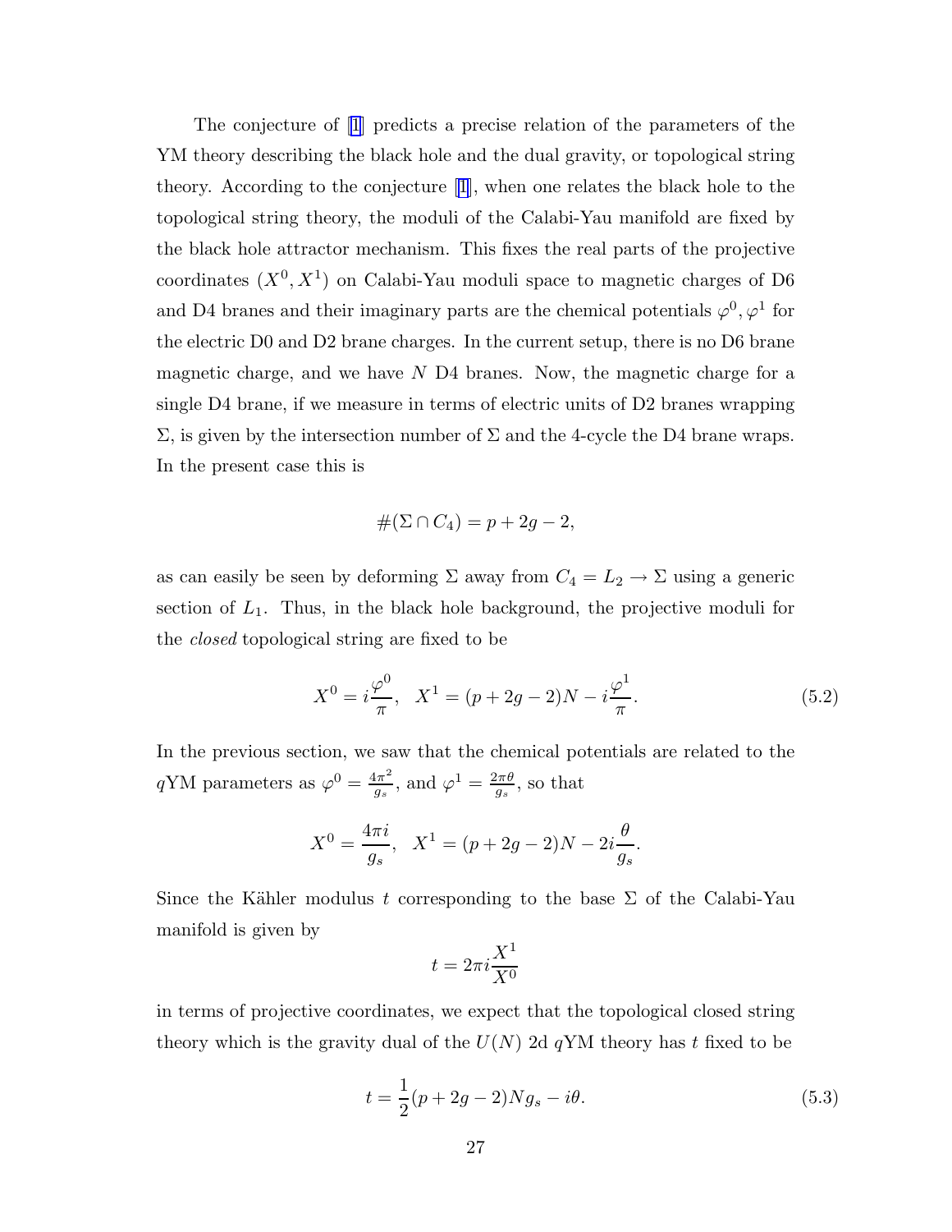The conjecture of [1] predicts a precise relation of the parameters of the YM theory describing the black hole and the dual gravity, or topological string theory. According to the conjecture [1], when one relates the black hole to the topological string theory, the moduli of the Calabi-Yau manifold are fixed by the black hole attractor mechanism. This fixes the real parts of the projective coordinates $(X^0, X^1)$ on Calabi-Yau moduli space to magnetic charges of D6 and D4 branes and their imaginary parts are the chemical potentials $\varphi^0, \varphi^1$ for the electric D0 and D2 brane charges. In the current setup, there is no D6 brane magnetic charge, and we have $N$ D4 branes. Now, the magnetic charge for a single D4 brane, if we measure in terms of electric units of D2 branes wrapping $\Sigma$, is given by the intersection number of $\Sigma$ and the 4-cycle the D4 brane wraps. In the present case this is

$$\#(\Sigma \cap C_4) = p + 2g - 2,$$

as can easily be seen by deforming $\Sigma$ away from $C_4 = L_2 \to \Sigma$ using a generic section of $L_1$. Thus, in the black hole background, the projective moduli for the *closed* topological string are fixed to be

$$X^0 = i\frac{\varphi^0}{\pi}, \quad X^1 = (p + 2g - 2)N - i\frac{\varphi^1}{\pi}. \tag{5.2}$$

In the previous section, we saw that the chemical potentials are related to the $q$YM parameters as $\varphi^0 = \frac{4\pi^2}{g_s}$, and $\varphi^1 = \frac{2\pi\theta}{g_s}$, so that

$$X^0 = \frac{4\pi i}{g_s}, \quad X^1 = (p + 2g - 2)N - 2i\frac{\theta}{g_s}.$$

Since the Kähler modulus $t$ corresponding to the base $\Sigma$ of the Calabi-Yau manifold is given by

$$t = 2\pi i \frac{X^1}{X^0}$$

in terms of projective coordinates, we expect that the topological closed string theory which is the gravity dual of the $U(N)$ 2d $q$YM theory has $t$ fixed to be

$$t = \frac{1}{2}(p + 2g - 2)Ng_s - i\theta. \tag{5.3}$$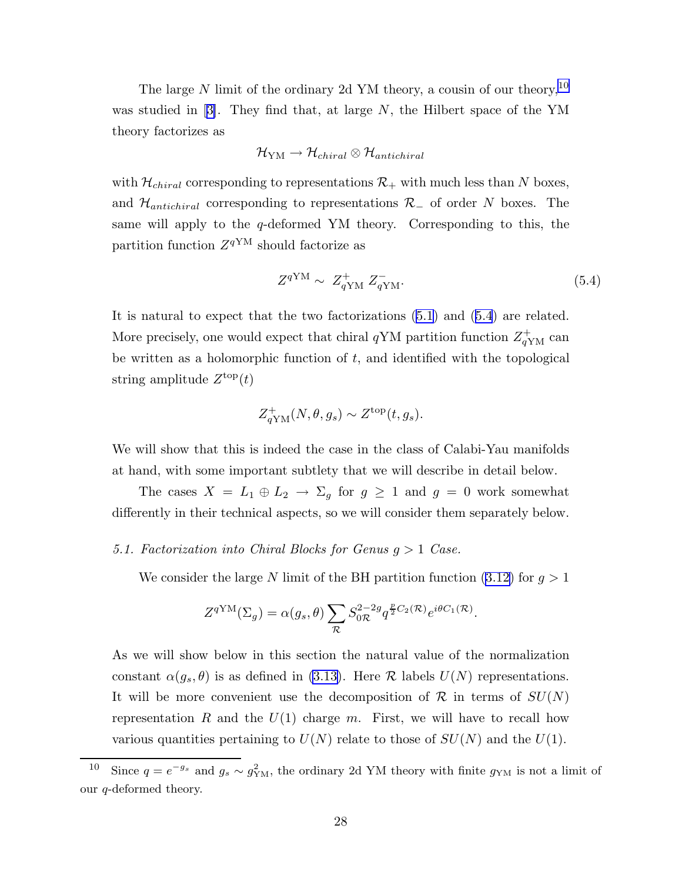The large $N$ limit of the ordinary 2d YM theory, a cousin of our theory,[10] was studied in [3]. They find that, at large $N$, the Hilbert space of the YM theory factorizes as

$$\mathcal{H}_{\rm YM} \to \mathcal{H}_{chiral} \otimes \mathcal{H}_{antichiral}$$

with $\mathcal{H}_{chiral}$ corresponding to representations $\mathcal{R}_+$ with much less than $N$ boxes, and $\mathcal{H}_{antichiral}$ corresponding to representations $\mathcal{R}_-$ of order $N$ boxes. The same will apply to the $q$-deformed YM theory. Corresponding to this, the partition function $Z^{q\rm YM}$ should factorize as

$$Z^{q\rm YM} \sim \; Z^{+}_{q\rm YM} \, Z^{-}_{q\rm YM}. \tag{5.4}$$

It is natural to expect that the two factorizations (5.1) and (5.4) are related. More precisely, one would expect that chiral $q$YM partition function $Z^{+}_{q\rm YM}$ can be written as a holomorphic function of $t$, and identified with the topological string amplitude $Z^{\rm top}(t)$

$$Z^{+}_{q\rm YM}(N, \theta, g_s) \sim Z^{\rm top}(t, g_s).$$

We will show that this is indeed the case in the class of Calabi-Yau manifolds at hand, with some important subtlety that we will describe in detail below.

The cases $X = L_1 \oplus L_2 \to \Sigma_g$ for $g \geq 1$ and $g = 0$ work somewhat differently in their technical aspects, so we will consider them separately below.

### *5.1. Factorization into Chiral Blocks for Genus $g > 1$ Case.*

We consider the large $N$ limit of the BH partition function (3.12) for $g > 1$

$$Z^{q\rm YM}(\Sigma_g) = \alpha(g_s, \theta) \sum_{\mathcal{R}} S_{0\mathcal{R}}^{2-2g} q^{\frac{p}{2} C_2(\mathcal{R})} e^{i\theta C_1(\mathcal{R})}.$$

As we will show below in this section the natural value of the normalization constant $\alpha(g_s, \theta)$ is as defined in (3.13). Here $\mathcal{R}$ labels $U(N)$ representations. It will be more convenient use the decomposition of $\mathcal{R}$ in terms of $SU(N)$ representation $R$ and the $U(1)$ charge $m$. First, we will have to recall how various quantities pertaining to $U(N)$ relate to those of $SU(N)$ and the $U(1)$.

[10] Since $q = e^{-g_s}$ and $g_s \sim g^2_{\rm YM}$, the ordinary 2d YM theory with finite $g_{\rm YM}$ is not a limit of our $q$-deformed theory.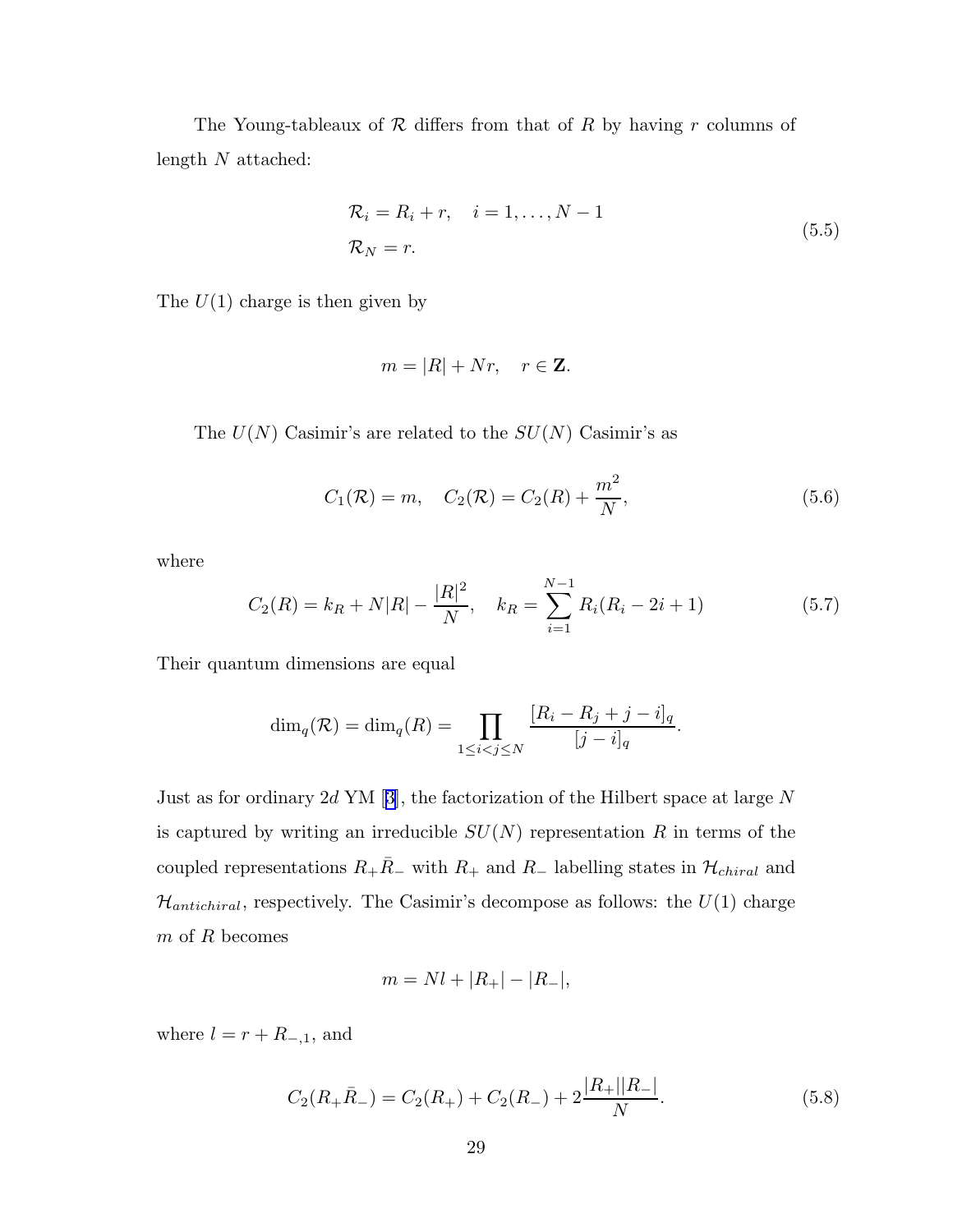The Young-tableaux of $\mathcal{R}$ differs from that of $R$ by having $r$ columns of length $N$ attached:

$$
\begin{aligned}
&\mathcal{R}_i = R_i + r, \quad i = 1, \dots, N-1 \\
&\mathcal{R}_N = r.
\end{aligned}
\tag{5.5}
$$

The $U(1)$ charge is then given by

$$
m = |R| + Nr, \quad r \in \mathbf{Z}.
$$

The $U(N)$ Casimir's are related to the $SU(N)$ Casimir's as

$$
C_1(\mathcal{R}) = m, \quad C_2(\mathcal{R}) = C_2(R) + \frac{m^2}{N},
\tag{5.6}
$$

where

$$
C_2(R) = k_R + N|R| - \frac{|R|^2}{N}, \quad k_R = \sum_{i=1}^{N-1} R_i(R_i - 2i + 1)
\tag{5.7}
$$

Their quantum dimensions are equal

$$
\dim_q(\mathcal{R}) = \dim_q(R) = \prod_{1 \le i < j \le N} \frac{[R_i - R_j + j - i]_q}{[j-i]_q}.
$$

Just as for ordinary $2d$ YM [3], the factorization of the Hilbert space at large $N$ is captured by writing an irreducible $SU(N)$ representation $R$ in terms of the coupled representations $R_+\bar{R}_-$ with $R_+$ and $R_-$ labelling states in $\mathcal{H}_{chiral}$ and $\mathcal{H}_{antichiral}$, respectively. The Casimir's decompose as follows: the $U(1)$ charge $m$ of $R$ becomes

$$
m = Nl + |R_+| - |R_-|,
$$

where $l = r + R_{-,1}$, and

$$
C_2(R_+\bar{R}_-) = C_2(R_+) + C_2(R_-) + 2\frac{|R_+||R_-|}{N}.
\tag{5.8}
$$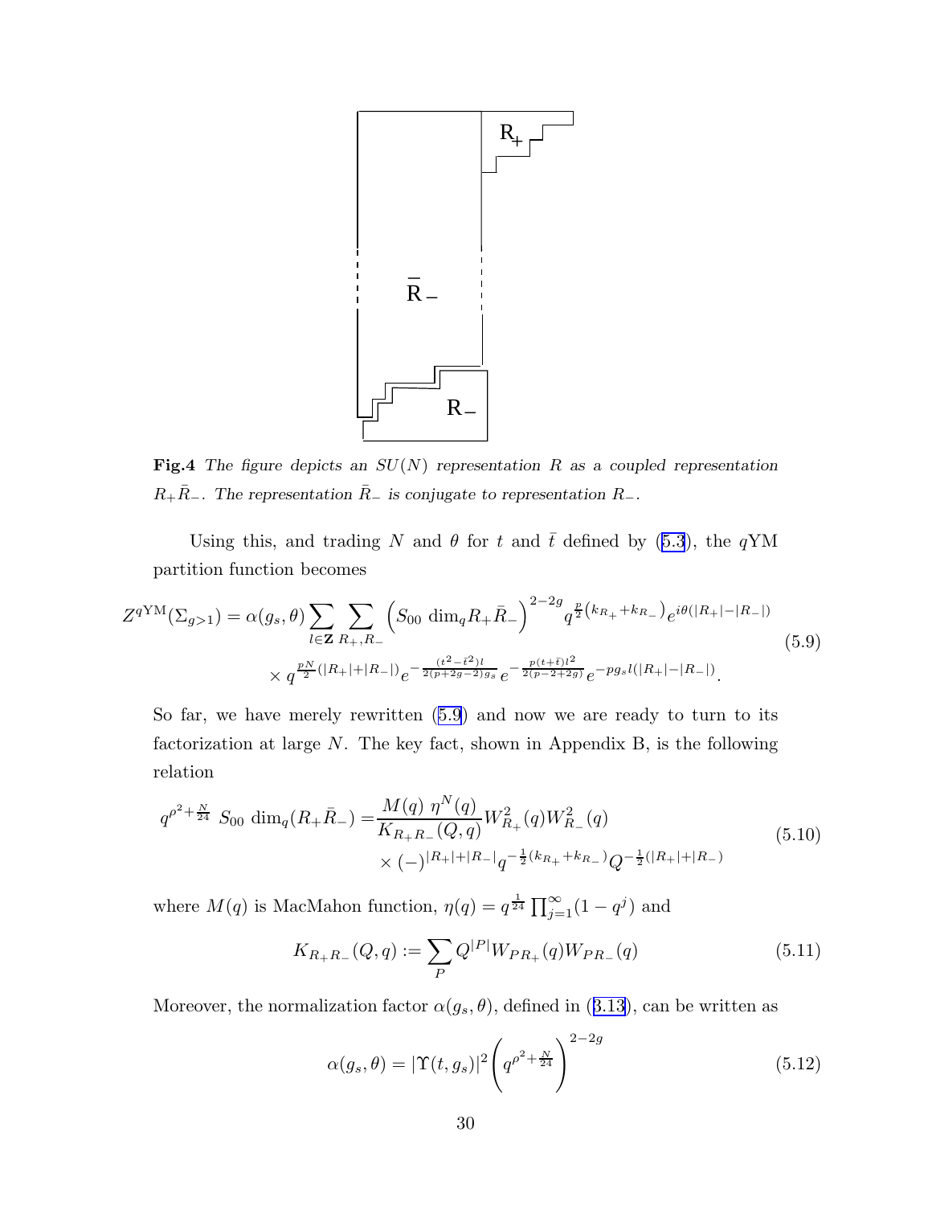R+

$\bar{R}_-$

R−

**Fig.4** *The figure depicts an $SU(N)$ representation $R$ as a coupled representation $R_+\bar{R}_-$. The representation $\bar{R}_-$ is conjugate to representation $R_-$.*

Using this, and trading $N$ and $\theta$ for $t$ and $\bar{t}$ defined by (5.3), the $q$YM partition function becomes

$$
\begin{aligned}
Z^{q\mathrm{YM}}(\Sigma_{g>1}) = \alpha(g_s,\theta) \sum_{l\in\mathbf{Z}} \sum_{R_+,R_-} \Big(S_{00}\ \dim_q R_+\bar{R}_-\Big)^{2-2g} q^{\frac{p}{2}\left(k_{R_+}+k_{R_-}\right)} e^{i\theta(|R_+|-|R_-|)} \\
\times\, q^{\frac{pN}{2}(|R_+|+|R_-|)} e^{-\frac{(t^2-\bar{t}^2)l}{2(p+2g-2)g_s}} e^{-\frac{p(t+\bar{t})l^2}{2(p-2+2g)}} e^{-pg_s l(|R_+|-|R_-|)}.
\end{aligned}
\tag{5.9}
$$

So far, we have merely rewritten (5.9) and now we are ready to turn to its factorization at large $N$. The key fact, shown in Appendix B, is the following relation

$$
\begin{aligned}
q^{\rho^2+\frac{N}{24}}\ S_{00}\ \dim_q(R_+\bar{R}_-) = &\frac{M(q)\ \eta^N(q)}{K_{R_+R_-}(Q,q)} W^2_{R_+}(q) W^2_{R_-}(q) \\
&\times (-)^{|R_+|+|R_-|} q^{-\frac{1}{2}(k_{R_+}+k_{R_-})} Q^{-\frac{1}{2}(|R_+|+|R_-)}
\end{aligned}
\tag{5.10}
$$

where $M(q)$ is MacMahon function, $\eta(q) = q^{\frac{1}{24}} \prod_{j=1}^{\infty}(1-q^j)$ and

$$
K_{R_+R_-}(Q,q) := \sum_P Q^{|P|} W_{PR_+}(q) W_{PR_-}(q)
\tag{5.11}
$$

Moreover, the normalization factor $\alpha(g_s,\theta)$, defined in (3.13), can be written as

$$
\alpha(g_s,\theta) = |\Upsilon(t,g_s)|^2 \left(q^{\rho^2+\frac{N}{24}}\right)^{2-2g}
\tag{5.12}
$$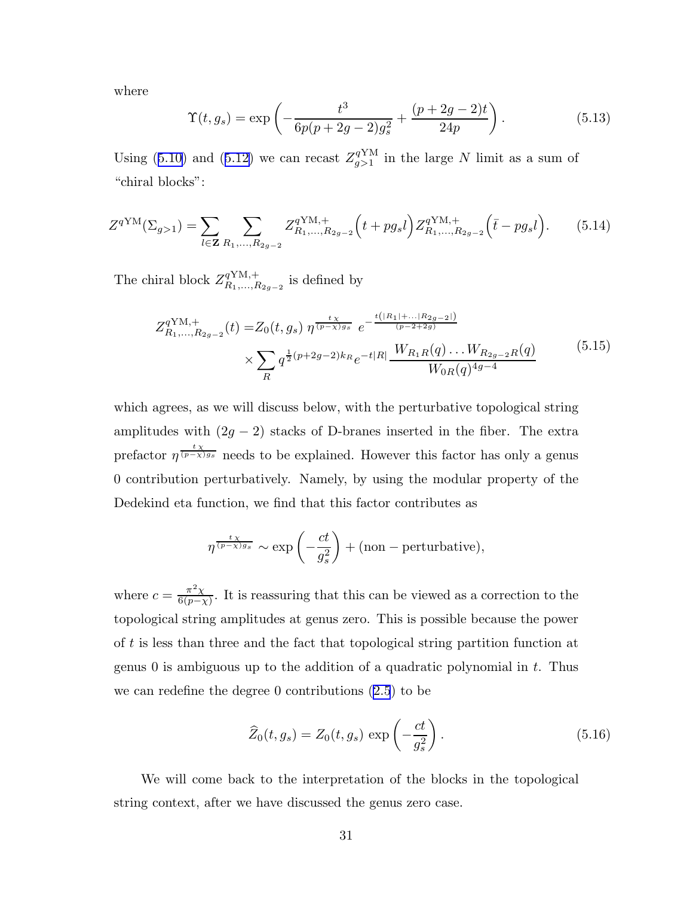where

$$\Upsilon(t, g_s) = \exp\left(-\frac{t^3}{6p(p+2g-2)g_s^2} + \frac{(p+2g-2)t}{24p}\right). \tag{5.13}$$

Using (5.10) and (5.12) we can recast $Z^{q\mathrm{YM}}_{g>1}$ in the large $N$ limit as a sum of "chiral blocks":

$$Z^{q\mathrm{YM}}(\Sigma_{g>1}) = \sum_{l\in\mathbf{Z}} \sum_{R_1,\ldots,R_{2g-2}} Z^{q\mathrm{YM},+}_{R_1,\ldots,R_{2g-2}}\Big(t + pg_s l\Big)\, Z^{q\mathrm{YM},+}_{R_1,\ldots,R_{2g-2}}\Big(\bar{t} - pg_s l\Big). \tag{5.14}$$

The chiral block $Z^{q\mathrm{YM},+}_{R_1,\ldots,R_{2g-2}}$ is defined by

$$\begin{aligned} Z^{q\mathrm{YM},+}_{R_1,\ldots,R_{2g-2}}(t) =& Z_0(t, g_s)\, \eta^{\frac{t\chi}{(p-\chi)g_s}}\; e^{-\frac{t(|R_1|+\ldots|R_{2g-2}|)}{(p-2+2g)}} \\ &\times \sum_R q^{\frac{1}{2}(p+2g-2)k_R} e^{-t|R|}\, \frac{W_{R_1 R}(q)\ldots W_{R_{2g-2}R}(q)}{W_{0R}(q)^{4g-4}} \end{aligned} \tag{5.15}$$

which agrees, as we will discuss below, with the perturbative topological string amplitudes with $(2g-2)$ stacks of D-branes inserted in the fiber. The extra prefactor $\eta^{\frac{t\chi}{(p-\chi)g_s}}$ needs to be explained. However this factor has only a genus 0 contribution perturbatively. Namely, by using the modular property of the Dedekind eta function, we find that this factor contributes as

$$\eta^{\frac{t\chi}{(p-\chi)g_s}} \sim \exp\left(-\frac{ct}{g_s^2}\right) + (\mathrm{non-perturbative}),$$

where $c = \frac{\pi^2\chi}{6(p-\chi)}$. It is reassuring that this can be viewed as a correction to the topological string amplitudes at genus zero. This is possible because the power of $t$ is less than three and the fact that topological string partition function at genus 0 is ambiguous up to the addition of a quadratic polynomial in $t$. Thus we can redefine the degree 0 contributions (2.5) to be

$$\widehat{Z}_0(t, g_s) = Z_0(t, g_s)\, \exp\left(-\frac{ct}{g_s^2}\right). \tag{5.16}$$

We will come back to the interpretation of the blocks in the topological string context, after we have discussed the genus zero case.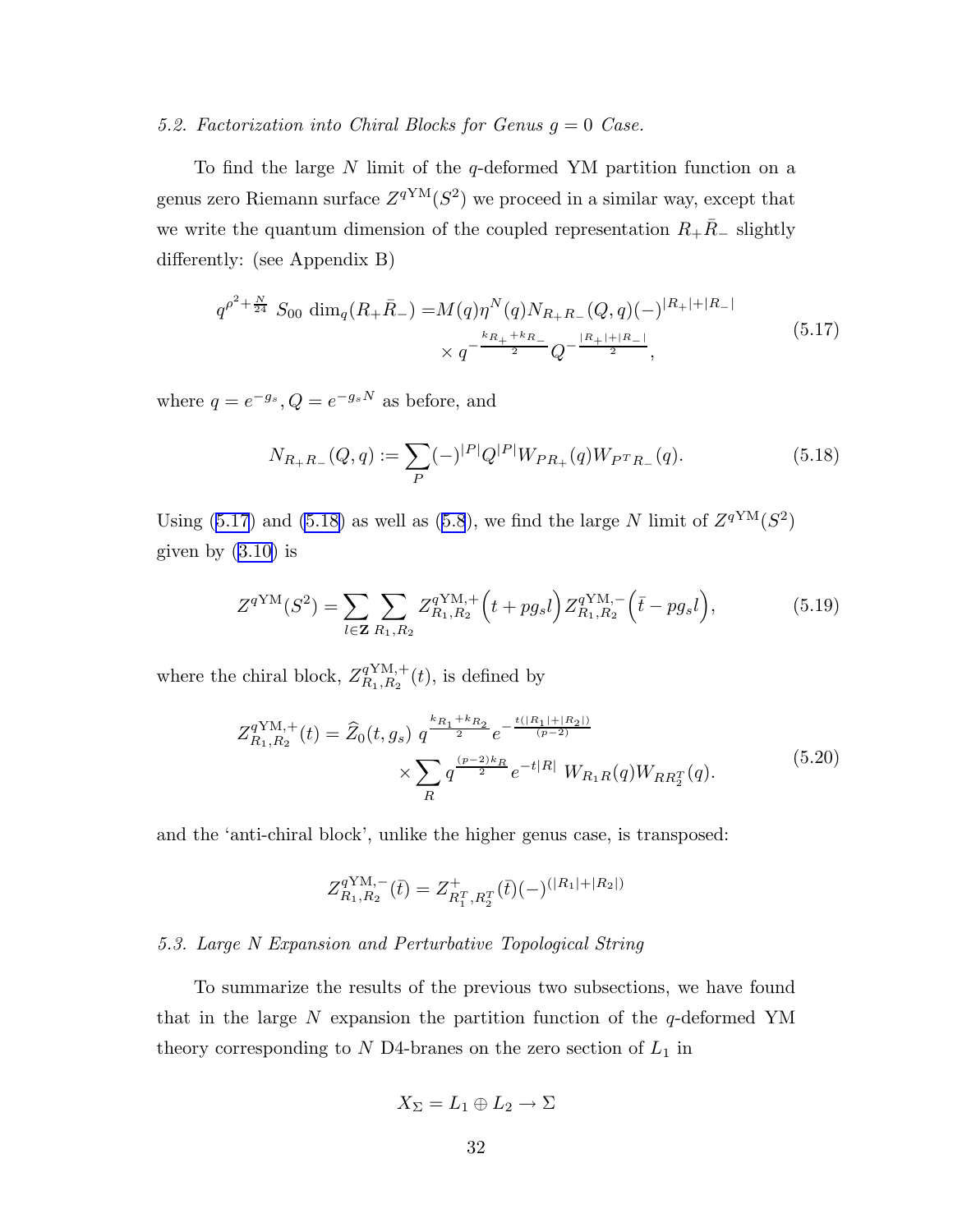*5.2. Factorization into Chiral Blocks for Genus $g = 0$ Case.*

To find the large $N$ limit of the $q$-deformed YM partition function on a genus zero Riemann surface $Z^{q\mathrm{YM}}(S^2)$ we proceed in a similar way, except that we write the quantum dimension of the coupled representation $R_+\bar{R}_-$ slightly differently: (see Appendix B)

$$
\begin{aligned}
q^{\rho^2+\frac{N}{24}}\ S_{00}\ \dim_q(R_+\bar{R}_-) =& M(q)\eta^N(q)N_{R_+R_-}(Q,q)(-)^{|R_+|+|R_-|} \\
& \times q^{-\frac{k_{R_+}+k_{R_-}}{2}}Q^{-\frac{|R_+|+|R_-|}{2}},
\end{aligned}
\tag{5.17}
$$

where $q = e^{-g_s}, Q = e^{-g_s N}$ as before, and

$$
N_{R_+R_-}(Q,q) := \sum_P (-)^{|P|}Q^{|P|}W_{PR_+}(q)W_{P^TR_-}(q). \tag{5.18}
$$

Using (5.17) and (5.18) as well as (5.8), we find the large $N$ limit of $Z^{q\mathrm{YM}}(S^2)$ given by (3.10) is

$$
Z^{q\mathrm{YM}}(S^2) = \sum_{l\in\mathbf{Z}}\sum_{R_1,R_2} Z^{q\mathrm{YM},+}_{R_1,R_2}\Big(t+pg_s l\Big)\,Z^{q\mathrm{YM},-}_{R_1,R_2}\Big(\bar{t}-pg_s l\Big), \tag{5.19}
$$

where the chiral block, $Z^{q\mathrm{YM},+}_{R_1,R_2}(t)$, is defined by

$$
\begin{aligned}
Z^{q\mathrm{YM},+}_{R_1,R_2}(t) =& \widehat{Z}_0(t,g_s)\ q^{\frac{k_{R_1}+k_{R_2}}{2}}e^{-\frac{t(|R_1|+|R_2|)}{(p-2)}} \\
& \times \sum_R q^{\frac{(p-2)k_R}{2}}e^{-t|R|}\ W_{R_1R}(q)W_{RR_2^T}(q).
\end{aligned}
\tag{5.20}
$$

and the 'anti-chiral block', unlike the higher genus case, is transposed:

$$
Z^{q\mathrm{YM},-}_{R_1,R_2}(\bar{t}) = Z^+_{R_1^T,R_2^T}(\bar{t})(-)^{(|R_1|+|R_2|)}
$$

*5.3. Large $N$ Expansion and Perturbative Topological String*

To summarize the results of the previous two subsections, we have found that in the large $N$ expansion the partition function of the $q$-deformed YM theory corresponding to $N$ D4-branes on the zero section of $L_1$ in

$$
X_\Sigma = L_1 \oplus L_2 \to \Sigma
$$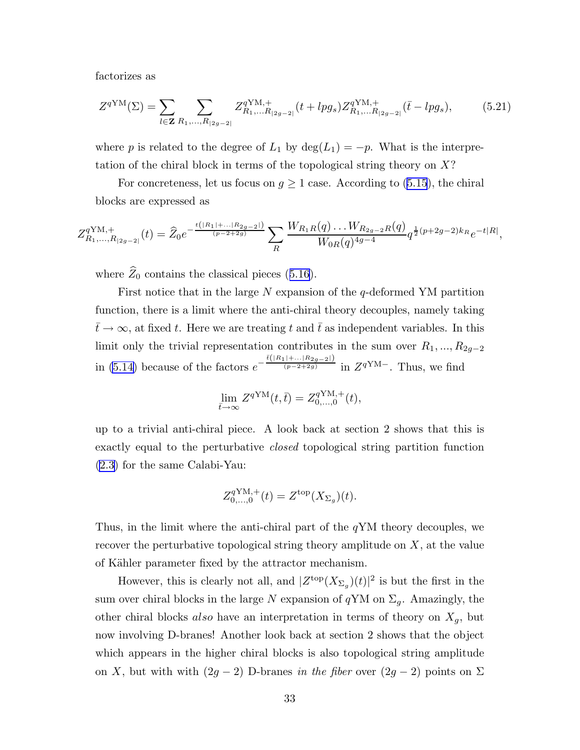factorizes as

$$Z^{q\text{YM}}(\Sigma) = \sum_{l \in \mathbf{Z}} \sum_{R_1,\ldots,R_{|2g-2|}} Z^{q\text{YM},+}_{R_1,\ldots R_{|2g-2|}}(t + lpg_s) Z^{q\text{YM},+}_{R_1,\ldots R_{|2g-2|}}(\bar{t} - lpg_s), \tag{5.21}$$

where $p$ is related to the degree of $L_1$ by $\deg(L_1) = -p$. What is the interpretation of the chiral block in terms of the topological string theory on $X$?

For concreteness, let us focus on $g \geq 1$ case. According to (5.15), the chiral blocks are expressed as

$$Z^{q\text{YM},+}_{R_1,\ldots,R_{|2g-2|}}(t) = \widehat{Z}_0 e^{-\frac{t(|R_1|+\ldots|R_{2g-2}|)}{(p-2+2g)}} \sum_R \frac{W_{R_1 R}(q)\ldots W_{R_{2g-2}R}(q)}{W_{0R}(q)^{4g-4}} q^{\frac{1}{2}(p+2g-2)k_R} e^{-t|R|},$$

where $\widehat{Z}_0$ contains the classical pieces (5.16).

First notice that in the large $N$ expansion of the $q$-deformed YM partition function, there is a limit where the anti-chiral theory decouples, namely taking $\bar{t} \to \infty$, at fixed $t$. Here we are treating $t$ and $\bar{t}$ as independent variables. In this limit only the trivial representation contributes in the sum over $R_1, \ldots, R_{2g-2}$ in (5.14) because of the factors $e^{-\frac{\bar{t}(|R_1|+\ldots|R_{2g-2}|)}{(p-2+2g)}}$ in $Z^{q\text{YM}-}$. Thus, we find

$$\lim_{\bar{t}\to\infty} Z^{q\text{YM}}(t,\bar{t}) = Z^{q\text{YM},+}_{0,\ldots,0}(t),$$

up to a trivial anti-chiral piece. A look back at section 2 shows that this is exactly equal to the perturbative *closed* topological string partition function (2.3) for the same Calabi-Yau:

$$Z^{q\text{YM},+}_{0,\ldots,0}(t) = Z^{\text{top}}(X_{\Sigma_g})(t).$$

Thus, in the limit where the anti-chiral part of the $q$YM theory decouples, we recover the perturbative topological string theory amplitude on $X$, at the value of Kähler parameter fixed by the attractor mechanism.

However, this is clearly not all, and $|Z^{\text{top}}(X_{\Sigma_g})(t)|^2$ is but the first in the sum over chiral blocks in the large $N$ expansion of $q$YM on $\Sigma_g$. Amazingly, the other chiral blocks *also* have an interpretation in terms of theory on $X_g$, but now involving D-branes! Another look back at section 2 shows that the object which appears in the higher chiral blocks is also topological string amplitude on $X$, but with with $(2g-2)$ D-branes *in the fiber* over $(2g-2)$ points on $\Sigma$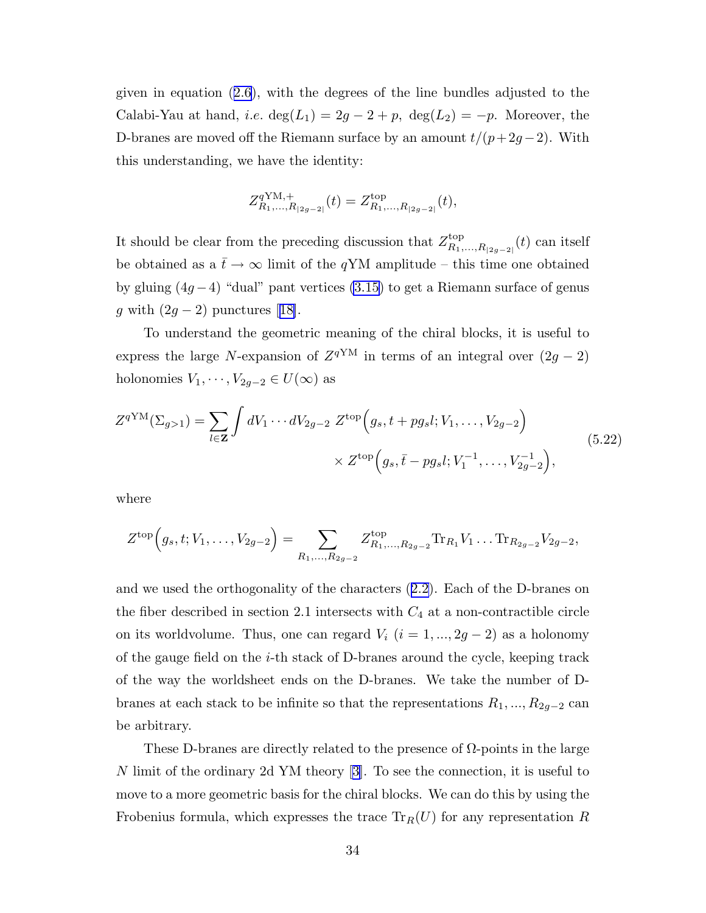given in equation (2.6), with the degrees of the line bundles adjusted to the Calabi-Yau at hand, *i.e.* $\deg(L_1) = 2g-2+p,\ \deg(L_2) = -p$. Moreover, the D-branes are moved off the Riemann surface by an amount $t/(p+2g-2)$. With this understanding, we have the identity:

$$Z^{q\text{YM},+}_{R_1,\ldots,R_{|2g-2|}}(t) = Z^{\text{top}}_{R_1,\ldots,R_{|2g-2|}}(t),$$

It should be clear from the preceding discussion that $Z^{\text{top}}_{R_1,\ldots,R_{|2g-2|}}(t)$ can itself be obtained as a $\bar{t} \to \infty$ limit of the $q$YM amplitude – this time one obtained by gluing $(4g-4)$ "dual" pant vertices (3.15) to get a Riemann surface of genus $g$ with $(2g-2)$ punctures [18].

To understand the geometric meaning of the chiral blocks, it is useful to express the large $N$-expansion of $Z^{q\text{YM}}$ in terms of an integral over $(2g-2)$ holonomies $V_1, \cdots, V_{2g-2} \in U(\infty)$ as

$$Z^{q\text{YM}}(\Sigma_{g>1}) = \sum_{l\in\mathbf{Z}} \int dV_1 \cdots dV_{2g-2}\ Z^{\text{top}}\Big(g_s, t + pg_s l; V_1, \ldots, V_{2g-2}\Big) \\ \times Z^{\text{top}}\Big(g_s, \bar{t} - pg_s l; V_1^{-1}, \ldots, V_{2g-2}^{-1}\Big), \tag{5.22}$$

where

$$Z^{\text{top}}\Big(g_s, t; V_1, \ldots, V_{2g-2}\Big) = \sum_{R_1,\ldots,R_{2g-2}} Z^{\text{top}}_{R_1,\ldots,R_{2g-2}} \text{Tr}_{R_1} V_1 \ldots \text{Tr}_{R_{2g-2}} V_{2g-2},$$

and we used the orthogonality of the characters (2.2). Each of the D-branes on the fiber described in section 2.1 intersects with $C_4$ at a non-contractible circle on its worldvolume. Thus, one can regard $V_i$ $(i = 1, ..., 2g-2)$ as a holonomy of the gauge field on the $i$-th stack of D-branes around the cycle, keeping track of the way the worldsheet ends on the D-branes. We take the number of D-branes at each stack to be infinite so that the representations $R_1, ..., R_{2g-2}$ can be arbitrary.

These D-branes are directly related to the presence of $\Omega$-points in the large $N$ limit of the ordinary 2d YM theory [3]. To see the connection, it is useful to move to a more geometric basis for the chiral blocks. We can do this by using the Frobenius formula, which expresses the trace $\text{Tr}_R(U)$ for any representation $R$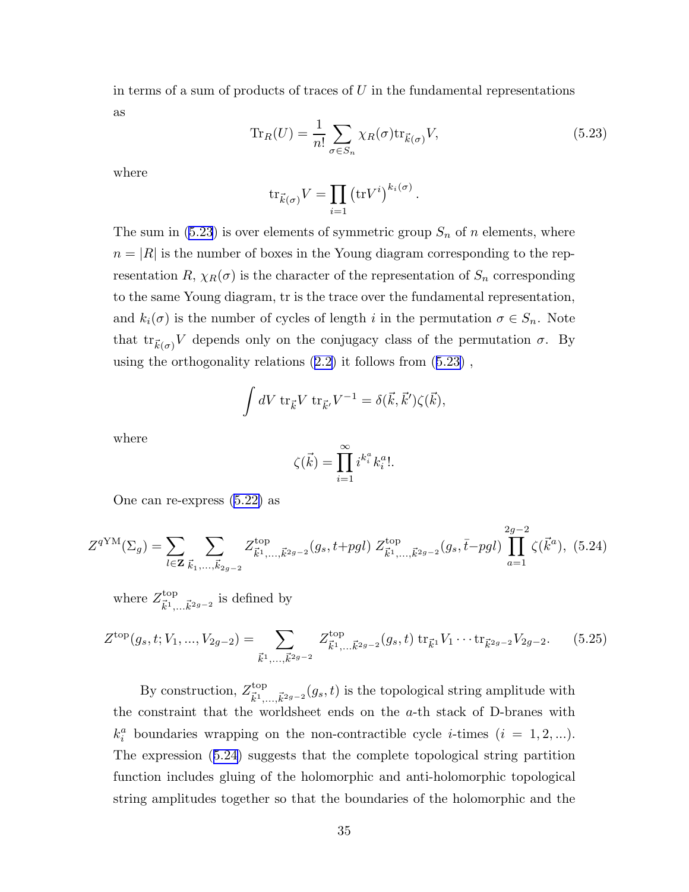in terms of a sum of products of traces of $U$ in the fundamental representations as

$$\mathrm{Tr}_R(U) = \frac{1}{n!}\sum_{\sigma \in S_n} \chi_R(\sigma) \mathrm{tr}_{\vec{k}(\sigma)} V, \tag{5.23}$$

where

$$\mathrm{tr}_{\vec{k}(\sigma)} V = \prod_{i=1} \left(\mathrm{tr} V^i\right)^{k_i(\sigma)}.$$

The sum in (5.23) is over elements of symmetric group $S_n$ of $n$ elements, where $n = |R|$ is the number of boxes in the Young diagram corresponding to the representation $R$, $\chi_R(\sigma)$ is the character of the representation of $S_n$ corresponding to the same Young diagram, tr is the trace over the fundamental representation, and $k_i(\sigma)$ is the number of cycles of length $i$ in the permutation $\sigma \in S_n$. Note that $\mathrm{tr}_{\vec{k}(\sigma)} V$ depends only on the conjugacy class of the permutation $\sigma$. By using the orthogonality relations (2.2) it follows from (5.23) ,

$$\int dV \ \mathrm{tr}_{\vec{k}} V \ \mathrm{tr}_{\vec{k}'} V^{-1} = \delta(\vec{k}, \vec{k}')\zeta(\vec{k}),$$

where

$$\zeta(\vec{k}) = \prod_{i=1}^{\infty} i^{k_i^a} k_i^a!.$$

One can re-express (5.22) as

$$Z^{q\mathrm{YM}}(\Sigma_g) = \sum_{l \in \mathbf{Z}} \sum_{\vec{k}_1, \ldots, \vec{k}_{2g-2}} Z^{\mathrm{top}}_{\vec{k}^1, \ldots, \vec{k}^{2g-2}}(g_s, t + pgl) \ Z^{\mathrm{top}}_{\vec{k}^1, \ldots, \vec{k}^{2g-2}}(g_s, \bar{t} - pgl) \prod_{a=1}^{2g-2} \zeta(\vec{k}^a), \tag{5.24}$$

where $Z^{\mathrm{top}}_{\vec{k}^1, \ldots \vec{k}^{2g-2}}$ is defined by

$$Z^{\mathrm{top}}(g_s, t; V_1, ..., V_{2g-2}) = \sum_{\vec{k}^1, \ldots, \vec{k}^{2g-2}} Z^{\mathrm{top}}_{\vec{k}^1, \ldots \vec{k}^{2g-2}}(g_s, t) \ \mathrm{tr}_{\vec{k}^1} V_1 \cdots \mathrm{tr}_{\vec{k}^{2g-2}} V_{2g-2}. \tag{5.25}$$

By construction, $Z^{\mathrm{top}}_{\vec{k}^1, \ldots, \vec{k}^{2g-2}}(g_s, t)$ is the topological string amplitude with the constraint that the worldsheet ends on the $a$-th stack of D-branes with $k_i^a$ boundaries wrapping on the non-contractible cycle $i$-times ($i = 1, 2, \ldots$). The expression (5.24) suggests that the complete topological string partition function includes gluing of the holomorphic and anti-holomorphic topological string amplitudes together so that the boundaries of the holomorphic and the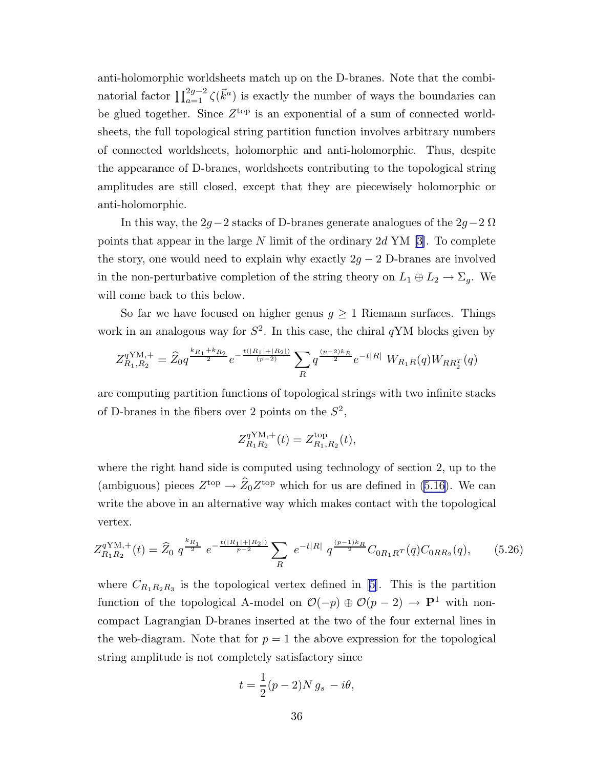anti-holomorphic worldsheets match up on the D-branes. Note that the combinatorial factor $\prod_{a=1}^{2g-2} \zeta(\vec{k}^a)$ is exactly the number of ways the boundaries can be glued together. Since $Z^{\rm top}$ is an exponential of a sum of connected worldsheets, the full topological string partition function involves arbitrary numbers of connected worldsheets, holomorphic and anti-holomorphic. Thus, despite the appearance of D-branes, worldsheets contributing to the topological string amplitudes are still closed, except that they are piecewisely holomorphic or anti-holomorphic.

In this way, the $2g-2$ stacks of D-branes generate analogues of the $2g-2$ $\Omega$ points that appear in the large $N$ limit of the ordinary $2d$ YM [3]. To complete the story, one would need to explain why exactly $2g-2$ D-branes are involved in the non-perturbative completion of the string theory on $L_1 \oplus L_2 \to \Sigma_g$. We will come back to this below.

So far we have focused on higher genus $g \geq 1$ Riemann surfaces. Things work in an analogous way for $S^2$. In this case, the chiral $q$YM blocks given by

$$Z^{q\rm YM,+}_{R_1,R_2} = \widehat{Z}_0 q^{\frac{k_{R_1}+k_{R_2}}{2}} e^{-\frac{t(|R_1|+|R_2|)}{(p-2)}} \sum_R q^{\frac{(p-2)k_R}{2}} e^{-t|R|}\ W_{R_1R}(q) W_{RR_2^T}(q)$$

are computing partition functions of topological strings with two infinite stacks of D-branes in the fibers over 2 points on the $S^2$,

$$Z^{q\rm YM,+}_{R_1R_2}(t) = Z^{\rm top}_{R_1,R_2}(t),$$

where the right hand side is computed using technology of section 2, up to the (ambiguous) pieces $Z^{\rm top} \to \widehat{Z}_0 Z^{\rm top}$ which for us are defined in (5.16). We can write the above in an alternative way which makes contact with the topological vertex.

$$Z^{q\rm YM,+}_{R_1R_2}(t) = \widehat{Z}_0\ q^{\frac{k_{R_1}}{2}}\ e^{-\frac{t(|R_1|+|R_2|)}{p-2}} \sum_R\ e^{-t|R|}\ q^{\frac{(p-1)k_R}{2}} C_{0R_1R^T}(q) C_{0RR_2}(q), \tag{5.26}$$

where $C_{R_1R_2R_3}$ is the topological vertex defined in [5]. This is the partition function of the topological A-model on $\mathcal{O}(-p) \oplus \mathcal{O}(p-2) \to \mathbf{P}^1$ with non-compact Lagrangian D-branes inserted at the two of the four external lines in the web-diagram. Note that for $p=1$ the above expression for the topological string amplitude is not completely satisfactory since

$$t = \frac{1}{2}(p-2)N\, g_s - i\theta,$$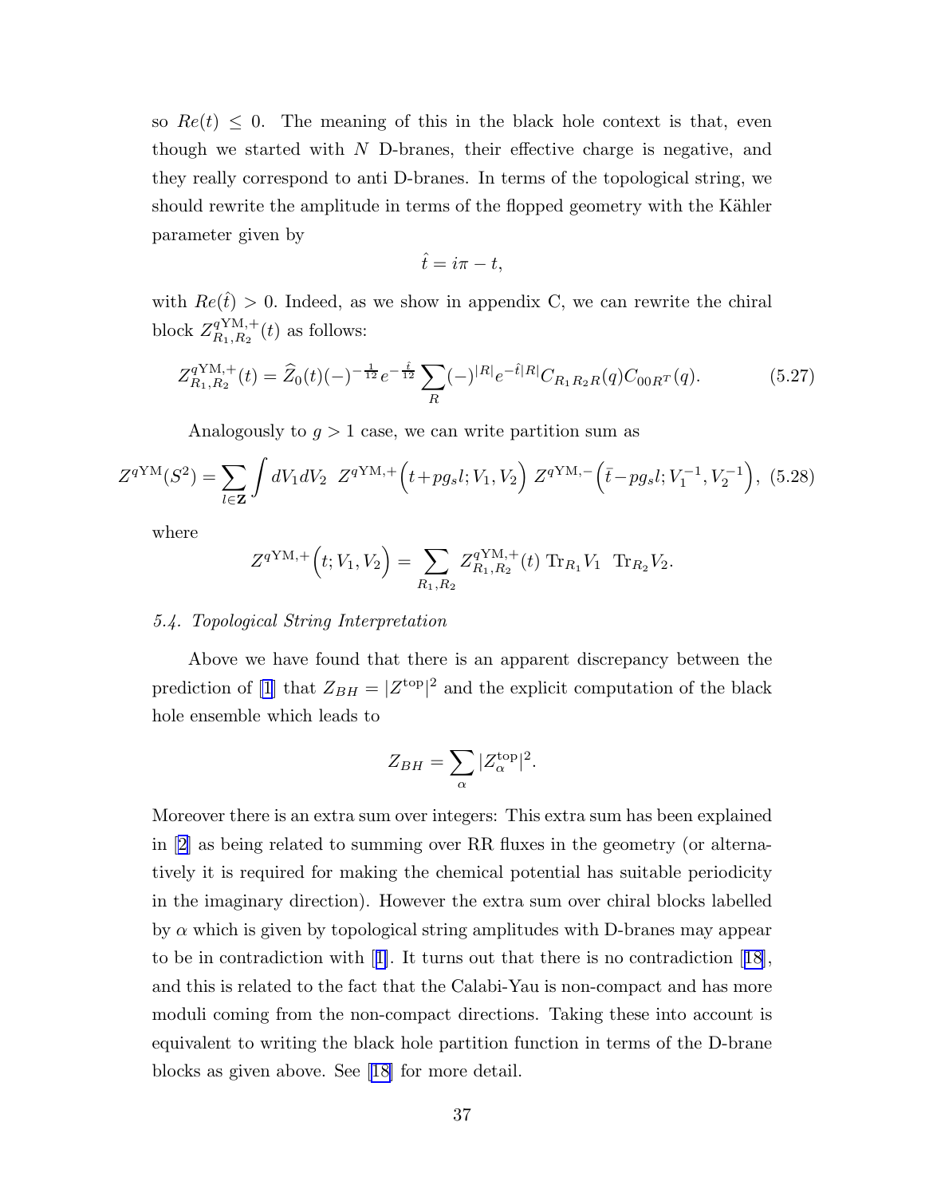so $Re(t) \leq 0$. The meaning of this in the black hole context is that, even though we started with $N$ D-branes, their effective charge is negative, and they really correspond to anti D-branes. In terms of the topological string, we should rewrite the amplitude in terms of the flopped geometry with the Kähler parameter given by

$$\hat{t} = i\pi - t,$$

with $Re(\hat{t}) > 0$. Indeed, as we show in appendix C, we can rewrite the chiral block $Z^{qYM,+}_{R_1,R_2}(t)$ as follows:

$$Z^{qYM,+}_{R_1,R_2}(t) = \widehat{Z}_0(t)(-)^{-\frac{1}{12}} e^{-\frac{\hat{t}}{12}} \sum_R (-)^{|R|} e^{-\hat{t}|R|} C_{R_1 R_2 R}(q) C_{00R^T}(q). \tag{5.27}$$

Analogously to $g > 1$ case, we can write partition sum as

$$Z^{qYM}(S^2) = \sum_{l \in \mathbf{Z}} \int dV_1 dV_2 \;\; Z^{qYM,+}\Big(t + pg_s l; V_1, V_2\Big) \; Z^{qYM,-}\Big(\bar{t} - pg_s l; V_1^{-1}, V_2^{-1}\Big), \tag{5.28}$$

where

$$Z^{qYM,+}\Big(t; V_1, V_2\Big) = \sum_{R_1,R_2} Z^{qYM,+}_{R_1,R_2}(t) \;\mathrm{Tr}_{R_1} V_1 \;\; \mathrm{Tr}_{R_2} V_2.$$

*5.4. Topological String Interpretation*

Above we have found that there is an apparent discrepancy between the prediction of [1] that $Z_{BH} = |Z^{\rm top}|^2$ and the explicit computation of the black hole ensemble which leads to

$$Z_{BH} = \sum_\alpha |Z^{\rm top}_\alpha|^2.$$

Moreover there is an extra sum over integers: This extra sum has been explained in [2] as being related to summing over RR fluxes in the geometry (or alternatively it is required for making the chemical potential has suitable periodicity in the imaginary direction). However the extra sum over chiral blocks labelled by $\alpha$ which is given by topological string amplitudes with D-branes may appear to be in contradiction with [1]. It turns out that there is no contradiction [18], and this is related to the fact that the Calabi-Yau is non-compact and has more moduli coming from the non-compact directions. Taking these into account is equivalent to writing the black hole partition function in terms of the D-brane blocks as given above. See [18] for more detail.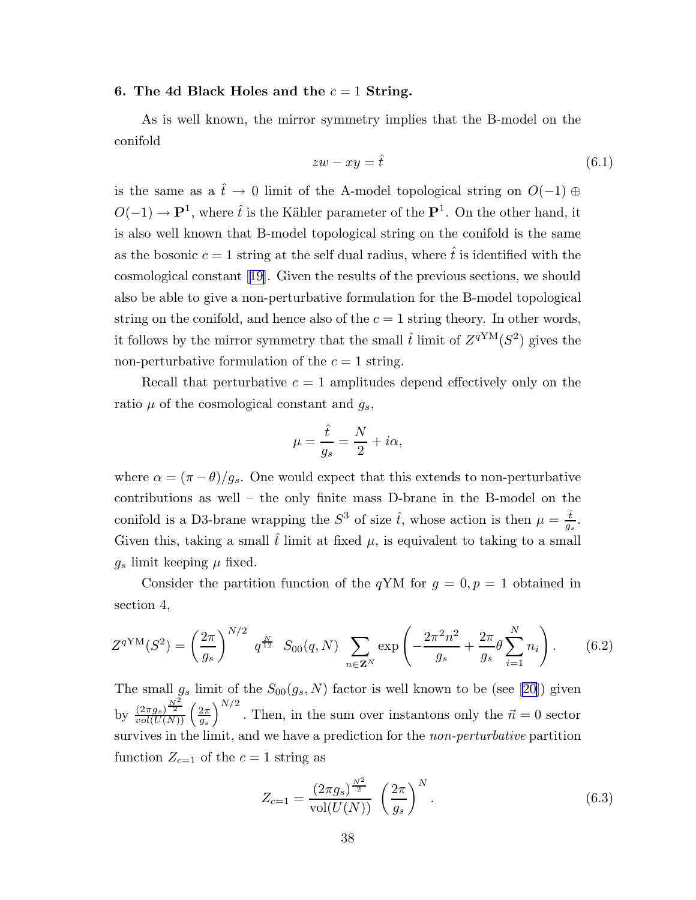## 6. The 4d Black Holes and the $c = 1$ String.

As is well known, the mirror symmetry implies that the B-model on the conifold

$$zw - xy = \hat{t} \tag{6.1}$$

is the same as a $\hat{t} \to 0$ limit of the A-model topological string on $O(-1) \oplus O(-1) \to \mathbf{P}^1$, where $\hat{t}$ is the Kähler parameter of the $\mathbf{P}^1$. On the other hand, it is also well known that B-model topological string on the conifold is the same as the bosonic $c = 1$ string at the self dual radius, where $\hat{t}$ is identified with the cosmological constant [19]. Given the results of the previous sections, we should also be able to give a non-perturbative formulation for the B-model topological string on the conifold, and hence also of the $c = 1$ string theory. In other words, it follows by the mirror symmetry that the small $\hat{t}$ limit of $Z^{q\mathrm{YM}}(S^2)$ gives the non-perturbative formulation of the $c = 1$ string.

Recall that perturbative $c = 1$ amplitudes depend effectively only on the ratio $\mu$ of the cosmological constant and $g_s$,

$$\mu = \frac{\hat{t}}{g_s} = \frac{N}{2} + i\alpha,$$

where $\alpha = (\pi - \theta)/g_s$. One would expect that this extends to non-perturbative contributions as well – the only finite mass D-brane in the B-model on the conifold is a D3-brane wrapping the $S^3$ of size $\hat{t}$, whose action is then $\mu = \frac{\hat{t}}{g_s}$. Given this, taking a small $\hat{t}$ limit at fixed $\mu$, is equivalent to taking to a small $g_s$ limit keeping $\mu$ fixed.

Consider the partition function of the $q$YM for $g = 0, p = 1$ obtained in section 4,

$$Z^{q\mathrm{YM}}(S^2) = \left(\frac{2\pi}{g_s}\right)^{N/2} q^{\frac{N}{12}} \; S_{00}(q, N) \sum_{n \in \mathbf{Z}^N} \exp\left(-\frac{2\pi^2 n^2}{g_s} + \frac{2\pi}{g_s}\theta \sum_{i=1}^{N} n_i\right). \tag{6.2}$$

The small $g_s$ limit of the $S_{00}(g_s, N)$ factor is well known to be (see [20]) given by $\frac{(2\pi g_s)^{\frac{N^2}{2}}}{vol(U(N))}\left(\frac{2\pi}{g_s}\right)^{N/2}$. Then, in the sum over instantons only the $\vec{n} = 0$ sector survives in the limit, and we have a prediction for the *non-perturbative* partition function $Z_{c=1}$ of the $c = 1$ string as

$$Z_{c=1} = \frac{(2\pi g_s)^{\frac{N^2}{2}}}{\mathrm{vol}(U(N))} \; \left(\frac{2\pi}{g_s}\right)^{N}. \tag{6.3}$$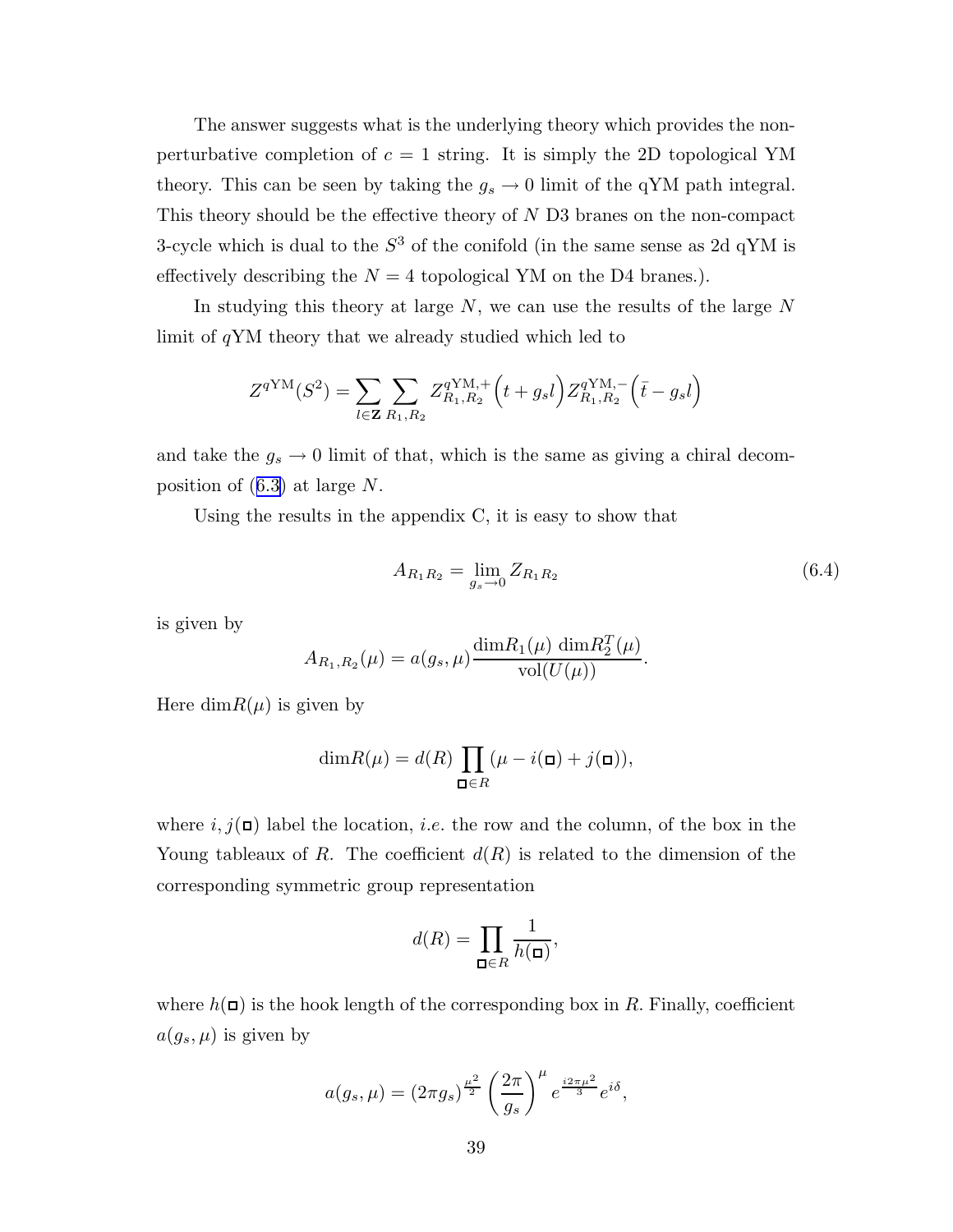The answer suggests what is the underlying theory which provides the non-perturbative completion of $c = 1$ string. It is simply the 2D topological YM theory. This can be seen by taking the $g_s \to 0$ limit of the qYM path integral. This theory should be the effective theory of $N$ D3 branes on the non-compact 3-cycle which is dual to the $S^3$ of the conifold (in the same sense as 2d qYM is effectively describing the $N = 4$ topological YM on the D4 branes.).

In studying this theory at large $N$, we can use the results of the large $N$ limit of $q$YM theory that we already studied which led to

$$Z^{q\text{YM}}(S^2) = \sum_{l \in \mathbf{Z}} \sum_{R_1, R_2} Z^{q\text{YM},+}_{R_1,R_2}\Big(t + g_s l\Big) Z^{q\text{YM},-}_{R_1,R_2}\Big(\bar{t} - g_s l\Big)$$

and take the $g_s \to 0$ limit of that, which is the same as giving a chiral decomposition of (6.3) at large $N$.

Using the results in the appendix C, it is easy to show that

$$A_{R_1 R_2} = \lim_{g_s \to 0} Z_{R_1 R_2} \tag{6.4}$$

is given by

$$A_{R_1,R_2}(\mu) = a(g_s, \mu) \frac{\dim R_1(\mu)\ \dim R_2^T(\mu)}{\text{vol}(U(\mu))}.$$

Here $\dim R(\mu)$ is given by

$$\dim R(\mu) = d(R) \prod_{\square \in R} (\mu - i(\square) + j(\square)),$$

where $i, j(\square)$ label the location, *i.e.* the row and the column, of the box in the Young tableaux of $R$. The coefficient $d(R)$ is related to the dimension of the corresponding symmetric group representation

$$d(R) = \prod_{\square \in R} \frac{1}{h(\square)},$$

where $h(\square)$ is the hook length of the corresponding box in $R$. Finally, coefficient $a(g_s, \mu)$ is given by

$$a(g_s, \mu) = (2\pi g_s)^{\frac{\mu^2}{2}} \left(\frac{2\pi}{g_s}\right)^{\mu} e^{\frac{i 2\pi \mu^2}{3}} e^{i\delta},$$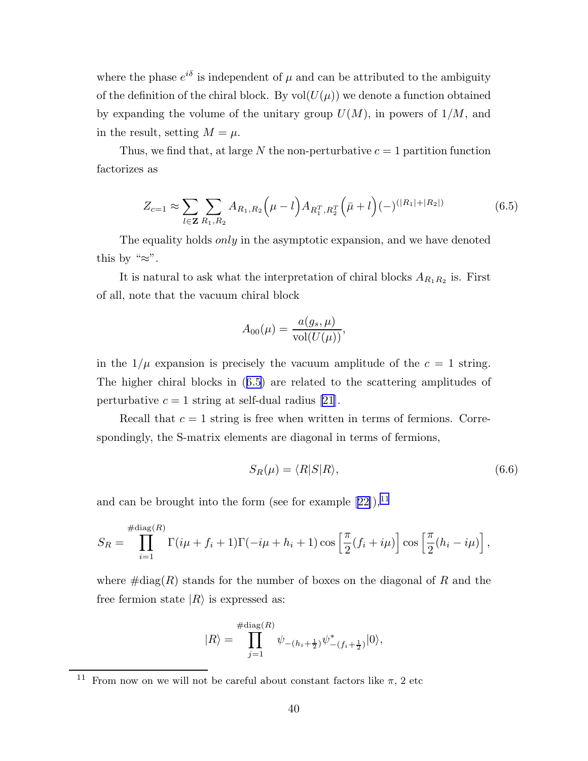where the phase $e^{i\delta}$ is independent of $\mu$ and can be attributed to the ambiguity of the definition of the chiral block. By $\mathrm{vol}(U(\mu))$ we denote a function obtained by expanding the volume of the unitary group $U(M)$, in powers of $1/M$, and in the result, setting $M = \mu$.

Thus, we find that, at large $N$ the non-perturbative $c = 1$ partition function factorizes as

$$Z_{c=1} \approx \sum_{l \in \mathbf{Z}} \sum_{R_1, R_2} A_{R_1,R_2}\Big(\mu - l\Big) A_{R_1^T,R_2^T}\Big(\bar{\mu} + l\Big) (-)^{(|R_1|+|R_2|)} \tag{6.5}$$

The equality holds *only* in the asymptotic expansion, and we have denoted this by "$\approx$".

It is natural to ask what the interpretation of chiral blocks $A_{R_1 R_2}$ is. First of all, note that the vacuum chiral block

$$A_{00}(\mu) = \frac{a(g_s, \mu)}{\mathrm{vol}(U(\mu))},$$

in the $1/\mu$ expansion is precisely the vacuum amplitude of the $c = 1$ string. The higher chiral blocks in (6.5) are related to the scattering amplitudes of perturbative $c = 1$ string at self-dual radius [21].

Recall that $c = 1$ string is free when written in terms of fermions. Correspondingly, the S-matrix elements are diagonal in terms of fermions,

$$S_R(\mu) = \langle R|S|R\rangle, \tag{6.6}$$

and can be brought into the form (see for example [22]),[11]

$$S_R = \prod_{i=1}^{\#\mathrm{diag}(R)} \Gamma(i\mu + f_i + 1)\Gamma(-i\mu + h_i + 1) \cos\left[\frac{\pi}{2}(f_i + i\mu)\right] \cos\left[\frac{\pi}{2}(h_i - i\mu)\right],$$

where $\#\mathrm{diag}(R)$ stands for the number of boxes on the diagonal of $R$ and the free fermion state $|R\rangle$ is expressed as:

$$|R\rangle = \prod_{j=1}^{\#\mathrm{diag}(R)} \psi_{-(h_i+\frac{1}{2})} \psi^*_{-(f_i+\frac{1}{2})} |0\rangle,$$

[11] From now on we will not be careful about constant factors like $\pi$, 2 etc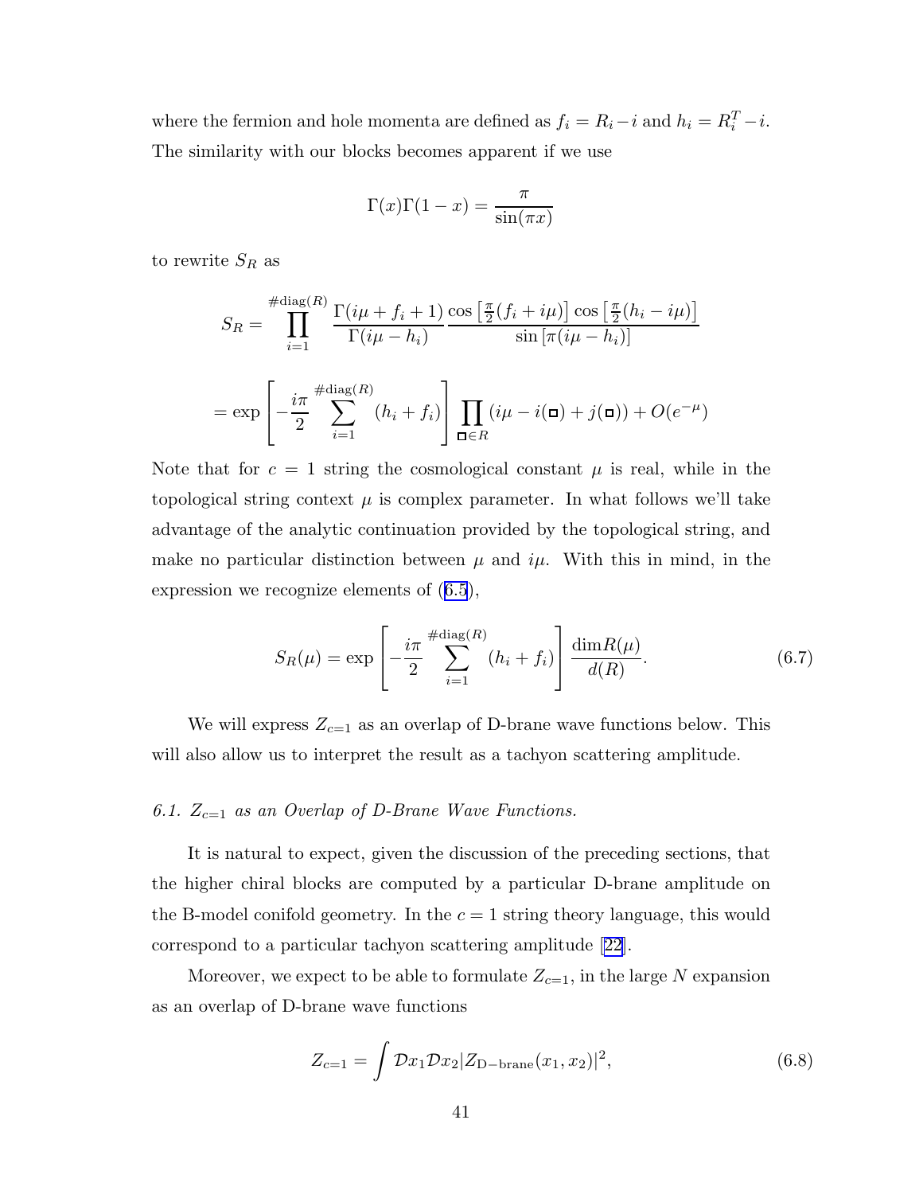where the fermion and hole momenta are defined as $f_i = R_i - i$ and $h_i = R_i^T - i$. The similarity with our blocks becomes apparent if we use

$$\Gamma(x)\Gamma(1-x) = \frac{\pi}{\sin(\pi x)}$$

to rewrite $S_R$ as

$$S_R = \prod_{i=1}^{\#\mathrm{diag}(R)} \frac{\Gamma(i\mu + f_i + 1)}{\Gamma(i\mu - h_i)} \frac{\cos\left[\frac{\pi}{2}(f_i + i\mu)\right]\cos\left[\frac{\pi}{2}(h_i - i\mu)\right]}{\sin\left[\pi(i\mu - h_i)\right]}$$

$$= \exp\left[-\frac{i\pi}{2}\sum_{i=1}^{\#\mathrm{diag}(R)}(h_i + f_i)\right]\prod_{\square\in R}(i\mu - i(\square) + j(\square)) + O(e^{-\mu})$$

Note that for $c = 1$ string the cosmological constant $\mu$ is real, while in the topological string context $\mu$ is complex parameter. In what follows we'll take advantage of the analytic continuation provided by the topological string, and make no particular distinction between $\mu$ and $i\mu$. With this in mind, in the expression we recognize elements of (6.5),

$$S_R(\mu) = \exp\left[-\frac{i\pi}{2}\sum_{i=1}^{\#\mathrm{diag}(R)}(h_i + f_i)\right]\frac{\mathrm{dim}R(\mu)}{d(R)}. \tag{6.7}$$

We will express $Z_{c=1}$ as an overlap of D-brane wave functions below. This will also allow us to interpret the result as a tachyon scattering amplitude.

### *6.1. $Z_{c=1}$ as an Overlap of D-Brane Wave Functions.*

It is natural to expect, given the discussion of the preceding sections, that the higher chiral blocks are computed by a particular D-brane amplitude on the B-model conifold geometry. In the $c = 1$ string theory language, this would correspond to a particular tachyon scattering amplitude [22].

Moreover, we expect to be able to formulate $Z_{c=1}$, in the large $N$ expansion as an overlap of D-brane wave functions

$$Z_{c=1} = \int \mathcal{D}x_1\mathcal{D}x_2|Z_{\mathrm{D-brane}}(x_1, x_2)|^2, \tag{6.8}$$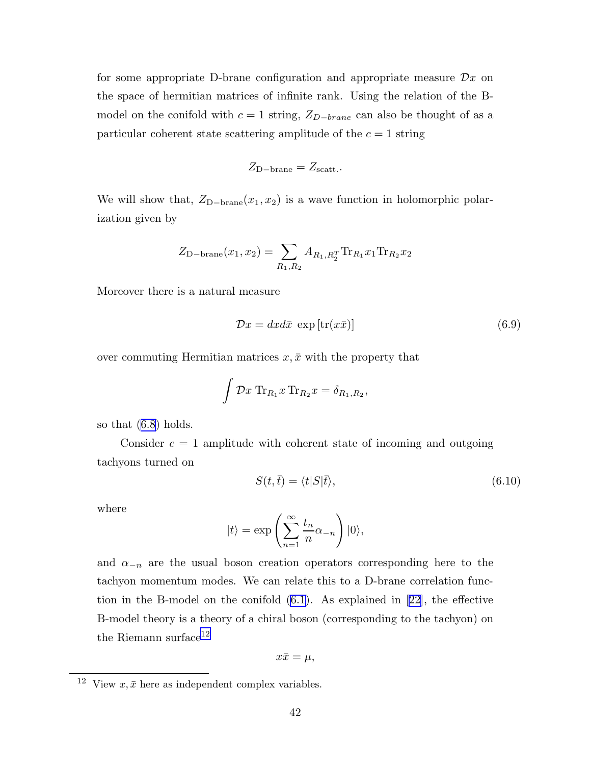for some appropriate D-brane configuration and appropriate measure $\mathcal{D}x$ on the space of hermitian matrices of infinite rank. Using the relation of the B-model on the conifold with $c = 1$ string, $Z_{D-brane}$ can also be thought of as a particular coherent state scattering amplitude of the $c = 1$ string

$$Z_{\rm D-brane} = Z_{\rm scatt.}.$$

We will show that, $Z_{\rm D-brane}(x_1, x_2)$ is a wave function in holomorphic polarization given by

$$Z_{\rm D-brane}(x_1, x_2) = \sum_{R_1, R_2} A_{R_1, R_2^T} {\rm Tr}_{R_1} x_1 {\rm Tr}_{R_2} x_2$$

Moreover there is a natural measure

$$\mathcal{D}x = dx d\bar{x} \; \exp\left[{\rm tr}(x\bar{x})\right] \tag{6.9}$$

over commuting Hermitian matrices $x, \bar{x}$ with the property that

$$\int \mathcal{D}x \; {\rm Tr}_{R_1} x \, {\rm Tr}_{R_2} x = \delta_{R_1, R_2},$$

so that (6.8) holds.

Consider $c = 1$ amplitude with coherent state of incoming and outgoing tachyons turned on

$$S(t, \bar{t}) = \langle t|S|\bar{t}\rangle, \tag{6.10}$$

where

$$|t\rangle = \exp\left(\sum_{n=1}^{\infty} \frac{t_n}{n} \alpha_{-n}\right)|0\rangle,$$

and $\alpha_{-n}$ are the usual boson creation operators corresponding here to the tachyon momentum modes. We can relate this to a D-brane correlation function in the B-model on the conifold (6.1). As explained in [22], the effective B-model theory is a theory of a chiral boson (corresponding to the tachyon) on the Riemann surface[12]

$$x\bar{x} = \mu,$$

[12] View $x, \bar{x}$ here as independent complex variables.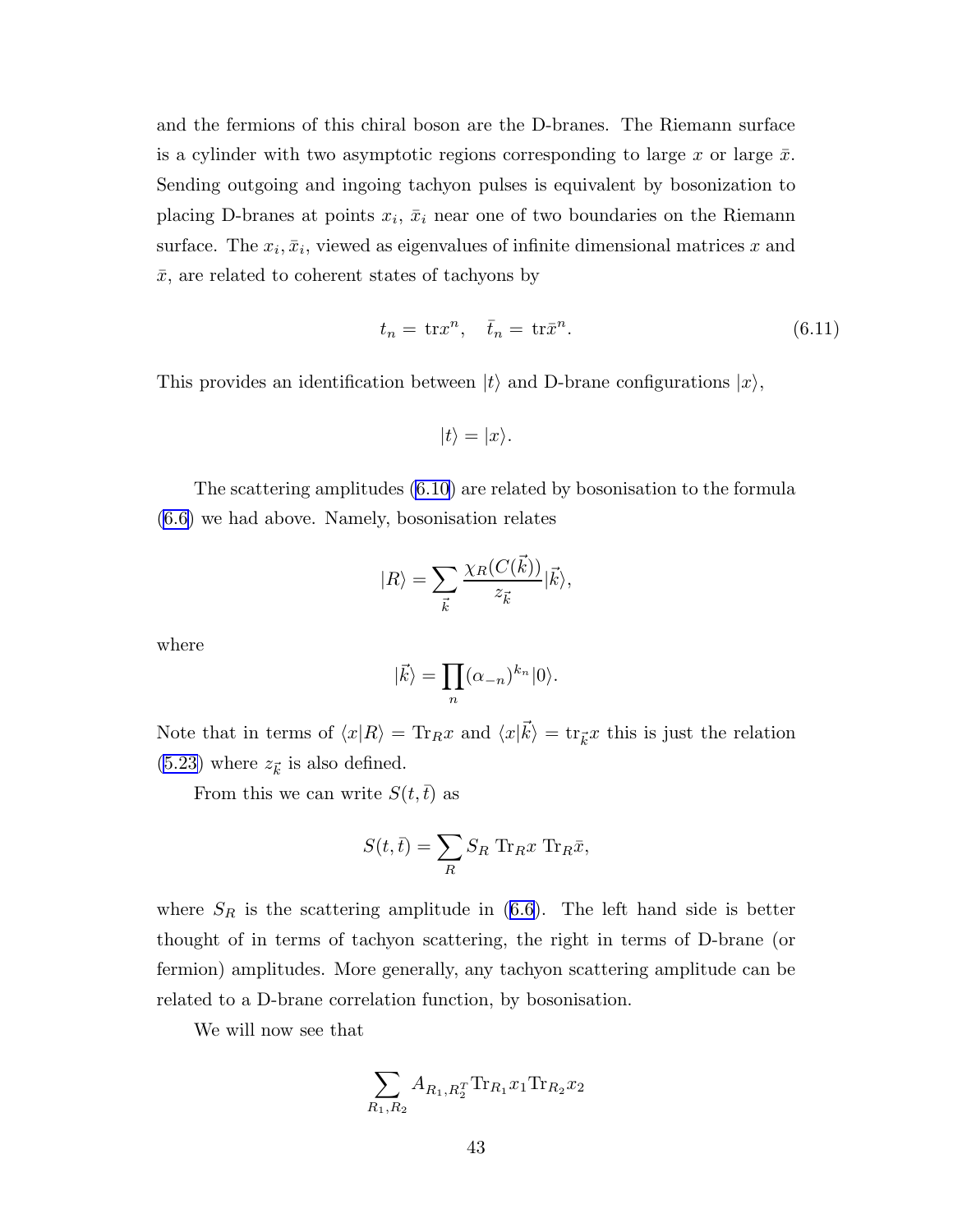and the fermions of this chiral boson are the D-branes. The Riemann surface is a cylinder with two asymptotic regions corresponding to large $x$ or large $\bar{x}$. Sending outgoing and ingoing tachyon pulses is equivalent by bosonization to placing D-branes at points $x_i$, $\bar{x}_i$ near one of two boundaries on the Riemann surface. The $x_i, \bar{x}_i$, viewed as eigenvalues of infinite dimensional matrices $x$ and $\bar{x}$, are related to coherent states of tachyons by

$$t_n = \mathrm{tr} x^n, \quad \bar{t}_n = \mathrm{tr} \bar{x}^n. \tag{6.11}$$

This provides an identification between $|t\rangle$ and D-brane configurations $|x\rangle$,

$$|t\rangle = |x\rangle.$$

The scattering amplitudes (6.10) are related by bosonisation to the formula (6.6) we had above. Namely, bosonisation relates

$$|R\rangle = \sum_{\vec{k}} \frac{\chi_R(C(\vec{k}))}{z_{\vec{k}}} |\vec{k}\rangle,$$

where

$$|\vec{k}\rangle = \prod_n (\alpha_{-n})^{k_n} |0\rangle.$$

Note that in terms of $\langle x|R\rangle = \mathrm{Tr}_R x$ and $\langle x|\vec{k}\rangle = \mathrm{tr}_{\vec{k}} x$ this is just the relation (5.23) where $z_{\vec{k}}$ is also defined.

From this we can write $S(t, \bar{t})$ as

$$S(t, \bar{t}) = \sum_R S_R \ \mathrm{Tr}_R x \ \mathrm{Tr}_R \bar{x},$$

where $S_R$ is the scattering amplitude in (6.6). The left hand side is better thought of in terms of tachyon scattering, the right in terms of D-brane (or fermion) amplitudes. More generally, any tachyon scattering amplitude can be related to a D-brane correlation function, by bosonisation.

We will now see that

$$\sum_{R_1, R_2} A_{R_1, R_2^T} \mathrm{Tr}_{R_1} x_1 \mathrm{Tr}_{R_2} x_2$$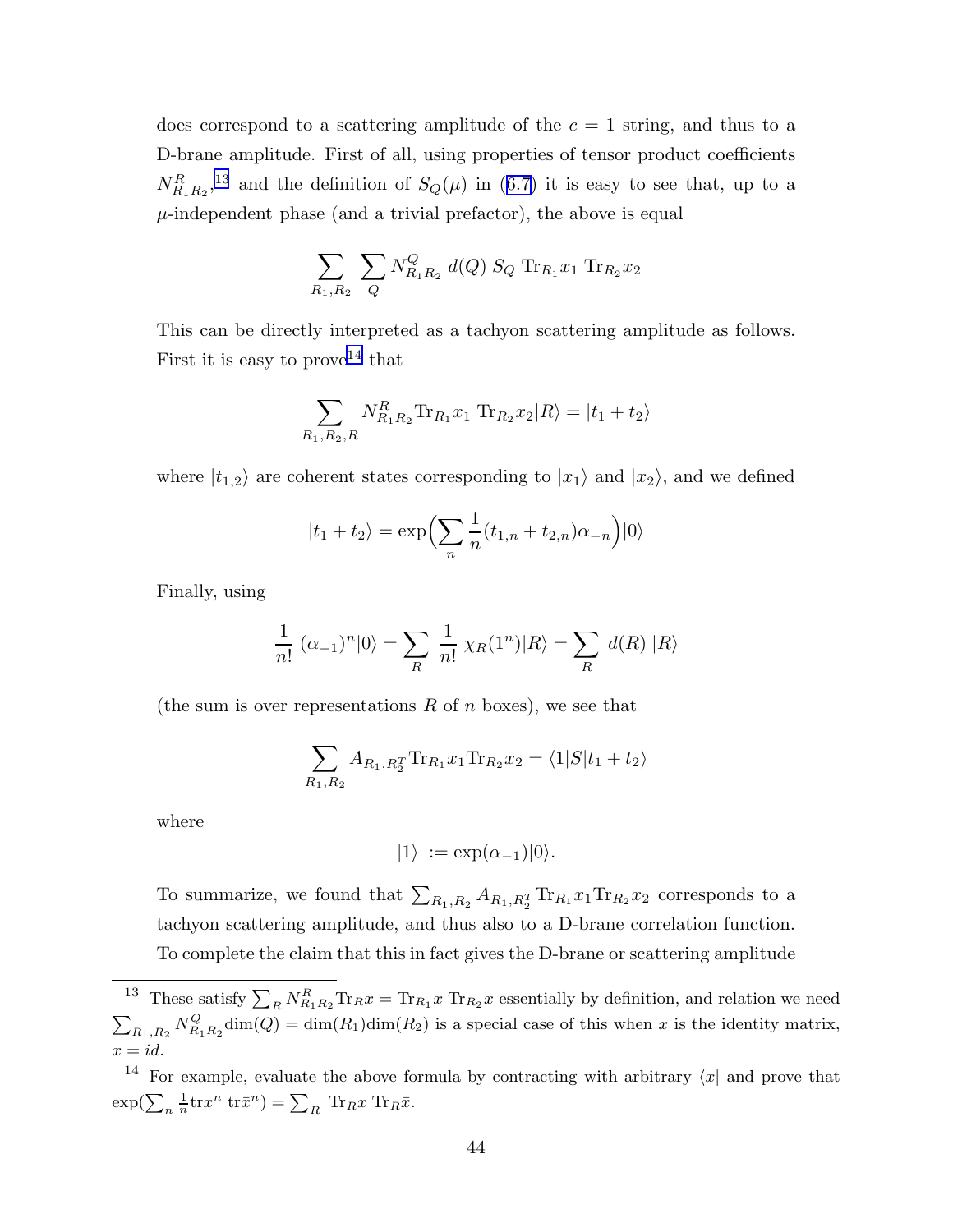does correspond to a scattering amplitude of the $c = 1$ string, and thus to a D-brane amplitude. First of all, using properties of tensor product coefficients $N^R_{R_1 R_2}$,[13] and the definition of $S_Q(\mu)$ in (6.7) it is easy to see that, up to a $\mu$-independent phase (and a trivial prefactor), the above is equal

$$\sum_{R_1,R_2} \sum_Q N^Q_{R_1 R_2}\, d(Q)\, S_Q\, \mathrm{Tr}_{R_1} x_1\, \mathrm{Tr}_{R_2} x_2$$

This can be directly interpreted as a tachyon scattering amplitude as follows. First it is easy to prove[14] that

$$\sum_{R_1,R_2,R} N^R_{R_1 R_2} \mathrm{Tr}_{R_1} x_1\, \mathrm{Tr}_{R_2} x_2 |R\rangle = |t_1 + t_2\rangle$$

where $|t_{1,2}\rangle$ are coherent states corresponding to $|x_1\rangle$ and $|x_2\rangle$, and we defined

$$|t_1 + t_2\rangle = \exp\Big(\sum_n \frac{1}{n}(t_{1,n} + t_{2,n})\alpha_{-n}\Big)|0\rangle$$

Finally, using

$$\frac{1}{n!}\,(\alpha_{-1})^n|0\rangle = \sum_R\, \frac{1}{n!}\,\chi_R(1^n)|R\rangle = \sum_R\, d(R)\,|R\rangle$$

(the sum is over representations $R$ of $n$ boxes), we see that

$$\sum_{R_1,R_2} A_{R_1,R_2^T} \mathrm{Tr}_{R_1} x_1 \mathrm{Tr}_{R_2} x_2 = \langle 1|S|t_1 + t_2\rangle$$

where

$$|1\rangle\ := \exp(\alpha_{-1})|0\rangle.$$

To summarize, we found that $\sum_{R_1,R_2} A_{R_1,R_2^T} \mathrm{Tr}_{R_1} x_1 \mathrm{Tr}_{R_2} x_2$ corresponds to a tachyon scattering amplitude, and thus also to a D-brane correlation function. To complete the claim that this in fact gives the D-brane or scattering amplitude

---

[13] These satisfy $\sum_R N^R_{R_1 R_2} \mathrm{Tr}_R x = \mathrm{Tr}_{R_1} x\, \mathrm{Tr}_{R_2} x$ essentially by definition, and relation we need $\sum_{R_1,R_2} N^Q_{R_1 R_2} \mathrm{dim}(Q) = \mathrm{dim}(R_1)\mathrm{dim}(R_2)$ is a special case of this when $x$ is the identity matrix, $x = id$.

[14] For example, evaluate the above formula by contracting with arbitrary $\langle x|$ and prove that $\exp(\sum_n \frac{1}{n} \mathrm{tr} x^n\, \mathrm{tr} \bar{x}^n) = \sum_R\, \mathrm{Tr}_R x\, \mathrm{Tr}_R \bar{x}$.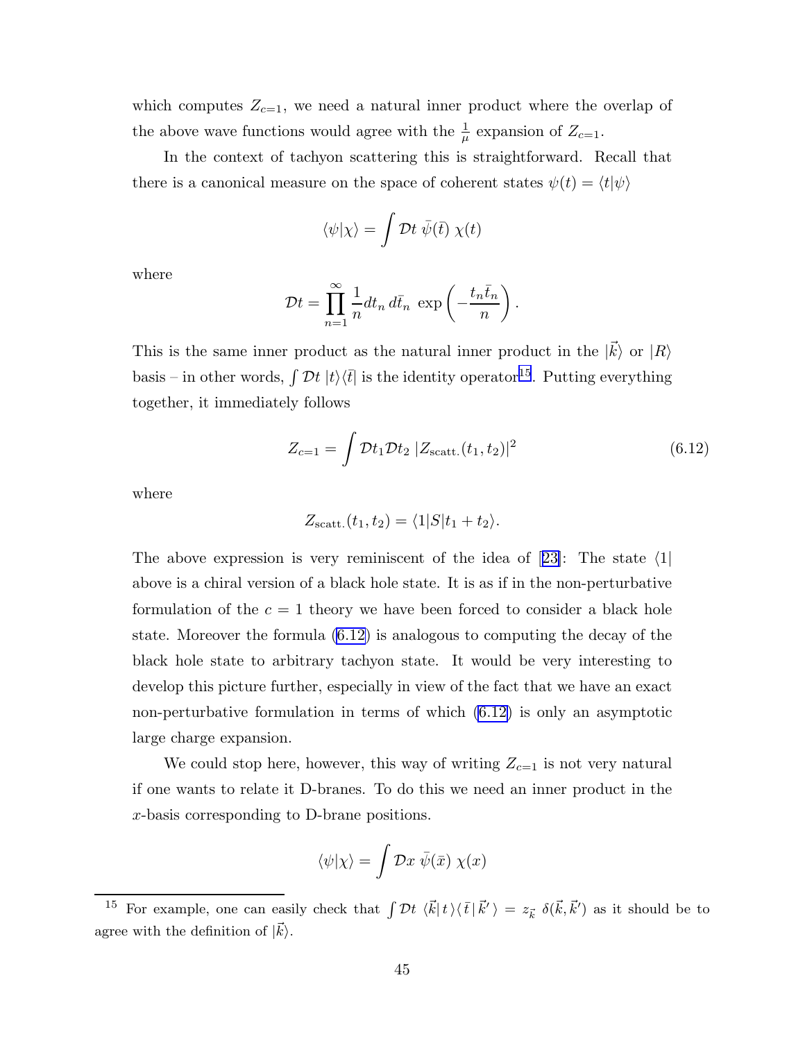which computes $Z_{c=1}$, we need a natural inner product where the overlap of the above wave functions would agree with the $\frac{1}{\mu}$ expansion of $Z_{c=1}$.

In the context of tachyon scattering this is straightforward. Recall that there is a canonical measure on the space of coherent states $\psi(t) = \langle t|\psi\rangle$

$$\langle\psi|\chi\rangle = \int \mathcal{D}t \; \bar{\psi}(\bar{t}) \; \chi(t)$$

where

$$\mathcal{D}t = \prod_{n=1}^{\infty} \frac{1}{n} dt_n \, d\bar{t}_n \; \exp\left(-\frac{t_n \bar{t}_n}{n}\right).$$

This is the same inner product as the natural inner product in the $|\vec{k}\rangle$ or $|R\rangle$ basis – in other words, $\int \mathcal{D}t \; |t\rangle\langle\bar{t}|$ is the identity operator[15]. Putting everything together, it immediately follows

$$Z_{c=1} = \int \mathcal{D}t_1 \mathcal{D}t_2 \; |Z_{\text{scatt.}}(t_1, t_2)|^2 \tag{6.12}$$

where

$$Z_{\text{scatt.}}(t_1, t_2) = \langle 1|S|t_1 + t_2\rangle.$$

The above expression is very reminiscent of the idea of [23]: The state $\langle 1|$ above is a chiral version of a black hole state. It is as if in the non-perturbative formulation of the $c = 1$ theory we have been forced to consider a black hole state. Moreover the formula (6.12) is analogous to computing the decay of the black hole state to arbitrary tachyon state. It would be very interesting to develop this picture further, especially in view of the fact that we have an exact non-perturbative formulation in terms of which (6.12) is only an asymptotic large charge expansion.

We could stop here, however, this way of writing $Z_{c=1}$ is not very natural if one wants to relate it D-branes. To do this we need an inner product in the $x$-basis corresponding to D-brane positions.

$$\langle\psi|\chi\rangle = \int \mathcal{D}x \; \bar{\psi}(\bar{x}) \; \chi(x)$$

[15] For example, one can easily check that $\int \mathcal{D}t \; \langle\vec{k}|\,t\,\rangle\langle\,\bar{t}\,|\,\vec{k}'\,\rangle = z_{\vec{k}} \; \delta(\vec{k}, \vec{k}')$ as it should be to agree with the definition of $|\vec{k}\rangle$.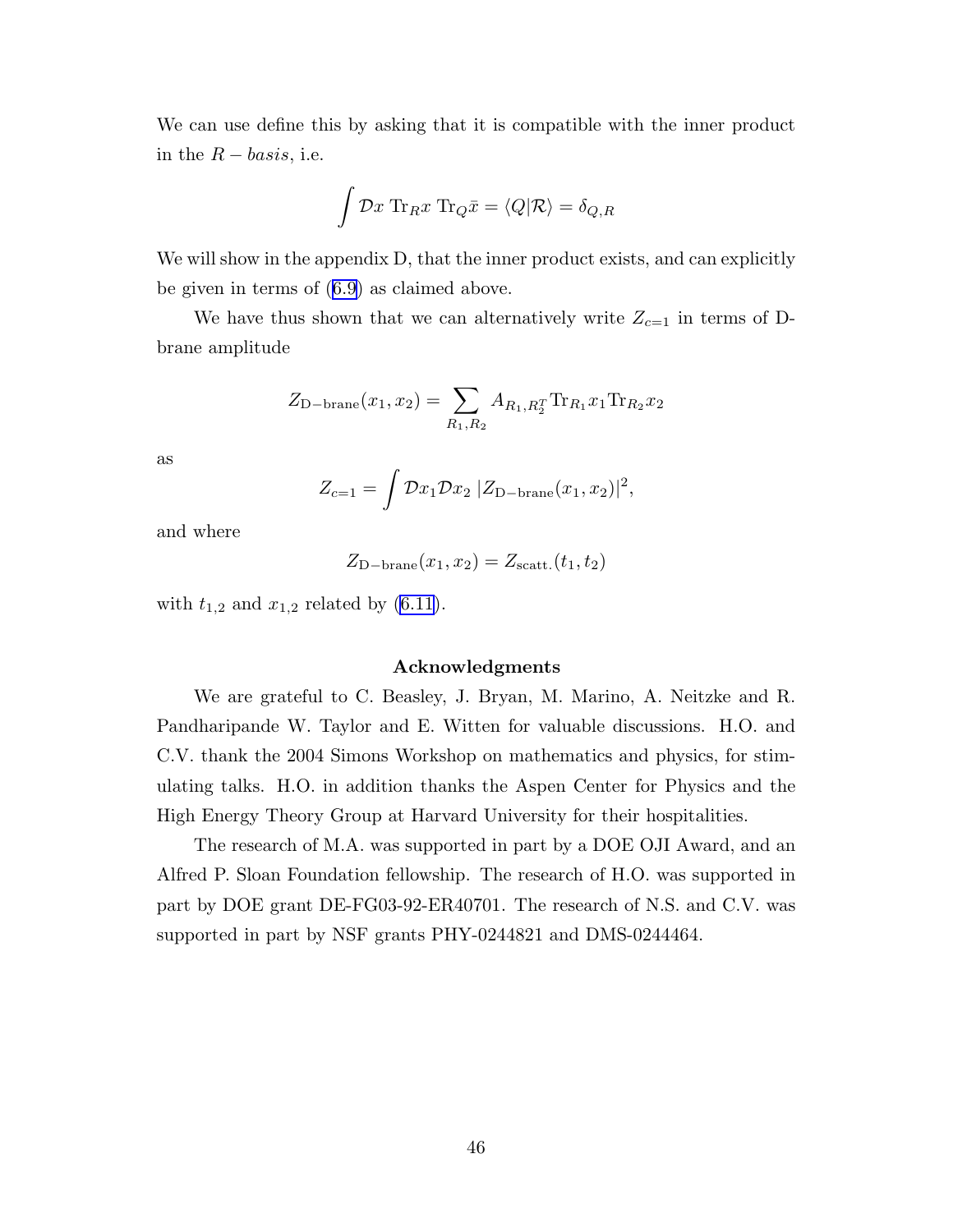We can use define this by asking that it is compatible with the inner product in the $R-basis$, i.e.

$$\int \mathcal{D}x \ \mathrm{Tr}_R x \ \mathrm{Tr}_Q \bar{x} = \langle Q|\mathcal{R}\rangle = \delta_{Q,R}$$

We will show in the appendix D, that the inner product exists, and can explicitly be given in terms of (6.9) as claimed above.

We have thus shown that we can alternatively write $Z_{c=1}$ in terms of D-brane amplitude

$$Z_{\mathrm{D-brane}}(x_1, x_2) = \sum_{R_1, R_2} A_{R_1, R_2^T} \mathrm{Tr}_{R_1} x_1 \mathrm{Tr}_{R_2} x_2$$

as

$$Z_{c=1} = \int \mathcal{D}x_1 \mathcal{D}x_2 \ |Z_{\mathrm{D-brane}}(x_1, x_2)|^2,$$

and where

$$Z_{\mathrm{D-brane}}(x_1, x_2) = Z_{\mathrm{scatt.}}(t_1, t_2)$$

with $t_{1,2}$ and $x_{1,2}$ related by (6.11).

### Acknowledgments

We are grateful to C. Beasley, J. Bryan, M. Marino, A. Neitzke and R. Pandharipande W. Taylor and E. Witten for valuable discussions. H.O. and C.V. thank the 2004 Simons Workshop on mathematics and physics, for stimulating talks. H.O. in addition thanks the Aspen Center for Physics and the High Energy Theory Group at Harvard University for their hospitalities.

The research of M.A. was supported in part by a DOE OJI Award, and an Alfred P. Sloan Foundation fellowship. The research of H.O. was supported in part by DOE grant DE-FG03-92-ER40701. The research of N.S. and C.V. was supported in part by NSF grants PHY-0244821 and DMS-0244464.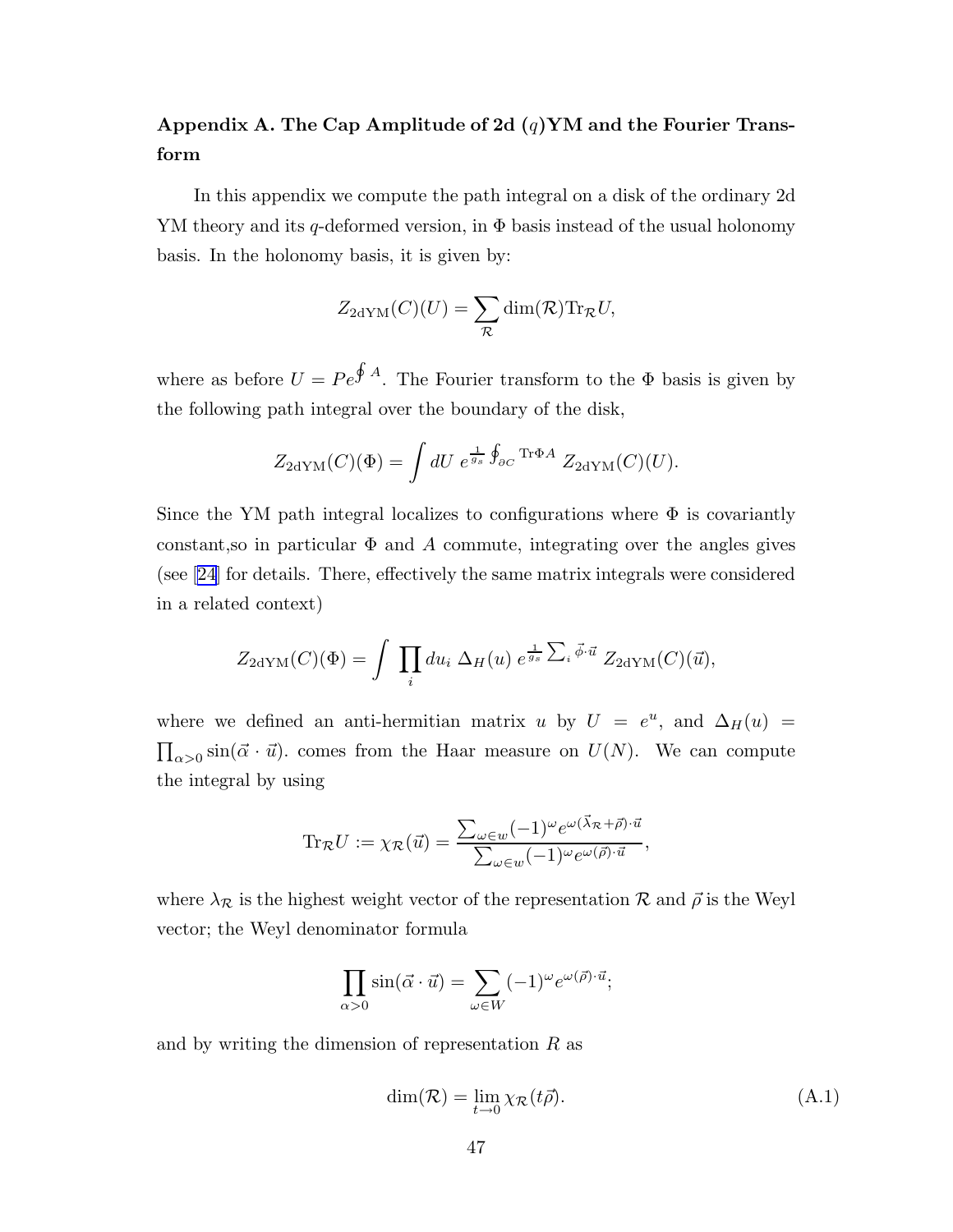## Appendix A. The Cap Amplitude of 2d ($q$)YM and the Fourier Transform

In this appendix we compute the path integral on a disk of the ordinary 2d YM theory and its $q$-deformed version, in $\Phi$ basis instead of the usual holonomy basis. In the holonomy basis, it is given by:

$$Z_{\rm 2dYM}(C)(U) = \sum_{\mathcal{R}} \dim(\mathcal{R}) {\rm Tr}_{\mathcal{R}} U,$$

where as before $U = Pe^{\oint A}$. The Fourier transform to the $\Phi$ basis is given by the following path integral over the boundary of the disk,

$$Z_{\rm 2dYM}(C)(\Phi) = \int dU \; e^{\frac{1}{g_s}\oint_{\partial C} {\rm Tr}\Phi A} \; Z_{\rm 2dYM}(C)(U).$$

Since the YM path integral localizes to configurations where $\Phi$ is covariantly constant,so in particular $\Phi$ and $A$ commute, integrating over the angles gives (see [24] for details. There, effectively the same matrix integrals were considered in a related context)

$$Z_{\rm 2dYM}(C)(\Phi) = \int \prod_i du_i \; \Delta_H(u) \; e^{\frac{1}{g_s}\sum_i \vec{\phi}\cdot\vec{u}} \; Z_{\rm 2dYM}(C)(\vec{u}),$$

where we defined an anti-hermitian matrix $u$ by $U = e^u$, and $\Delta_H(u) = \prod_{\alpha>0} \sin(\vec{\alpha}\cdot\vec{u})$. comes from the Haar measure on $U(N)$. We can compute the integral by using

$${\rm Tr}_{\mathcal{R}} U := \chi_{\mathcal{R}}(\vec{u}) = \frac{\sum_{\omega\in w} (-1)^{\omega} e^{\omega(\vec{\lambda}_{\mathcal{R}}+\vec{\rho})\cdot\vec{u}}}{\sum_{\omega\in w} (-1)^{\omega} e^{\omega(\vec{\rho})\cdot\vec{u}}},$$

where $\lambda_{\mathcal{R}}$ is the highest weight vector of the representation $\mathcal{R}$ and $\vec{\rho}$ is the Weyl vector; the Weyl denominator formula

$$\prod_{\alpha>0} \sin(\vec{\alpha}\cdot\vec{u}) = \sum_{\omega\in W} (-1)^{\omega} e^{\omega(\vec{\rho})\cdot\vec{u}};$$

and by writing the dimension of representation $R$ as

$$\dim(\mathcal{R}) = \lim_{t\to 0} \chi_{\mathcal{R}}(t\vec{\rho}). \tag{A.1}$$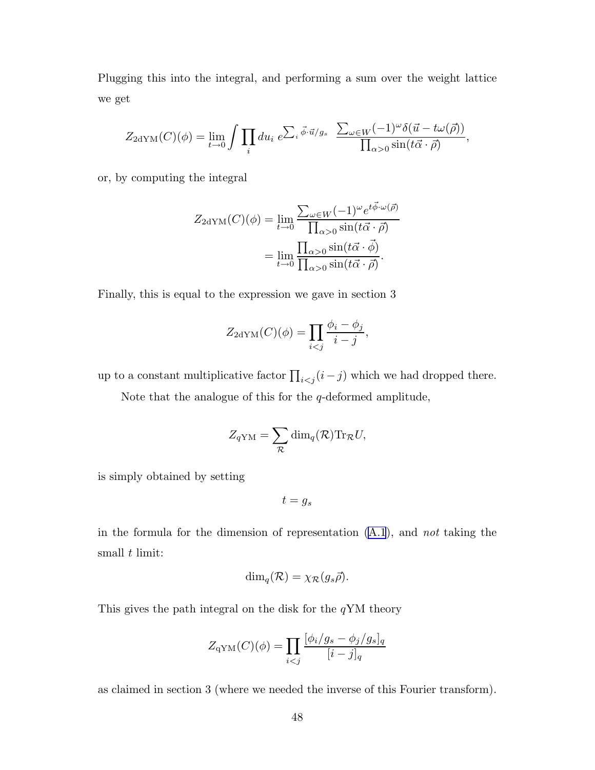Plugging this into the integral, and performing a sum over the weight lattice we get

$$Z_{\rm 2dYM}(C)(\phi) = \lim_{t\to 0} \int \prod_i du_i \; e^{\sum_i \vec{\phi}\cdot\vec{u}/g_s} \;\; \frac{\sum_{\omega\in W}(-1)^{\omega}\delta(\vec{u}-t\omega(\vec{\rho}))}{\prod_{\alpha>0}\sin(t\vec{\alpha}\cdot\vec{\rho})},$$

or, by computing the integral

$$\begin{aligned} Z_{\rm 2dYM}(C)(\phi) &= \lim_{t\to 0} \frac{\sum_{\omega\in W}(-1)^{\omega} e^{t\vec{\phi}\cdot\omega(\vec{\rho})}}{\prod_{\alpha>0}\sin(t\vec{\alpha}\cdot\vec{\rho})} \\ &= \lim_{t\to 0} \frac{\prod_{\alpha>0}\sin(t\vec{\alpha}\cdot\vec{\phi})}{\prod_{\alpha>0}\sin(t\vec{\alpha}\cdot\vec{\rho})}. \end{aligned}$$

Finally, this is equal to the expression we gave in section 3

$$Z_{\rm 2dYM}(C)(\phi) = \prod_{i<j} \frac{\phi_i - \phi_j}{i-j},$$

up to a constant multiplicative factor $\prod_{i<j}(i-j)$ which we had dropped there.

Note that the analogue of this for the $q$-deformed amplitude,

$$Z_{q\rm YM} = \sum_{\mathcal{R}} \dim_q(\mathcal{R}) {\rm Tr}_{\mathcal{R}} U,$$

is simply obtained by setting

$$t = g_s$$

in the formula for the dimension of representation (A.1), and *not* taking the small $t$ limit:

$$\dim_q(\mathcal{R}) = \chi_{\mathcal{R}}(g_s\vec{\rho}).$$

This gives the path integral on the disk for the $q$YM theory

$$Z_{\rm qYM}(C)(\phi) = \prod_{i<j} \frac{[\phi_i/g_s - \phi_j/g_s]_q}{[i-j]_q}$$

as claimed in section 3 (where we needed the inverse of this Fourier transform).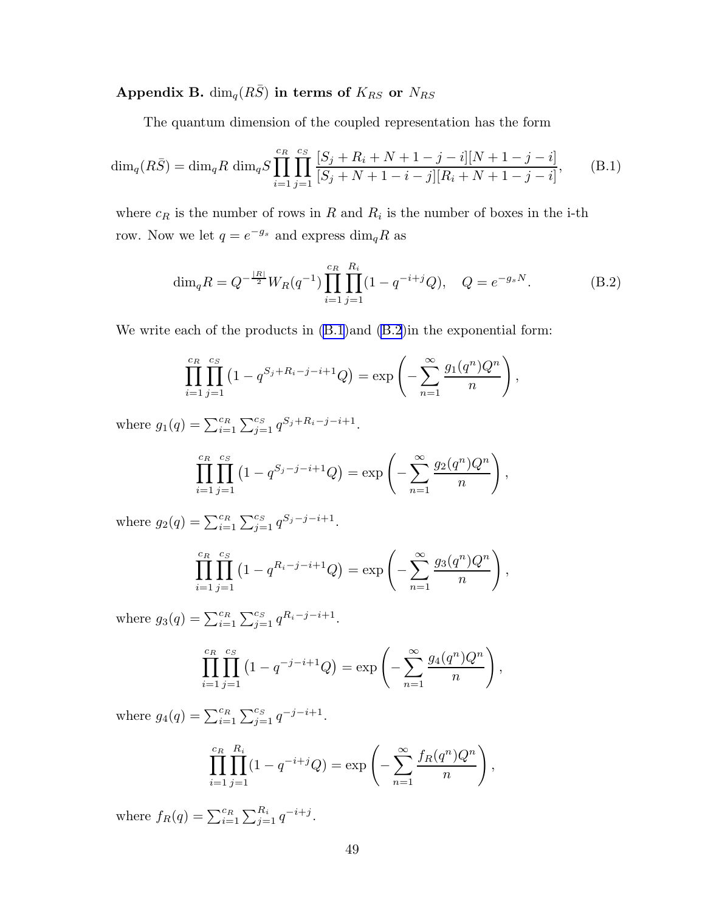## Appendix B. $\dim_q(R\bar{S})$ in terms of $K_{RS}$ or $N_{RS}$

The quantum dimension of the coupled representation has the form

$$\dim_q(R\bar{S}) = \dim_q R \, \dim_q S \prod_{i=1}^{c_R} \prod_{j=1}^{c_S} \frac{[S_j + R_i + N + 1 - j - i][N + 1 - j - i]}{[S_j + N + 1 - i - j][R_i + N + 1 - j - i]}, \tag{B.1}$$

where $c_R$ is the number of rows in $R$ and $R_i$ is the number of boxes in the i-th row. Now we let $q = e^{-g_s}$ and express $\dim_q R$ as

$$\dim_q R = Q^{-\frac{|R|}{2}} W_R(q^{-1}) \prod_{i=1}^{c_R} \prod_{j=1}^{R_i} (1 - q^{-i+j} Q), \quad Q = e^{-g_s N}. \tag{B.2}$$

We write each of the products in (B.1)and (B.2)in the exponential form:

$$\prod_{i=1}^{c_R} \prod_{j=1}^{c_S} \left(1 - q^{S_j + R_i - j - i + 1} Q\right) = \exp\left( - \sum_{n=1}^{\infty} \frac{g_1(q^n) Q^n}{n} \right),$$

where $g_1(q) = \sum_{i=1}^{c_R} \sum_{j=1}^{c_S} q^{S_j + R_i - j - i + 1}$.

$$\prod_{i=1}^{c_R} \prod_{j=1}^{c_S} \left(1 - q^{S_j - j - i + 1} Q\right) = \exp\left( - \sum_{n=1}^{\infty} \frac{g_2(q^n) Q^n}{n} \right),$$

where $g_2(q) = \sum_{i=1}^{c_R} \sum_{j=1}^{c_S} q^{S_j - j - i + 1}$.

$$\prod_{i=1}^{c_R} \prod_{j=1}^{c_S} \left(1 - q^{R_i - j - i + 1} Q\right) = \exp\left( - \sum_{n=1}^{\infty} \frac{g_3(q^n) Q^n}{n} \right),$$

where $g_3(q) = \sum_{i=1}^{c_R} \sum_{j=1}^{c_S} q^{R_i - j - i + 1}$.

$$\prod_{i=1}^{c_R} \prod_{j=1}^{c_S} \left(1 - q^{-j - i + 1} Q\right) = \exp\left( - \sum_{n=1}^{\infty} \frac{g_4(q^n) Q^n}{n} \right),$$

where $g_4(q) = \sum_{i=1}^{c_R} \sum_{j=1}^{c_S} q^{-j - i + 1}$.

$$\prod_{i=1}^{c_R} \prod_{j=1}^{R_i} (1 - q^{-i+j} Q) = \exp\left( - \sum_{n=1}^{\infty} \frac{f_R(q^n) Q^n}{n} \right),$$

where $f_R(q) = \sum_{i=1}^{c_R} \sum_{j=1}^{R_i} q^{-i+j}$.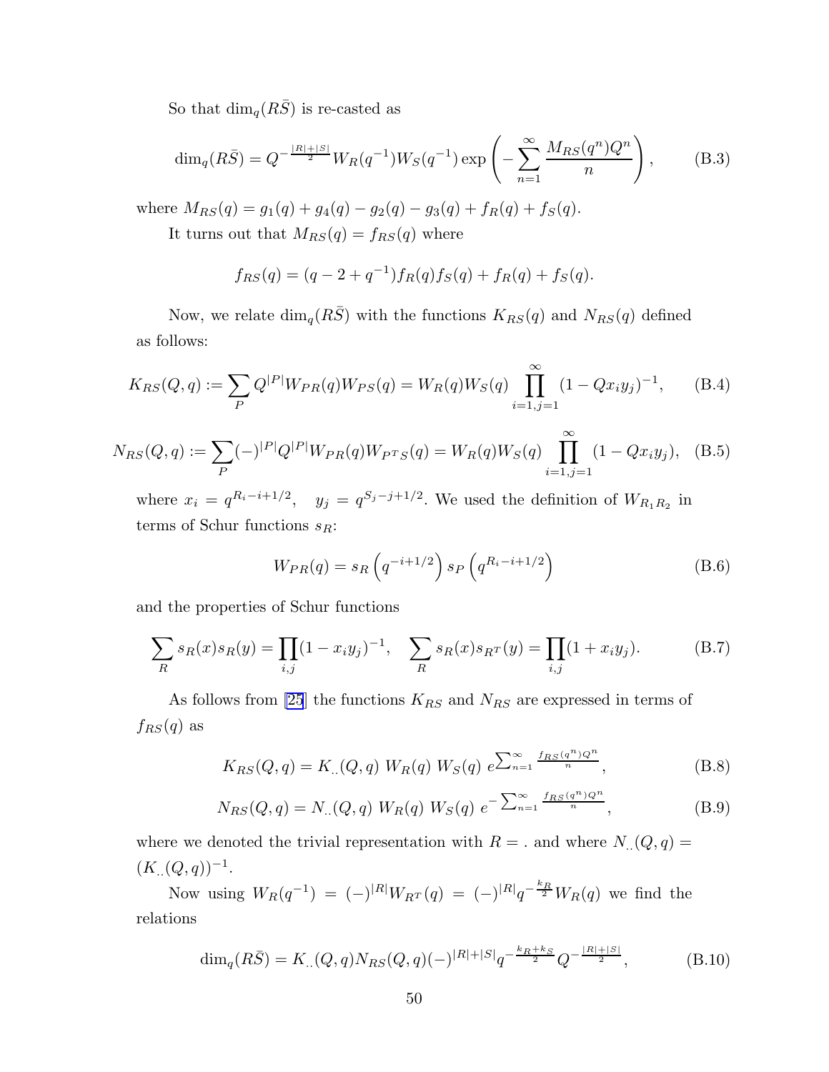So that $\dim_q(R\bar{S})$ is re-casted as

$$\dim_q(R\bar{S}) = Q^{-\frac{|R|+|S|}{2}} W_R(q^{-1}) W_S(q^{-1}) \exp\left(-\sum_{n=1}^{\infty} \frac{M_{RS}(q^n) Q^n}{n}\right), \tag{B.3}$$

where $M_{RS}(q) = g_1(q) + g_4(q) - g_2(q) - g_3(q) + f_R(q) + f_S(q)$.

It turns out that $M_{RS}(q) = f_{RS}(q)$ where

$$f_{RS}(q) = (q - 2 + q^{-1}) f_R(q) f_S(q) + f_R(q) + f_S(q).$$

Now, we relate $\dim_q(R\bar{S})$ with the functions $K_{RS}(q)$ and $N_{RS}(q)$ defined as follows:

$$K_{RS}(Q,q) := \sum_P Q^{|P|} W_{PR}(q) W_{PS}(q) = W_R(q) W_S(q) \prod_{i=1,j=1}^{\infty} (1 - Q x_i y_j)^{-1}, \tag{B.4}$$

$$N_{RS}(Q,q) := \sum_P (-)^{|P|} Q^{|P|} W_{PR}(q) W_{P^T S}(q) = W_R(q) W_S(q) \prod_{i=1,j=1}^{\infty} (1 - Q x_i y_j), \tag{B.5}$$

where $x_i = q^{R_i - i + 1/2}, \quad y_j = q^{S_j - j + 1/2}$. We used the definition of $W_{R_1 R_2}$ in terms of Schur functions $s_R$:

$$W_{PR}(q) = s_R\left(q^{-i+1/2}\right) s_P\left(q^{R_i - i + 1/2}\right) \tag{B.6}$$

and the properties of Schur functions

$$\sum_R s_R(x) s_R(y) = \prod_{i,j} (1 - x_i y_j)^{-1}, \quad \sum_R s_R(x) s_{R^T}(y) = \prod_{i,j} (1 + x_i y_j). \tag{B.7}$$

As follows from [25] the functions $K_{RS}$ and $N_{RS}$ are expressed in terms of $f_{RS}(q)$ as

$$K_{RS}(Q,q) = K_{\cdot\cdot}(Q,q)\ W_R(q)\ W_S(q)\ e^{\sum_{n=1}^{\infty} \frac{f_{RS}(q^n) Q^n}{n}}, \tag{B.8}$$

$$N_{RS}(Q,q) = N_{\cdot\cdot}(Q,q)\ W_R(q)\ W_S(q)\ e^{-\sum_{n=1}^{\infty} \frac{f_{RS}(q^n) Q^n}{n}}, \tag{B.9}$$

where we denoted the trivial representation with $R = .$ and where $N_{\cdot\cdot}(Q,q) = (K_{\cdot\cdot}(Q,q))^{-1}$.

Now using $W_R(q^{-1}) = (-)^{|R|} W_{R^T}(q) = (-)^{|R|} q^{-\frac{k_R}{2}} W_R(q)$ we find the relations

$$\dim_q(R\bar{S}) = K_{\cdot\cdot}(Q,q) N_{RS}(Q,q) (-)^{|R|+|S|} q^{-\frac{k_R + k_S}{2}} Q^{-\frac{|R|+|S|}{2}}, \tag{B.10}$$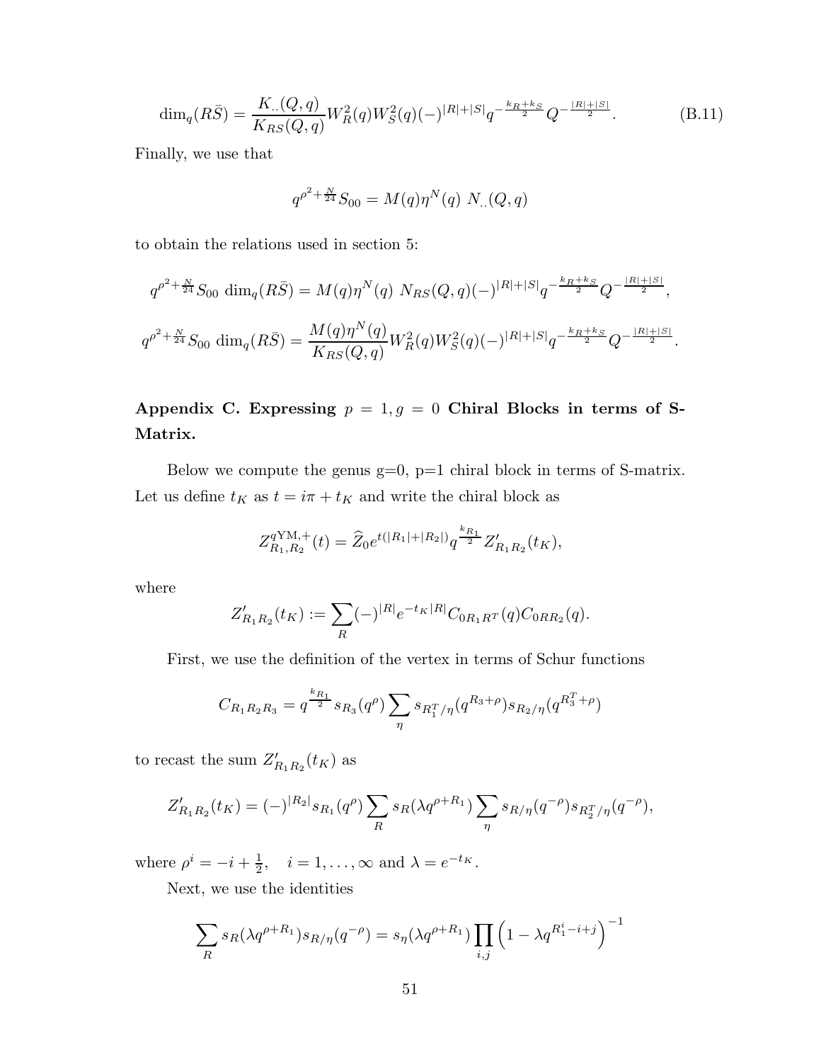$$\dim_q(R\bar{S}) = \frac{K_{..}(Q,q)}{K_{RS}(Q,q)} W_R^2(q) W_S^2(q) (-)^{|R|+|S|} q^{-\frac{k_R+k_S}{2}} Q^{-\frac{|R|+|S|}{2}}. \tag{B.11}$$

Finally, we use that

$$q^{\rho^2+\frac{N}{24}} S_{00} = M(q)\eta^N(q)\ N_{..}(Q,q)$$

to obtain the relations used in section 5:

$$q^{\rho^2+\frac{N}{24}} S_{00}\ \dim_q(R\bar{S}) = M(q)\eta^N(q)\ N_{RS}(Q,q)(-)^{|R|+|S|} q^{-\frac{k_R+k_S}{2}} Q^{-\frac{|R|+|S|}{2}},$$

$$q^{\rho^2+\frac{N}{24}} S_{00}\ \dim_q(R\bar{S}) = \frac{M(q)\eta^N(q)}{K_{RS}(Q,q)} W_R^2(q) W_S^2(q) (-)^{|R|+|S|} q^{-\frac{k_R+k_S}{2}} Q^{-\frac{|R|+|S|}{2}}.$$

## Appendix C. Expressing $p = 1, g = 0$ Chiral Blocks in terms of S-Matrix.

Below we compute the genus g=0, p=1 chiral block in terms of S-matrix. Let us define $t_K$ as $t = i\pi + t_K$ and write the chiral block as

$$Z^{q\mathrm{YM},+}_{R_1,R_2}(t) = \widehat{Z}_0 e^{t(|R_1|+|R_2|)} q^{\frac{k_{R_1}}{2}} Z'_{R_1 R_2}(t_K),$$

where

$$Z'_{R_1 R_2}(t_K) := \sum_R (-)^{|R|} e^{-t_K |R|} C_{0 R_1 R^T}(q) C_{0 R R_2}(q).$$

First, we use the definition of the vertex in terms of Schur functions

$$C_{R_1 R_2 R_3} = q^{\frac{k_{R_1}}{2}} s_{R_3}(q^\rho) \sum_\eta s_{R_1^T/\eta}(q^{R_3+\rho}) s_{R_2/\eta}(q^{R_3^T+\rho})$$

to recast the sum $Z'_{R_1 R_2}(t_K)$ as

$$Z'_{R_1 R_2}(t_K) = (-)^{|R_2|} s_{R_1}(q^\rho) \sum_R s_R(\lambda q^{\rho+R_1}) \sum_\eta s_{R/\eta}(q^{-\rho}) s_{R_2^T/\eta}(q^{-\rho}),$$

where $\rho^i = -i + \frac{1}{2}, \quad i = 1, \ldots, \infty$ and $\lambda = e^{-t_K}$.

Next, we use the identities

$$\sum_R s_R(\lambda q^{\rho+R_1}) s_{R/\eta}(q^{-\rho}) = s_\eta(\lambda q^{\rho+R_1}) \prod_{i,j} \left(1 - \lambda q^{R_1^i - i + j}\right)^{-1}$$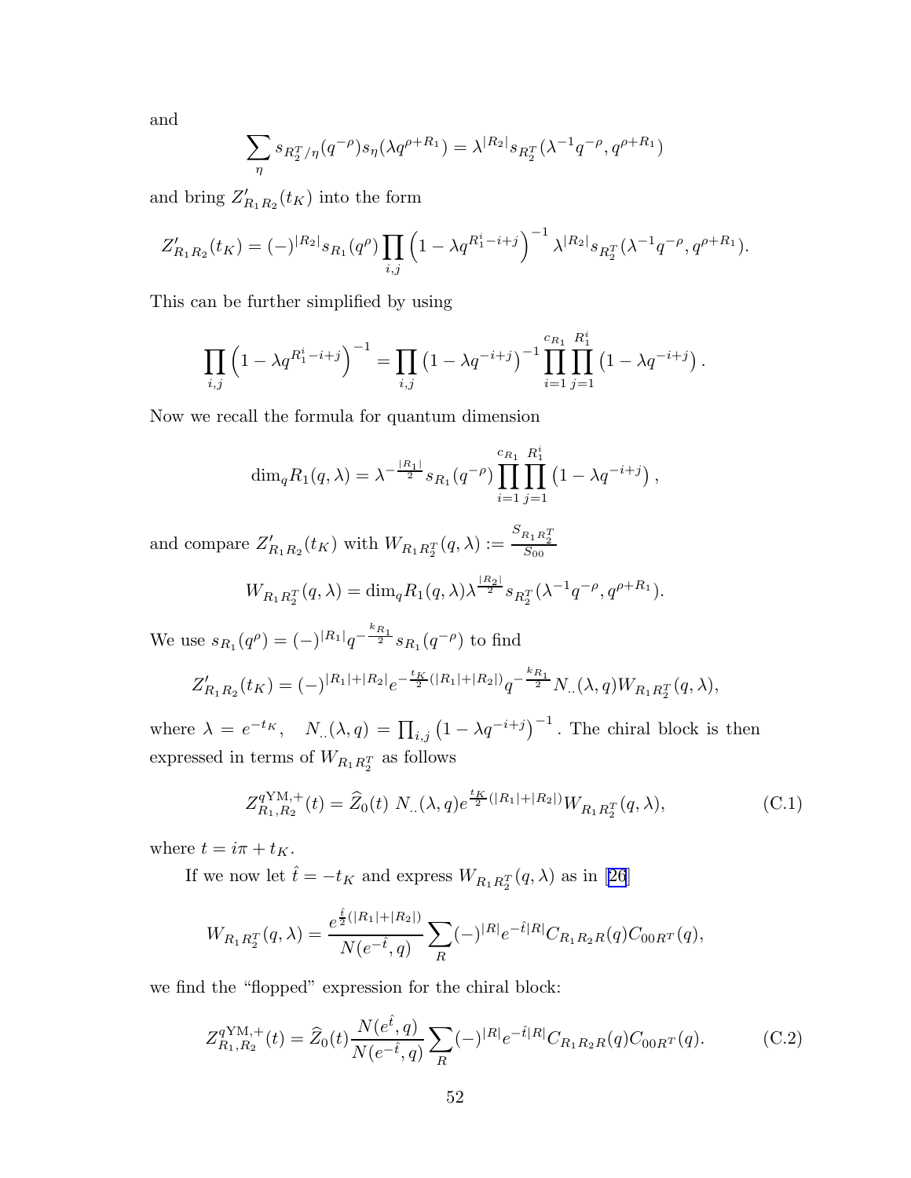and

$$\sum_{\eta} s_{R_2^T/\eta}(q^{-\rho}) s_\eta(\lambda q^{\rho+R_1}) = \lambda^{|R_2|} s_{R_2^T}(\lambda^{-1} q^{-\rho}, q^{\rho+R_1})$$

and bring $Z'_{R_1R_2}(t_K)$ into the form

$$Z'_{R_1R_2}(t_K) = (-)^{|R_2|} s_{R_1}(q^\rho) \prod_{i,j} \left(1 - \lambda q^{R_1^i - i + j}\right)^{-1} \lambda^{|R_2|} s_{R_2^T}(\lambda^{-1} q^{-\rho}, q^{\rho+R_1}).$$

This can be further simplified by using

$$\prod_{i,j} \left(1 - \lambda q^{R_1^i - i + j}\right)^{-1} = \prod_{i,j} \left(1 - \lambda q^{-i+j}\right)^{-1} \prod_{i=1}^{c_{R_1}} \prod_{j=1}^{R_1^i} \left(1 - \lambda q^{-i+j}\right).$$

Now we recall the formula for quantum dimension

$$\dim_q R_1(q, \lambda) = \lambda^{-\frac{|R_1|}{2}} s_{R_1}(q^{-\rho}) \prod_{i=1}^{c_{R_1}} \prod_{j=1}^{R_1^i} \left(1 - \lambda q^{-i+j}\right),$$

and compare $Z'_{R_1R_2}(t_K)$ with $W_{R_1R_2^T}(q, \lambda) := \frac{S_{R_1R_2^T}}{S_{00}}$

$$W_{R_1R_2^T}(q, \lambda) = \dim_q R_1(q, \lambda) \lambda^{\frac{|R_2|}{2}} s_{R_2^T}(\lambda^{-1} q^{-\rho}, q^{\rho+R_1}).$$

We use $s_{R_1}(q^\rho) = (-)^{|R_1|} q^{-\frac{k_{R_1}}{2}} s_{R_1}(q^{-\rho})$ to find

$$Z'_{R_1R_2}(t_K) = (-)^{|R_1|+|R_2|} e^{-\frac{t_K}{2}(|R_1|+|R_2|)} q^{-\frac{k_{R_1}}{2}} N_{\cdot\cdot}(\lambda, q) W_{R_1R_2^T}(q, \lambda),$$

where $\lambda = e^{-t_K}$, $\quad N_{\cdot\cdot}(\lambda, q) = \prod_{i,j} \left(1 - \lambda q^{-i+j}\right)^{-1}$. The chiral block is then expressed in terms of $W_{R_1R_2^T}$ as follows

$$Z^{q\mathrm{YM},+}_{R_1,R_2}(t) = \widehat{Z}_0(t)\ N_{\cdot\cdot}(\lambda, q) e^{\frac{t_K}{2}(|R_1|+|R_2|)} W_{R_1R_2^T}(q, \lambda), \tag{C.1}$$

where $t = i\pi + t_K$.

If we now let $\hat{t} = -t_K$ and express $W_{R_1R_2^T}(q, \lambda)$ as in [26]

$$W_{R_1R_2^T}(q, \lambda) = \frac{e^{\frac{\hat{t}}{2}(|R_1|+|R_2|)}}{N(e^{-\hat{t}}, q)} \sum_R (-)^{|R|} e^{-\hat{t}|R|} C_{R_1R_2R}(q) C_{00R^T}(q),$$

we find the "flopped" expression for the chiral block:

$$Z^{q\mathrm{YM},+}_{R_1,R_2}(t) = \widehat{Z}_0(t) \frac{N(e^{\hat{t}}, q)}{N(e^{-\hat{t}}, q)} \sum_R (-)^{|R|} e^{-\hat{t}|R|} C_{R_1R_2R}(q) C_{00R^T}(q). \tag{C.2}$$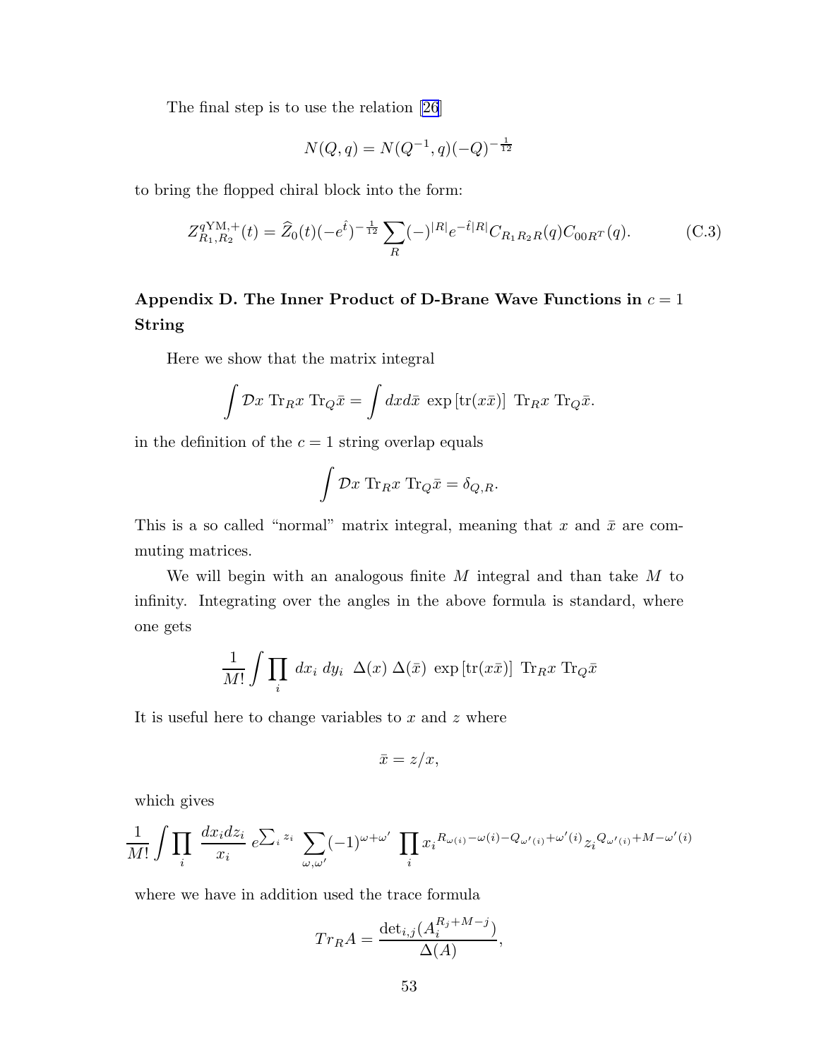The final step is to use the relation [26]

$$N(Q,q) = N(Q^{-1},q)(-Q)^{-\frac{1}{12}}$$

to bring the flopped chiral block into the form:

$$Z^{q\mathrm{YM},+}_{R_1,R_2}(t) = \widehat{Z}_0(t)(-e^{\hat{t}})^{-\frac{1}{12}} \sum_R (-)^{|R|} e^{-\hat{t}|R|} C_{R_1 R_2 R}(q) C_{00R^T}(q). \tag{C.3}$$

## Appendix D. The Inner Product of D-Brane Wave Functions in $c=1$ String

Here we show that the matrix integral

$$\int \mathcal{D}x \ \mathrm{Tr}_R x \ \mathrm{Tr}_Q \bar{x} = \int dx d\bar{x} \ \exp\left[\mathrm{tr}(x\bar{x})\right] \ \mathrm{Tr}_R x \ \mathrm{Tr}_Q \bar{x}.$$

in the definition of the $c=1$ string overlap equals

$$\int \mathcal{D}x \ \mathrm{Tr}_R x \ \mathrm{Tr}_Q \bar{x} = \delta_{Q,R}.$$

This is a so called "normal" matrix integral, meaning that $x$ and $\bar{x}$ are commuting matrices.

We will begin with an analogous finite $M$ integral and than take $M$ to infinity. Integrating over the angles in the above formula is standard, where one gets

$$\frac{1}{M!} \int \prod_i \ dx_i \ dy_i \ \ \Delta(x) \ \Delta(\bar{x}) \ \exp\left[\mathrm{tr}(x\bar{x})\right] \ \mathrm{Tr}_R x \ \mathrm{Tr}_Q \bar{x}$$

It is useful here to change variables to $x$ and $z$ where

$$\bar{x} = z/x,$$

which gives

$$\frac{1}{M!} \int \prod_i \ \frac{dx_i dz_i}{x_i} \ e^{\sum_i z_i} \ \sum_{\omega,\omega'} (-1)^{\omega+\omega'} \ \prod_i {x_i}^{R_{\omega(i)}-\omega(i)-Q_{\omega'(i)}+\omega'(i)} {z_i}^{Q_{\omega'(i)}+M-\omega'(i)}$$

where we have in addition used the trace formula

$$Tr_R A = \frac{\det_{i,j}(A_i^{R_j+M-j})}{\Delta(A)},$$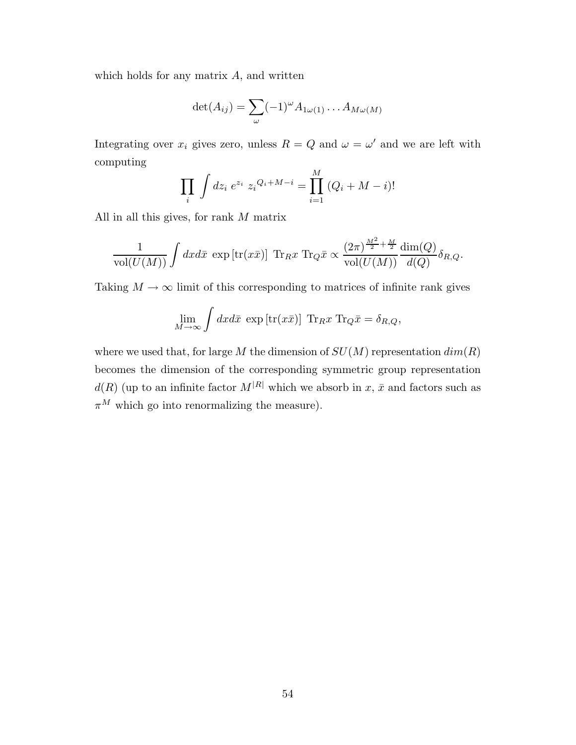which holds for any matrix $A$, and written

$$\det(A_{ij}) = \sum_{\omega} (-1)^{\omega} A_{1\omega(1)} \dots A_{M\omega(M)}$$

Integrating over $x_i$ gives zero, unless $R = Q$ and $\omega = \omega'$ and we are left with computing

$$\prod_i \int dz_i \; e^{z_i} \; z_i{}^{Q_i + M - i} = \prod_{i=1}^{M} (Q_i + M - i)!$$

All in all this gives, for rank $M$ matrix

$$\frac{1}{\mathrm{vol}(U(M))} \int dx d\bar{x} \; \exp\left[\mathrm{tr}(x\bar{x})\right] \; \mathrm{Tr}_R x \; \mathrm{Tr}_Q \bar{x} \propto \frac{(2\pi)^{\frac{M^2}{2} + \frac{M}{2}}}{\mathrm{vol}(U(M))} \frac{\dim(Q)}{d(Q)} \delta_{R,Q}.$$

Taking $M \to \infty$ limit of this corresponding to matrices of infinite rank gives

$$\lim_{M \to \infty} \int dx d\bar{x} \; \exp\left[\mathrm{tr}(x\bar{x})\right] \; \mathrm{Tr}_R x \; \mathrm{Tr}_Q \bar{x} = \delta_{R,Q},$$

where we used that, for large $M$ the dimension of $SU(M)$ representation $dim(R)$ becomes the dimension of the corresponding symmetric group representation $d(R)$ (up to an infinite factor $M^{|R|}$ which we absorb in $x$, $\bar{x}$ and factors such as $\pi^M$ which go into renormalizing the measure).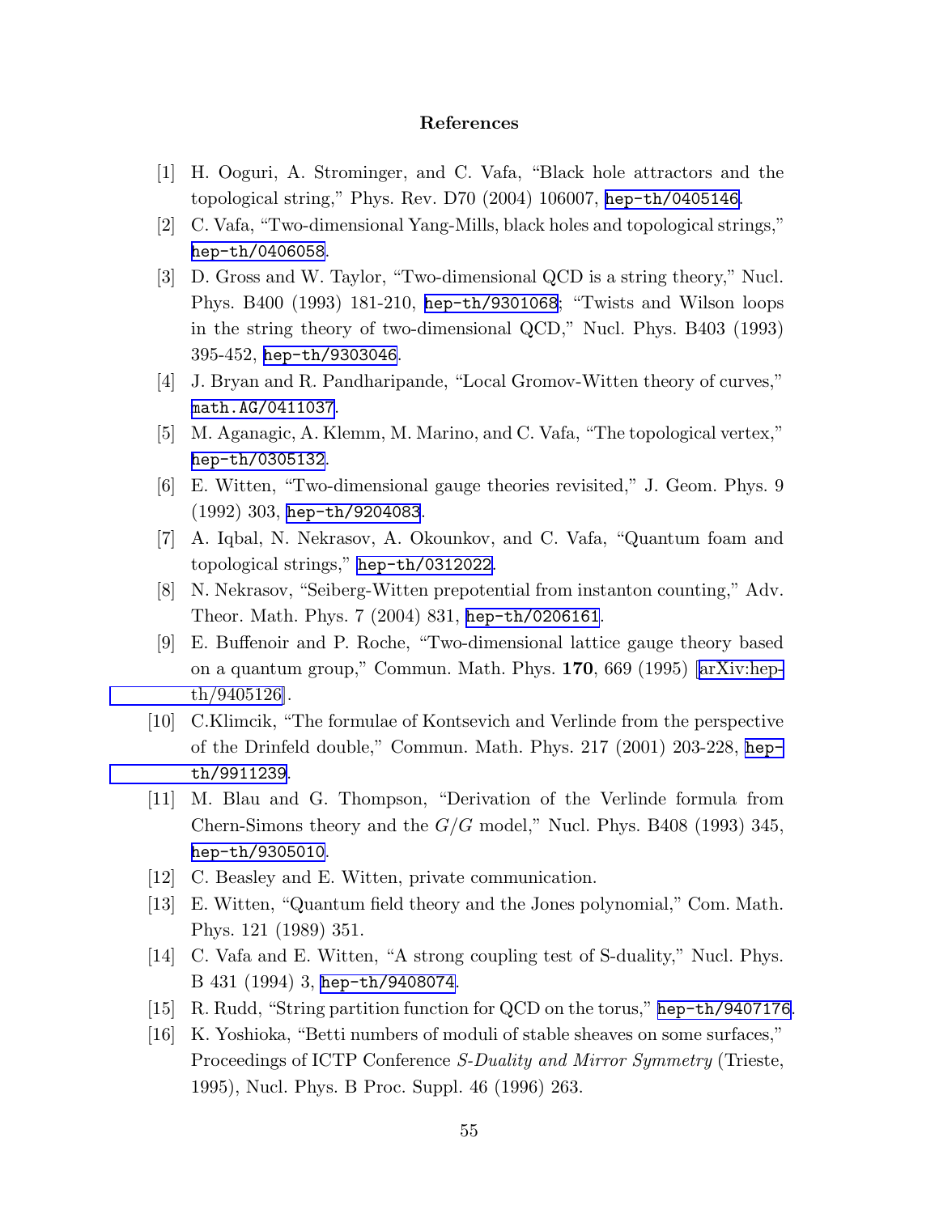## References

[1] H. Ooguri, A. Strominger, and C. Vafa, "Black hole attractors and the topological string," Phys. Rev. D70 (2004) 106007, hep-th/0405146.

[2] C. Vafa, "Two-dimensional Yang-Mills, black holes and topological strings," hep-th/0406058.

[3] D. Gross and W. Taylor, "Two-dimensional QCD is a string theory," Nucl. Phys. B400 (1993) 181-210, hep-th/9301068; "Twists and Wilson loops in the string theory of two-dimensional QCD," Nucl. Phys. B403 (1993) 395-452, hep-th/9303046.

[4] J. Bryan and R. Pandharipande, "Local Gromov-Witten theory of curves," math.AG/0411037.

[5] M. Aganagic, A. Klemm, M. Marino, and C. Vafa, "The topological vertex," hep-th/0305132.

[6] E. Witten, "Two-dimensional gauge theories revisited," J. Geom. Phys. 9 (1992) 303, hep-th/9204083.

[7] A. Iqbal, N. Nekrasov, A. Okounkov, and C. Vafa, "Quantum foam and topological strings," hep-th/0312022.

[8] N. Nekrasov, "Seiberg-Witten prepotential from instanton counting," Adv. Theor. Math. Phys. 7 (2004) 831, hep-th/0206161.

[9] E. Buffenoir and P. Roche, "Two-dimensional lattice gauge theory based on a quantum group," Commun. Math. Phys. **170**, 669 (1995) [arXiv:hep-th/9405126].

[10] C.Klimcik, "The formulae of Kontsevich and Verlinde from the perspective of the Drinfeld double," Commun. Math. Phys. 217 (2001) 203-228, hep-th/9911239.

[11] M. Blau and G. Thompson, "Derivation of the Verlinde formula from Chern-Simons theory and the $G/G$ model," Nucl. Phys. B408 (1993) 345, hep-th/9305010.

[12] C. Beasley and E. Witten, private communication.

[13] E. Witten, "Quantum field theory and the Jones polynomial," Com. Math. Phys. 121 (1989) 351.

[14] C. Vafa and E. Witten, "A strong coupling test of S-duality," Nucl. Phys. B 431 (1994) 3, hep-th/9408074.

[15] R. Rudd, "String partition function for QCD on the torus," hep-th/9407176.

[16] K. Yoshioka, "Betti numbers of moduli of stable sheaves on some surfaces," Proceedings of ICTP Conference *S-Duality and Mirror Symmetry* (Trieste, 1995), Nucl. Phys. B Proc. Suppl. 46 (1996) 263.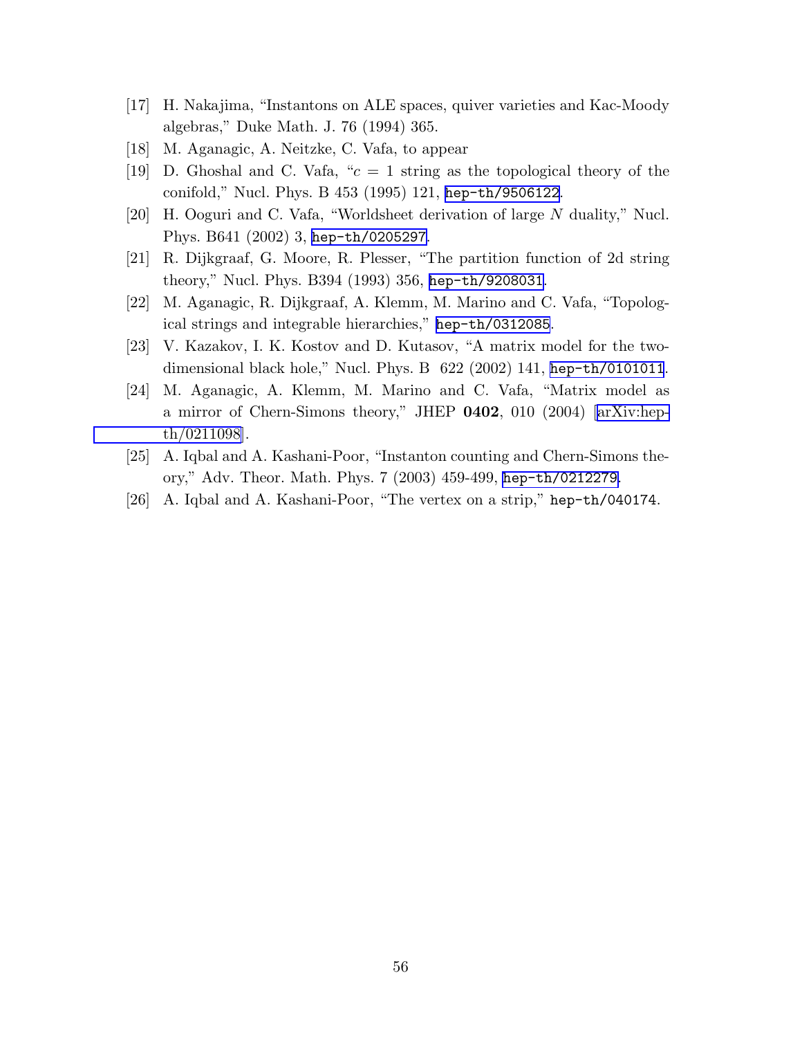[17] H. Nakajima, "Instantons on ALE spaces, quiver varieties and Kac-Moody algebras," Duke Math. J. 76 (1994) 365.

[18] M. Aganagic, A. Neitzke, C. Vafa, to appear

[19] D. Ghoshal and C. Vafa, "$c = 1$ string as the topological theory of the conifold," Nucl. Phys. B 453 (1995) 121, hep-th/9506122.

[20] H. Ooguri and C. Vafa, "Worldsheet derivation of large $N$ duality," Nucl. Phys. B641 (2002) 3, hep-th/0205297.

[21] R. Dijkgraaf, G. Moore, R. Plesser, "The partition function of 2d string theory," Nucl. Phys. B394 (1993) 356, hep-th/9208031.

[22] M. Aganagic, R. Dijkgraaf, A. Klemm, M. Marino and C. Vafa, "Topological strings and integrable hierarchies," hep-th/0312085.

[23] V. Kazakov, I. K. Kostov and D. Kutasov, "A matrix model for the two-dimensional black hole," Nucl. Phys. B 622 (2002) 141, hep-th/0101011.

[24] M. Aganagic, A. Klemm, M. Marino and C. Vafa, "Matrix model as a mirror of Chern-Simons theory," JHEP **0402**, 010 (2004) [arXiv:hep-th/0211098].

[25] A. Iqbal and A. Kashani-Poor, "Instanton counting and Chern-Simons theory," Adv. Theor. Math. Phys. 7 (2003) 459-499, hep-th/0212279.

[26] A. Iqbal and A. Kashani-Poor, "The vertex on a strip," hep-th/040174.